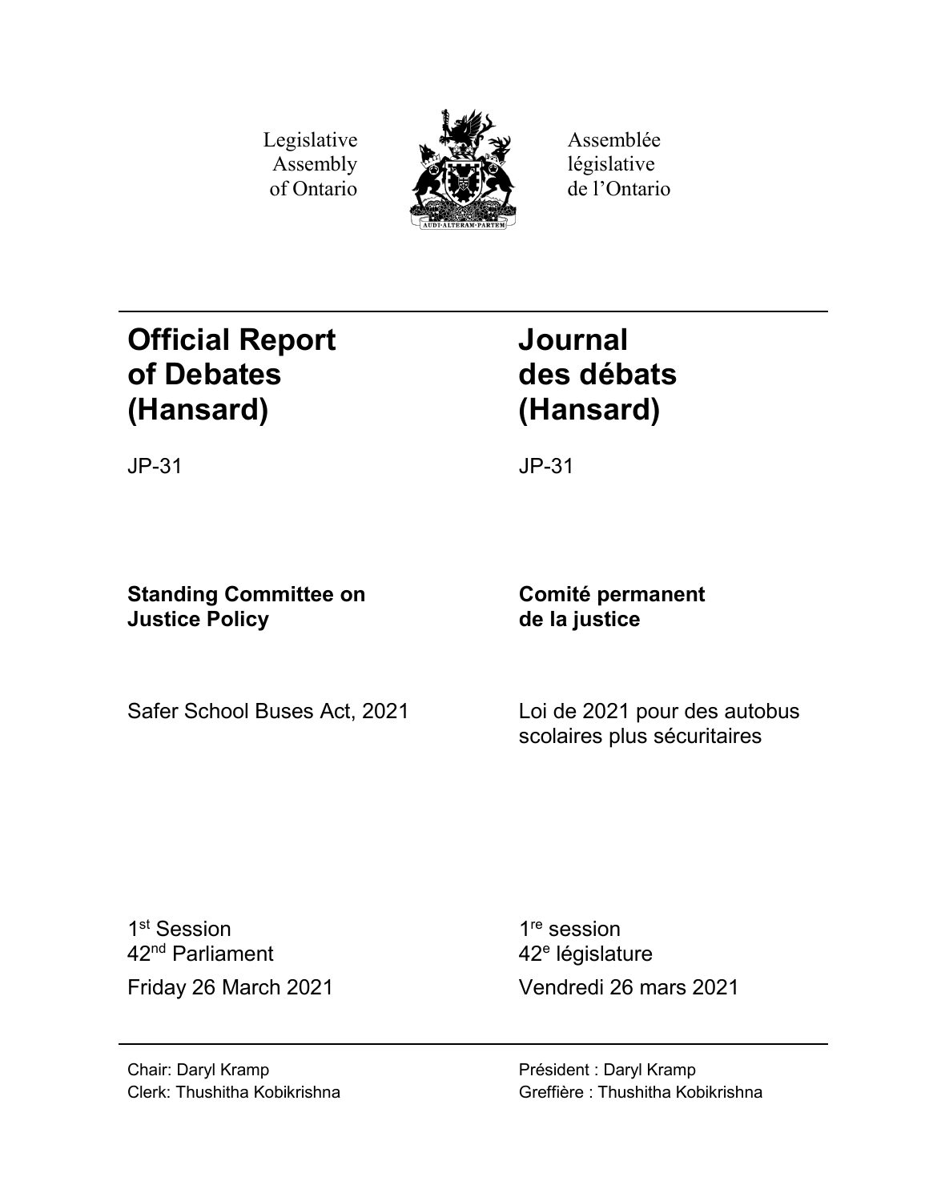Legislative Assembly of Ontario

Assemblée législative de l'Ontario

# Official Report of Debates (Hansard)

JP-31

# Journal des débats (Hansard)

JP-31

## Standing Committee on Justice Policy

## Comité permanent de la justice

Safer School Buses Act, 2021

Loi de 2021 pour des autobus scolaires plus sécuritaires

1st Session
42nd Parliament
Friday 26 March 2021

1re session
42e législature
Vendredi 26 mars 2021

Chair: Daryl Kramp
Clerk: Thushitha Kobikrishna

Président : Daryl Kramp
Greffière : Thushitha Kobikrishna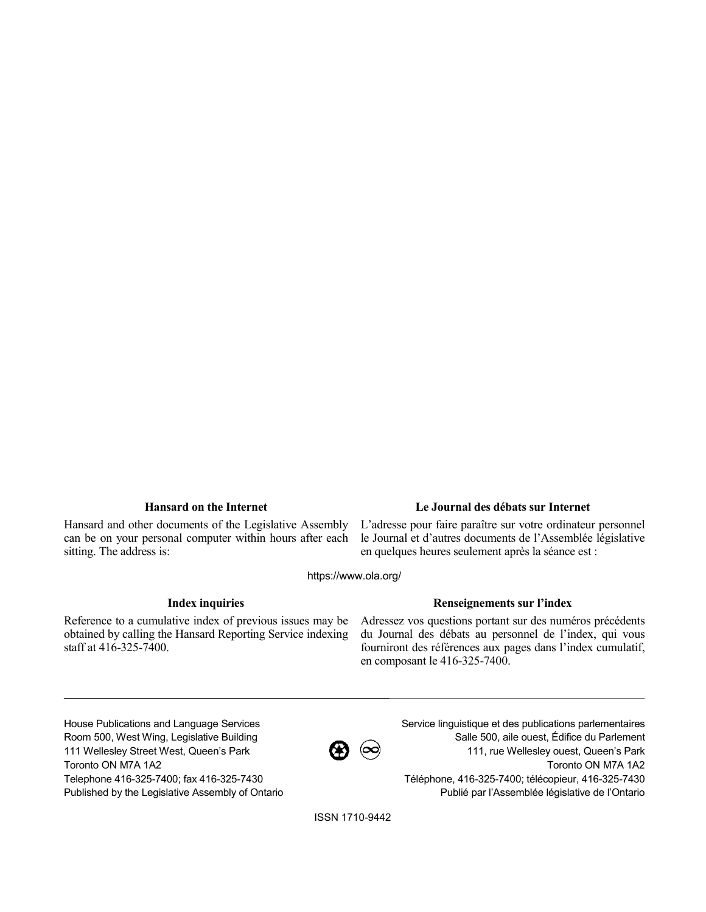### Hansard on the Internet

Hansard and other documents of the Legislative Assembly can be on your personal computer within hours after each sitting. The address is:

### Le Journal des débats sur Internet

L'adresse pour faire paraître sur votre ordinateur personnel le Journal et d'autres documents de l'Assemblée législative en quelques heures seulement après la séance est :

https://www.ola.org/

### Index inquiries

Reference to a cumulative index of previous issues may be obtained by calling the Hansard Reporting Service indexing staff at 416-325-7400.

### Renseignements sur l'index

Adressez vos questions portant sur des numéros précédents du Journal des débats au personnel de l'index, qui vous fourniront des références aux pages dans l'index cumulatif, en composant le 416-325-7400.

---

House Publications and Language Services
Room 500, West Wing, Legislative Building
111 Wellesley Street West, Queen's Park
Toronto ON M7A 1A2
Telephone 416-325-7400; fax 416-325-7430
Published by the Legislative Assembly of Ontario

Service linguistique et des publications parlementaires
Salle 500, aile ouest, Édifice du Parlement
111, rue Wellesley ouest, Queen's Park
Toronto ON M7A 1A2
Téléphone, 416-325-7400; télécopieur, 416-325-7430
Publié par l'Assemblée législative de l'Ontario

ISSN 1710-9442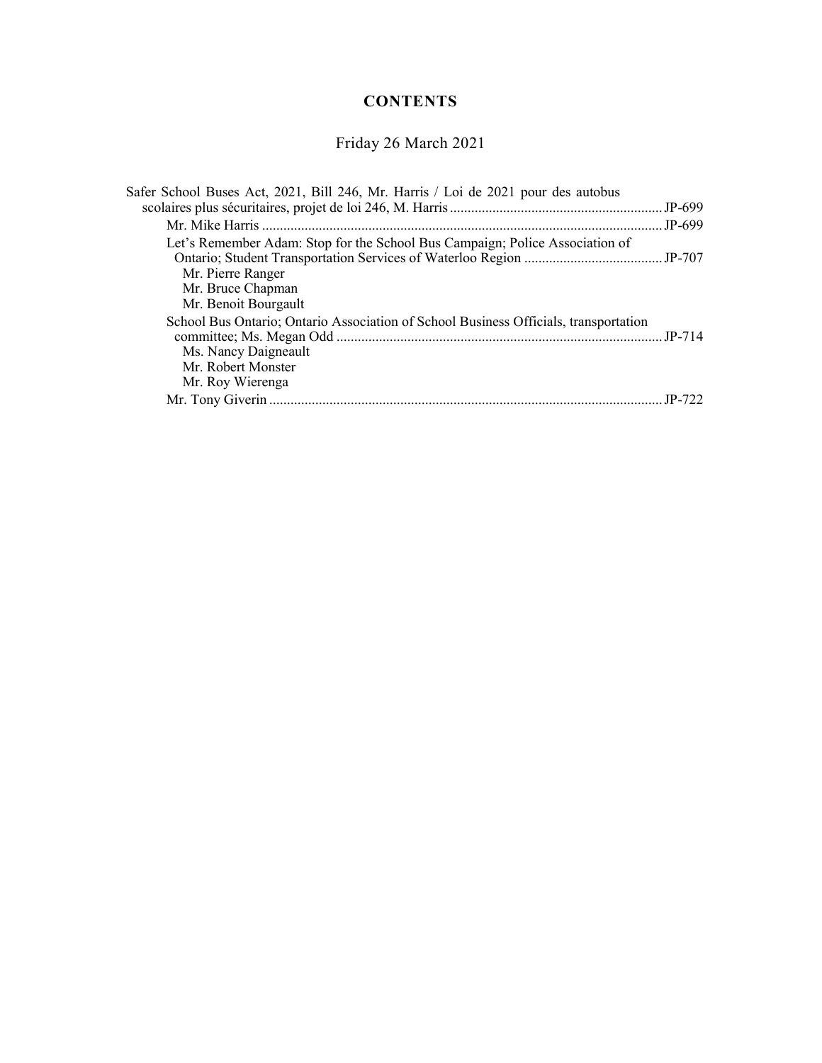# CONTENTS

Friday 26 March 2021

Safer School Buses Act, 2021, Bill 246, Mr. Harris / Loi de 2021 pour des autobus scolaires plus sécuritaires, projet de loi 246, M. Harris ........................................................... JP-699

Mr. Mike Harris ................................................................................................................. JP-699

Let's Remember Adam: Stop for the School Bus Campaign; Police Association of Ontario; Student Transportation Services of Waterloo Region ....................................... JP-707
- Mr. Pierre Ranger
- Mr. Bruce Chapman
- Mr. Benoit Bourgault

School Bus Ontario; Ontario Association of School Business Officials, transportation committee; Ms. Megan Odd ........................................................................................... JP-714
- Ms. Nancy Daigneault
- Mr. Robert Monster
- Mr. Roy Wierenga

Mr. Tony Giverin .............................................................................................................. JP-722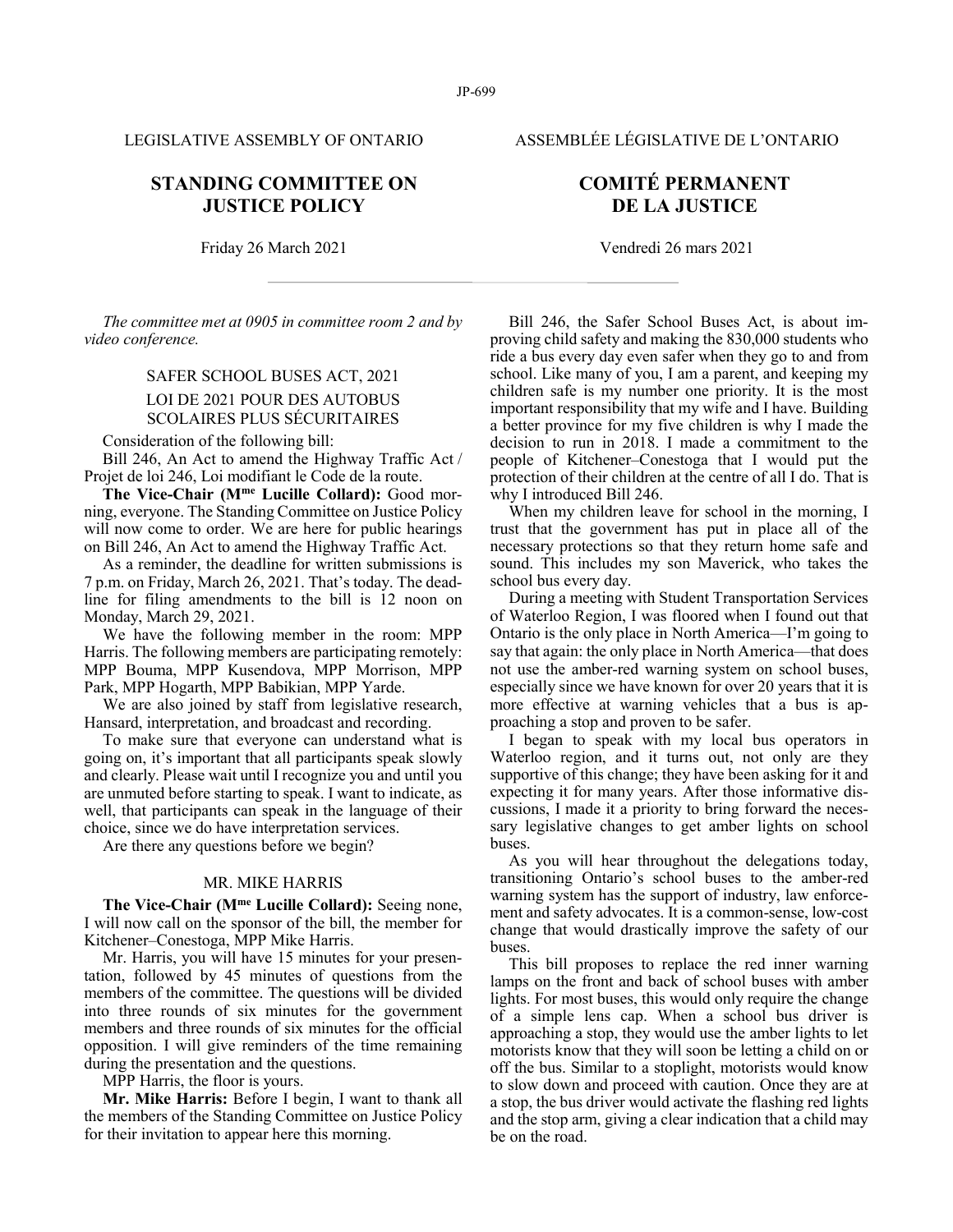LEGISLATIVE ASSEMBLY OF ONTARIO

ASSEMBLÉE LÉGISLATIVE DE L'ONTARIO

## STANDING COMMITTEE ON JUSTICE POLICY

## COMITÉ PERMANENT DE LA JUSTICE

Friday 26 March 2021

Vendredi 26 mars 2021

*The committee met at 0905 in committee room 2 and by video conference.*

### SAFER SCHOOL BUSES ACT, 2021

### LOI DE 2021 POUR DES AUTOBUS SCOLAIRES PLUS SÉCURITAIRES

Consideration of the following bill:

Bill 246, An Act to amend the Highway Traffic Act / Projet de loi 246, Loi modifiant le Code de la route.

**The Vice-Chair (Mme Lucille Collard):** Good morning, everyone. The Standing Committee on Justice Policy will now come to order. We are here for public hearings on Bill 246, An Act to amend the Highway Traffic Act.

As a reminder, the deadline for written submissions is 7 p.m. on Friday, March 26, 2021. That's today. The deadline for filing amendments to the bill is 12 noon on Monday, March 29, 2021.

We have the following member in the room: MPP Harris. The following members are participating remotely: MPP Bouma, MPP Kusendova, MPP Morrison, MPP Park, MPP Hogarth, MPP Babikian, MPP Yarde.

We are also joined by staff from legislative research, Hansard, interpretation, and broadcast and recording.

To make sure that everyone can understand what is going on, it's important that all participants speak slowly and clearly. Please wait until I recognize you and until you are unmuted before starting to speak. I want to indicate, as well, that participants can speak in the language of their choice, since we do have interpretation services.

Are there any questions before we begin?

### MR. MIKE HARRIS

**The Vice-Chair (Mme Lucille Collard):** Seeing none, I will now call on the sponsor of the bill, the member for Kitchener–Conestoga, MPP Mike Harris.

Mr. Harris, you will have 15 minutes for your presentation, followed by 45 minutes of questions from the members of the committee. The questions will be divided into three rounds of six minutes for the government members and three rounds of six minutes for the official opposition. I will give reminders of the time remaining during the presentation and the questions.

MPP Harris, the floor is yours.

**Mr. Mike Harris:** Before I begin, I want to thank all the members of the Standing Committee on Justice Policy for their invitation to appear here this morning.

Bill 246, the Safer School Buses Act, is about improving child safety and making the 830,000 students who ride a bus every day even safer when they go to and from school. Like many of you, I am a parent, and keeping my children safe is my number one priority. It is the most important responsibility that my wife and I have. Building a better province for my five children is why I made the decision to run in 2018. I made a commitment to the people of Kitchener–Conestoga that I would put the protection of their children at the centre of all I do. That is why I introduced Bill 246.

When my children leave for school in the morning, I trust that the government has put in place all of the necessary protections so that they return home safe and sound. This includes my son Maverick, who takes the school bus every day.

During a meeting with Student Transportation Services of Waterloo Region, I was floored when I found out that Ontario is the only place in North America—I'm going to say that again: the only place in North America—that does not use the amber-red warning system on school buses, especially since we have known for over 20 years that it is more effective at warning vehicles that a bus is approaching a stop and proven to be safer.

I began to speak with my local bus operators in Waterloo region, and it turns out, not only are they supportive of this change; they have been asking for it and expecting it for many years. After those informative discussions, I made it a priority to bring forward the necessary legislative changes to get amber lights on school buses.

As you will hear throughout the delegations today, transitioning Ontario's school buses to the amber-red warning system has the support of industry, law enforcement and safety advocates. It is a common-sense, low-cost change that would drastically improve the safety of our buses.

This bill proposes to replace the red inner warning lamps on the front and back of school buses with amber lights. For most buses, this would only require the change of a simple lens cap. When a school bus driver is approaching a stop, they would use the amber lights to let motorists know that they will soon be letting a child on or off the bus. Similar to a stoplight, motorists would know to slow down and proceed with caution. Once they are at a stop, the bus driver would activate the flashing red lights and the stop arm, giving a clear indication that a child may be on the road.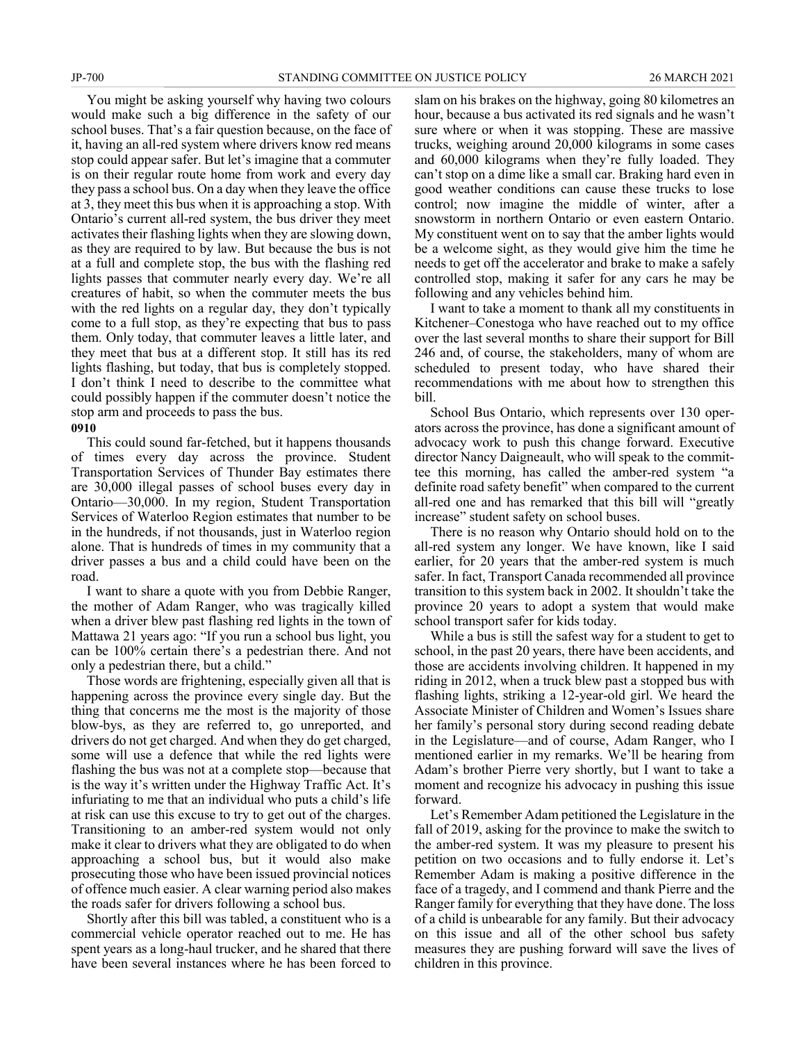You might be asking yourself why having two colours would make such a big difference in the safety of our school buses. That's a fair question because, on the face of it, having an all-red system where drivers know red means stop could appear safer. But let's imagine that a commuter is on their regular route home from work and every day they pass a school bus. On a day when they leave the office at 3, they meet this bus when it is approaching a stop. With Ontario's current all-red system, the bus driver they meet activates their flashing lights when they are slowing down, as they are required to by law. But because the bus is not at a full and complete stop, the bus with the flashing red lights passes that commuter nearly every day. We're all creatures of habit, so when the commuter meets the bus with the red lights on a regular day, they don't typically come to a full stop, as they're expecting that bus to pass them. Only today, that commuter leaves a little later, and they meet that bus at a different stop. It still has its red lights flashing, but today, that bus is completely stopped. I don't think I need to describe to the committee what could possibly happen if the commuter doesn't notice the stop arm and proceeds to pass the bus.

**0910**

This could sound far-fetched, but it happens thousands of times every day across the province. Student Transportation Services of Thunder Bay estimates there are 30,000 illegal passes of school buses every day in Ontario—30,000. In my region, Student Transportation Services of Waterloo Region estimates that number to be in the hundreds, if not thousands, just in Waterloo region alone. That is hundreds of times in my community that a driver passes a bus and a child could have been on the road.

I want to share a quote with you from Debbie Ranger, the mother of Adam Ranger, who was tragically killed when a driver blew past flashing red lights in the town of Mattawa 21 years ago: "If you run a school bus light, you can be 100% certain there's a pedestrian there. And not only a pedestrian there, but a child."

Those words are frightening, especially given all that is happening across the province every single day. But the thing that concerns me the most is the majority of those blow-bys, as they are referred to, go unreported, and drivers do not get charged. And when they do get charged, some will use a defence that while the red lights were flashing the bus was not at a complete stop—because that is the way it's written under the Highway Traffic Act. It's infuriating to me that an individual who puts a child's life at risk can use this excuse to try to get out of the charges. Transitioning to an amber-red system would not only make it clear to drivers what they are obligated to do when approaching a school bus, but it would also make prosecuting those who have been issued provincial notices of offence much easier. A clear warning period also makes the roads safer for drivers following a school bus.

Shortly after this bill was tabled, a constituent who is a commercial vehicle operator reached out to me. He has spent years as a long-haul trucker, and he shared that there have been several instances where he has been forced to slam on his brakes on the highway, going 80 kilometres an hour, because a bus activated its red signals and he wasn't sure where or when it was stopping. These are massive trucks, weighing around 20,000 kilograms in some cases and 60,000 kilograms when they're fully loaded. They can't stop on a dime like a small car. Braking hard even in good weather conditions can cause these trucks to lose control; now imagine the middle of winter, after a snowstorm in northern Ontario or even eastern Ontario. My constituent went on to say that the amber lights would be a welcome sight, as they would give him the time he needs to get off the accelerator and brake to make a safely controlled stop, making it safer for any cars he may be following and any vehicles behind him.

I want to take a moment to thank all my constituents in Kitchener–Conestoga who have reached out to my office over the last several months to share their support for Bill 246 and, of course, the stakeholders, many of whom are scheduled to present today, who have shared their recommendations with me about how to strengthen this bill.

School Bus Ontario, which represents over 130 operators across the province, has done a significant amount of advocacy work to push this change forward. Executive director Nancy Daigneault, who will speak to the committee this morning, has called the amber-red system "a definite road safety benefit" when compared to the current all-red one and has remarked that this bill will "greatly increase" student safety on school buses.

There is no reason why Ontario should hold on to the all-red system any longer. We have known, like I said earlier, for 20 years that the amber-red system is much safer. In fact, Transport Canada recommended all province transition to this system back in 2002. It shouldn't take the province 20 years to adopt a system that would make school transport safer for kids today.

While a bus is still the safest way for a student to get to school, in the past 20 years, there have been accidents, and those are accidents involving children. It happened in my riding in 2012, when a truck blew past a stopped bus with flashing lights, striking a 12-year-old girl. We heard the Associate Minister of Children and Women's Issues share her family's personal story during second reading debate in the Legislature—and of course, Adam Ranger, who I mentioned earlier in my remarks. We'll be hearing from Adam's brother Pierre very shortly, but I want to take a moment and recognize his advocacy in pushing this issue forward.

Let's Remember Adam petitioned the Legislature in the fall of 2019, asking for the province to make the switch to the amber-red system. It was my pleasure to present his petition on two occasions and to fully endorse it. Let's Remember Adam is making a positive difference in the face of a tragedy, and I commend and thank Pierre and the Ranger family for everything that they have done. The loss of a child is unbearable for any family. But their advocacy on this issue and all of the other school bus safety measures they are pushing forward will save the lives of children in this province.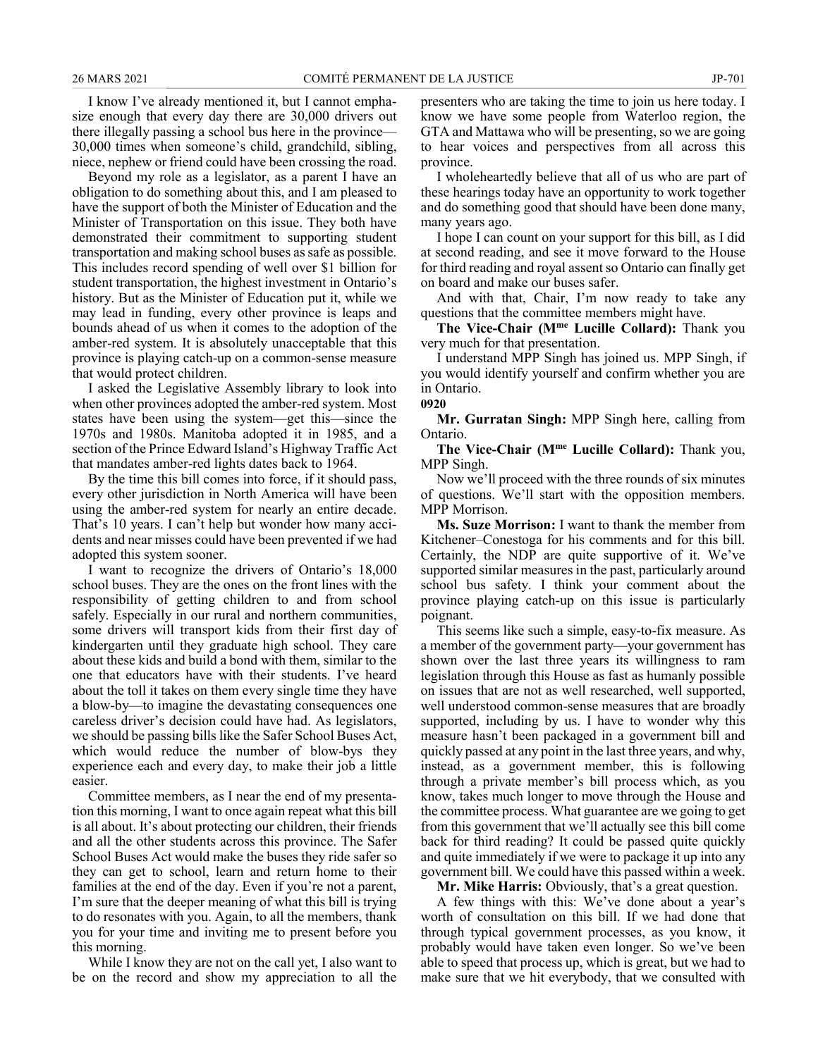I know I've already mentioned it, but I cannot emphasize enough that every day there are 30,000 drivers out there illegally passing a school bus here in the province—30,000 times when someone's child, grandchild, sibling, niece, nephew or friend could have been crossing the road.

Beyond my role as a legislator, as a parent I have an obligation to do something about this, and I am pleased to have the support of both the Minister of Education and the Minister of Transportation on this issue. They both have demonstrated their commitment to supporting student transportation and making school buses as safe as possible. This includes record spending of well over $1 billion for student transportation, the highest investment in Ontario's history. But as the Minister of Education put it, while we may lead in funding, every other province is leaps and bounds ahead of us when it comes to the adoption of the amber-red system. It is absolutely unacceptable that this province is playing catch-up on a common-sense measure that would protect children.

I asked the Legislative Assembly library to look into when other provinces adopted the amber-red system. Most states have been using the system—get this—since the 1970s and 1980s. Manitoba adopted it in 1985, and a section of the Prince Edward Island's Highway Traffic Act that mandates amber-red lights dates back to 1964.

By the time this bill comes into force, if it should pass, every other jurisdiction in North America will have been using the amber-red system for nearly an entire decade. That's 10 years. I can't help but wonder how many accidents and near misses could have been prevented if we had adopted this system sooner.

I want to recognize the drivers of Ontario's 18,000 school buses. They are the ones on the front lines with the responsibility of getting children to and from school safely. Especially in our rural and northern communities, some drivers will transport kids from their first day of kindergarten until they graduate high school. They care about these kids and build a bond with them, similar to the one that educators have with their students. I've heard about the toll it takes on them every single time they have a blow-by—to imagine the devastating consequences one careless driver's decision could have had. As legislators, we should be passing bills like the Safer School Buses Act, which would reduce the number of blow-bys they experience each and every day, to make their job a little easier.

Committee members, as I near the end of my presentation this morning, I want to once again repeat what this bill is all about. It's about protecting our children, their friends and all the other students across this province. The Safer School Buses Act would make the buses they ride safer so they can get to school, learn and return home to their families at the end of the day. Even if you're not a parent, I'm sure that the deeper meaning of what this bill is trying to do resonates with you. Again, to all the members, thank you for your time and inviting me to present before you this morning.

While I know they are not on the call yet, I also want to be on the record and show my appreciation to all the presenters who are taking the time to join us here today. I know we have some people from Waterloo region, the GTA and Mattawa who will be presenting, so we are going to hear voices and perspectives from all across this province.

I wholeheartedly believe that all of us who are part of these hearings today have an opportunity to work together and do something good that should have been done many, many years ago.

I hope I can count on your support for this bill, as I did at second reading, and see it move forward to the House for third reading and royal assent so Ontario can finally get on board and make our buses safer.

And with that, Chair, I'm now ready to take any questions that the committee members might have.

**The Vice-Chair (Mme Lucille Collard):** Thank you very much for that presentation.

I understand MPP Singh has joined us. MPP Singh, if you would identify yourself and confirm whether you are in Ontario.

**0920**

**Mr. Gurratan Singh:** MPP Singh here, calling from Ontario.

**The Vice-Chair (Mme Lucille Collard):** Thank you, MPP Singh.

Now we'll proceed with the three rounds of six minutes of questions. We'll start with the opposition members. MPP Morrison.

**Ms. Suze Morrison:** I want to thank the member from Kitchener–Conestoga for his comments and for this bill. Certainly, the NDP are quite supportive of it. We've supported similar measures in the past, particularly around school bus safety. I think your comment about the province playing catch-up on this issue is particularly poignant.

This seems like such a simple, easy-to-fix measure. As a member of the government party—your government has shown over the last three years its willingness to ram legislation through this House as fast as humanly possible on issues that are not as well researched, well supported, well understood common-sense measures that are broadly supported, including by us. I have to wonder why this measure hasn't been packaged in a government bill and quickly passed at any point in the last three years, and why, instead, as a government member, this is following through a private member's bill process which, as you know, takes much longer to move through the House and the committee process. What guarantee are we going to get from this government that we'll actually see this bill come back for third reading? It could be passed quite quickly and quite immediately if we were to package it up into any government bill. We could have this passed within a week.

**Mr. Mike Harris:** Obviously, that's a great question.

A few things with this: We've done about a year's worth of consultation on this bill. If we had done that through typical government processes, as you know, it probably would have taken even longer. So we've been able to speed that process up, which is great, but we had to make sure that we hit everybody, that we consulted with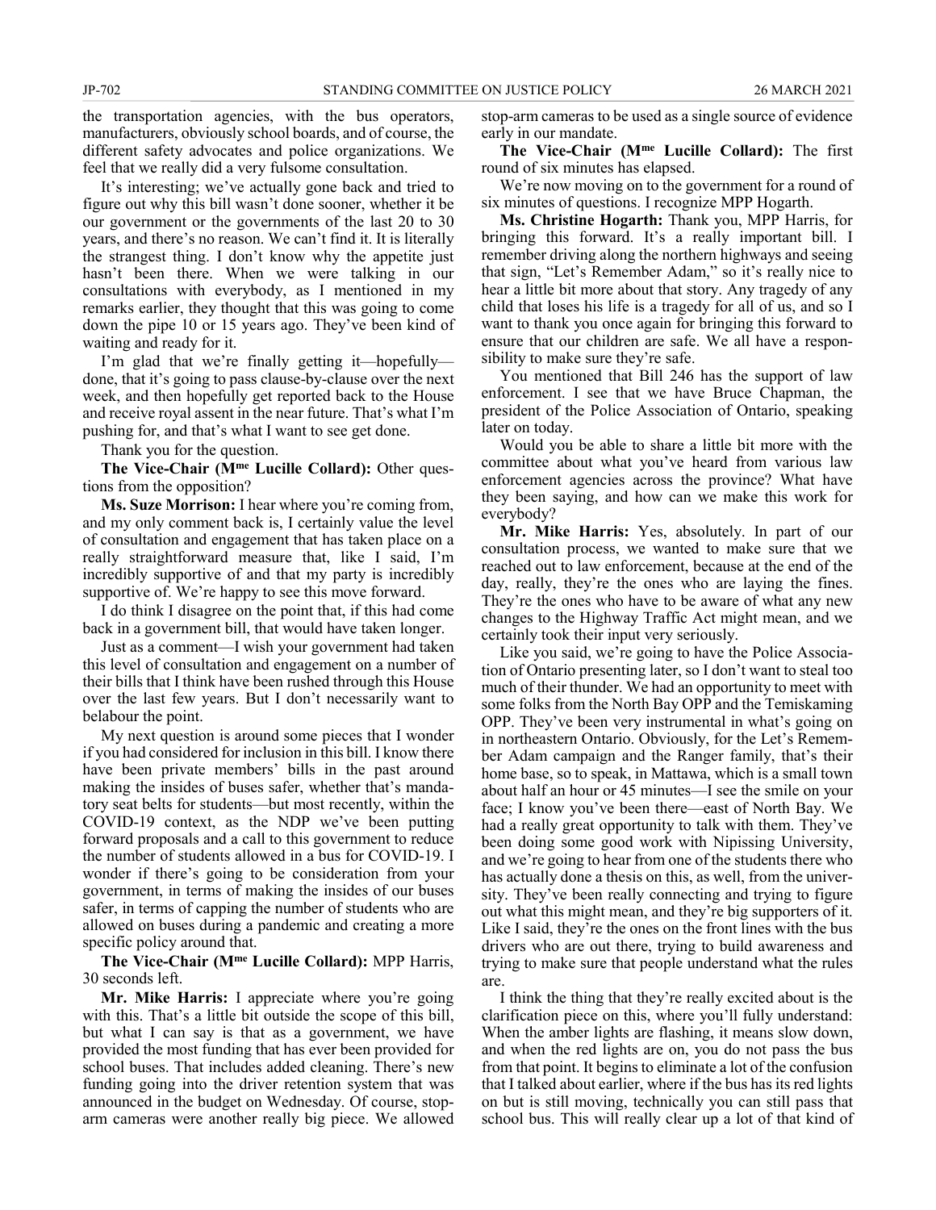the transportation agencies, with the bus operators, manufacturers, obviously school boards, and of course, the different safety advocates and police organizations. We feel that we really did a very fulsome consultation.

It's interesting; we've actually gone back and tried to figure out why this bill wasn't done sooner, whether it be our government or the governments of the last 20 to 30 years, and there's no reason. We can't find it. It is literally the strangest thing. I don't know why the appetite just hasn't been there. When we were talking in our consultations with everybody, as I mentioned in my remarks earlier, they thought that this was going to come down the pipe 10 or 15 years ago. They've been kind of waiting and ready for it.

I'm glad that we're finally getting it—hopefully—done, that it's going to pass clause-by-clause over the next week, and then hopefully get reported back to the House and receive royal assent in the near future. That's what I'm pushing for, and that's what I want to see get done.

Thank you for the question.

**The Vice-Chair (Mme Lucille Collard):** Other questions from the opposition?

**Ms. Suze Morrison:** I hear where you're coming from, and my only comment back is, I certainly value the level of consultation and engagement that has taken place on a really straightforward measure that, like I said, I'm incredibly supportive of and that my party is incredibly supportive of. We're happy to see this move forward.

I do think I disagree on the point that, if this had come back in a government bill, that would have taken longer.

Just as a comment—I wish your government had taken this level of consultation and engagement on a number of their bills that I think have been rushed through this House over the last few years. But I don't necessarily want to belabour the point.

My next question is around some pieces that I wonder if you had considered for inclusion in this bill. I know there have been private members' bills in the past around making the insides of buses safer, whether that's mandatory seat belts for students—but most recently, within the COVID-19 context, as the NDP we've been putting forward proposals and a call to this government to reduce the number of students allowed in a bus for COVID-19. I wonder if there's going to be consideration from your government, in terms of making the insides of our buses safer, in terms of capping the number of students who are allowed on buses during a pandemic and creating a more specific policy around that.

**The Vice-Chair (Mme Lucille Collard):** MPP Harris, 30 seconds left.

**Mr. Mike Harris:** I appreciate where you're going with this. That's a little bit outside the scope of this bill, but what I can say is that as a government, we have provided the most funding that has ever been provided for school buses. That includes added cleaning. There's new funding going into the driver retention system that was announced in the budget on Wednesday. Of course, stop-arm cameras were another really big piece. We allowed stop-arm cameras to be used as a single source of evidence early in our mandate.

**The Vice-Chair (Mme Lucille Collard):** The first round of six minutes has elapsed.

We're now moving on to the government for a round of six minutes of questions. I recognize MPP Hogarth.

**Ms. Christine Hogarth:** Thank you, MPP Harris, for bringing this forward. It's a really important bill. I remember driving along the northern highways and seeing that sign, "Let's Remember Adam," so it's really nice to hear a little bit more about that story. Any tragedy of any child that loses his life is a tragedy for all of us, and so I want to thank you once again for bringing this forward to ensure that our children are safe. We all have a responsibility to make sure they're safe.

You mentioned that Bill 246 has the support of law enforcement. I see that we have Bruce Chapman, the president of the Police Association of Ontario, speaking later on today.

Would you be able to share a little bit more with the committee about what you've heard from various law enforcement agencies across the province? What have they been saying, and how can we make this work for everybody?

**Mr. Mike Harris:** Yes, absolutely. In part of our consultation process, we wanted to make sure that we reached out to law enforcement, because at the end of the day, really, they're the ones who are laying the fines. They're the ones who have to be aware of what any new changes to the Highway Traffic Act might mean, and we certainly took their input very seriously.

Like you said, we're going to have the Police Association of Ontario presenting later, so I don't want to steal too much of their thunder. We had an opportunity to meet with some folks from the North Bay OPP and the Temiskaming OPP. They've been very instrumental in what's going on in northeastern Ontario. Obviously, for the Let's Remember Adam campaign and the Ranger family, that's their home base, so to speak, in Mattawa, which is a small town about half an hour or 45 minutes—I see the smile on your face; I know you've been there—east of North Bay. We had a really great opportunity to talk with them. They've been doing some good work with Nipissing University, and we're going to hear from one of the students there who has actually done a thesis on this, as well, from the university. They've been really connecting and trying to figure out what this might mean, and they're big supporters of it. Like I said, they're the ones on the front lines with the bus drivers who are out there, trying to build awareness and trying to make sure that people understand what the rules are.

I think the thing that they're really excited about is the clarification piece on this, where you'll fully understand: When the amber lights are flashing, it means slow down, and when the red lights are on, you do not pass the bus from that point. It begins to eliminate a lot of the confusion that I talked about earlier, where if the bus has its red lights on but is still moving, technically you can still pass that school bus. This will really clear up a lot of that kind of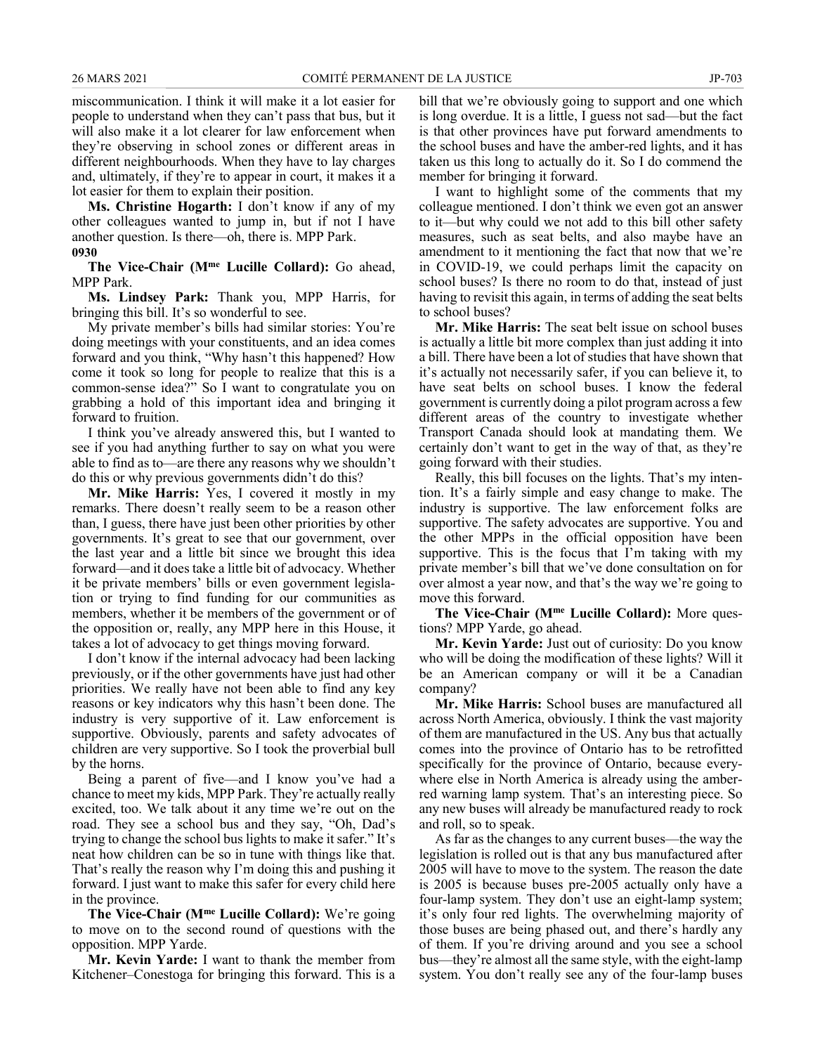miscommunication. I think it will make it a lot easier for people to understand when they can't pass that bus, but it will also make it a lot clearer for law enforcement when they're observing in school zones or different areas in different neighbourhoods. When they have to lay charges and, ultimately, if they're to appear in court, it makes it a lot easier for them to explain their position.

**Ms. Christine Hogarth:** I don't know if any of my other colleagues wanted to jump in, but if not I have another question. Is there—oh, there is. MPP Park.

**0930**

**The Vice-Chair (Mme Lucille Collard):** Go ahead, MPP Park.

**Ms. Lindsey Park:** Thank you, MPP Harris, for bringing this bill. It's so wonderful to see.

My private member's bills had similar stories: You're doing meetings with your constituents, and an idea comes forward and you think, "Why hasn't this happened? How come it took so long for people to realize that this is a common-sense idea?" So I want to congratulate you on grabbing a hold of this important idea and bringing it forward to fruition.

I think you've already answered this, but I wanted to see if you had anything further to say on what you were able to find as to—are there any reasons why we shouldn't do this or why previous governments didn't do this?

**Mr. Mike Harris:** Yes, I covered it mostly in my remarks. There doesn't really seem to be a reason other than, I guess, there have just been other priorities by other governments. It's great to see that our government, over the last year and a little bit since we brought this idea forward—and it does take a little bit of advocacy. Whether it be private members' bills or even government legislation or trying to find funding for our communities as members, whether it be members of the government or of the opposition or, really, any MPP here in this House, it takes a lot of advocacy to get things moving forward.

I don't know if the internal advocacy had been lacking previously, or if the other governments have just had other priorities. We really have not been able to find any key reasons or key indicators why this hasn't been done. The industry is very supportive of it. Law enforcement is supportive. Obviously, parents and safety advocates of children are very supportive. So I took the proverbial bull by the horns.

Being a parent of five—and I know you've had a chance to meet my kids, MPP Park. They're actually really excited, too. We talk about it any time we're out on the road. They see a school bus and they say, "Oh, Dad's trying to change the school bus lights to make it safer." It's neat how children can be so in tune with things like that. That's really the reason why I'm doing this and pushing it forward. I just want to make this safer for every child here in the province.

**The Vice-Chair (Mme Lucille Collard):** We're going to move on to the second round of questions with the opposition. MPP Yarde.

**Mr. Kevin Yarde:** I want to thank the member from Kitchener–Conestoga for bringing this forward. This is a bill that we're obviously going to support and one which is long overdue. It is a little, I guess not sad—but the fact is that other provinces have put forward amendments to the school buses and have the amber-red lights, and it has taken us this long to actually do it. So I do commend the member for bringing it forward.

I want to highlight some of the comments that my colleague mentioned. I don't think we even got an answer to it—but why could we not add to this bill other safety measures, such as seat belts, and also maybe have an amendment to it mentioning the fact that now that we're in COVID-19, we could perhaps limit the capacity on school buses? Is there no room to do that, instead of just having to revisit this again, in terms of adding the seat belts to school buses?

**Mr. Mike Harris:** The seat belt issue on school buses is actually a little bit more complex than just adding it into a bill. There have been a lot of studies that have shown that it's actually not necessarily safer, if you can believe it, to have seat belts on school buses. I know the federal government is currently doing a pilot program across a few different areas of the country to investigate whether Transport Canada should look at mandating them. We certainly don't want to get in the way of that, as they're going forward with their studies.

Really, this bill focuses on the lights. That's my intention. It's a fairly simple and easy change to make. The industry is supportive. The law enforcement folks are supportive. The safety advocates are supportive. You and the other MPPs in the official opposition have been supportive. This is the focus that I'm taking with my private member's bill that we've done consultation on for over almost a year now, and that's the way we're going to move this forward.

**The Vice-Chair (Mme Lucille Collard):** More questions? MPP Yarde, go ahead.

**Mr. Kevin Yarde:** Just out of curiosity: Do you know who will be doing the modification of these lights? Will it be an American company or will it be a Canadian company?

**Mr. Mike Harris:** School buses are manufactured all across North America, obviously. I think the vast majority of them are manufactured in the US. Any bus that actually comes into the province of Ontario has to be retrofitted specifically for the province of Ontario, because everywhere else in North America is already using the amber-red warning lamp system. That's an interesting piece. So any new buses will already be manufactured ready to rock and roll, so to speak.

As far as the changes to any current buses—the way the legislation is rolled out is that any bus manufactured after 2005 will have to move to the system. The reason the date is 2005 is because buses pre-2005 actually only have a four-lamp system. They don't use an eight-lamp system; it's only four red lights. The overwhelming majority of those buses are being phased out, and there's hardly any of them. If you're driving around and you see a school bus—they're almost all the same style, with the eight-lamp system. You don't really see any of the four-lamp buses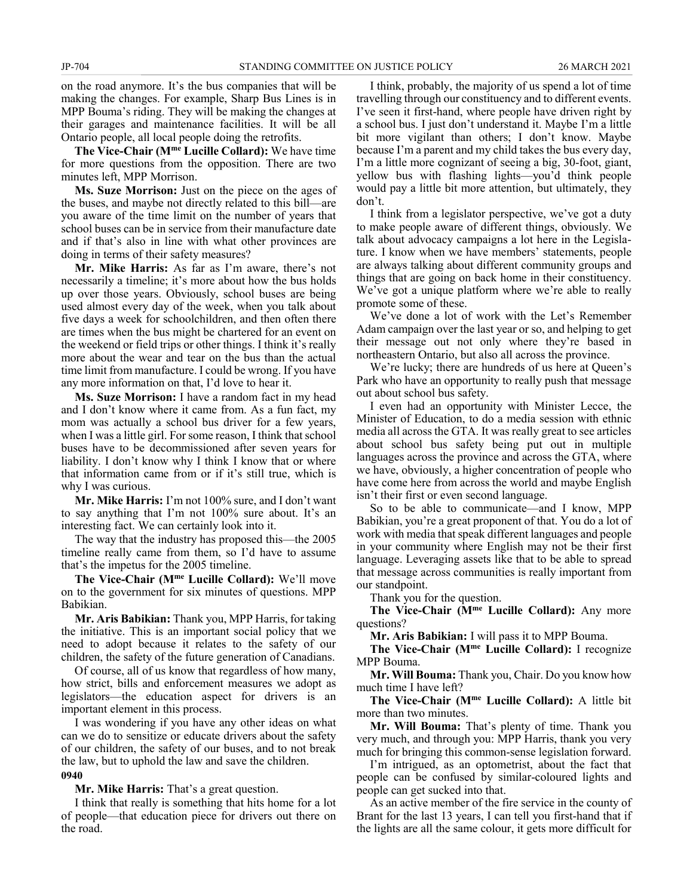on the road anymore. It's the bus companies that will be making the changes. For example, Sharp Bus Lines is in MPP Bouma's riding. They will be making the changes at their garages and maintenance facilities. It will be all Ontario people, all local people doing the retrofits.

**The Vice-Chair (Mme Lucille Collard):** We have time for more questions from the opposition. There are two minutes left, MPP Morrison.

**Ms. Suze Morrison:** Just on the piece on the ages of the buses, and maybe not directly related to this bill—are you aware of the time limit on the number of years that school buses can be in service from their manufacture date and if that's also in line with what other provinces are doing in terms of their safety measures?

**Mr. Mike Harris:** As far as I'm aware, there's not necessarily a timeline; it's more about how the bus holds up over those years. Obviously, school buses are being used almost every day of the week, when you talk about five days a week for schoolchildren, and then often there are times when the bus might be chartered for an event on the weekend or field trips or other things. I think it's really more about the wear and tear on the bus than the actual time limit from manufacture. I could be wrong. If you have any more information on that, I'd love to hear it.

**Ms. Suze Morrison:** I have a random fact in my head and I don't know where it came from. As a fun fact, my mom was actually a school bus driver for a few years, when I was a little girl. For some reason, I think that school buses have to be decommissioned after seven years for liability. I don't know why I think I know that or where that information came from or if it's still true, which is why I was curious.

**Mr. Mike Harris:** I'm not 100% sure, and I don't want to say anything that I'm not 100% sure about. It's an interesting fact. We can certainly look into it.

The way that the industry has proposed this—the 2005 timeline really came from them, so I'd have to assume that's the impetus for the 2005 timeline.

**The Vice-Chair (Mme Lucille Collard):** We'll move on to the government for six minutes of questions. MPP Babikian.

**Mr. Aris Babikian:** Thank you, MPP Harris, for taking the initiative. This is an important social policy that we need to adopt because it relates to the safety of our children, the safety of the future generation of Canadians.

Of course, all of us know that regardless of how many, how strict, bills and enforcement measures we adopt as legislators—the education aspect for drivers is an important element in this process.

I was wondering if you have any other ideas on what can we do to sensitize or educate drivers about the safety of our children, the safety of our buses, and to not break the law, but to uphold the law and save the children.

**0940**

**Mr. Mike Harris:** That's a great question.

I think that really is something that hits home for a lot of people—that education piece for drivers out there on the road.

I think, probably, the majority of us spend a lot of time travelling through our constituency and to different events. I've seen it first-hand, where people have driven right by a school bus. I just don't understand it. Maybe I'm a little bit more vigilant than others; I don't know. Maybe because I'm a parent and my child takes the bus every day, I'm a little more cognizant of seeing a big, 30-foot, giant, yellow bus with flashing lights—you'd think people would pay a little bit more attention, but ultimately, they don't.

I think from a legislator perspective, we've got a duty to make people aware of different things, obviously. We talk about advocacy campaigns a lot here in the Legislature. I know when we have members' statements, people are always talking about different community groups and things that are going on back home in their constituency. We've got a unique platform where we're able to really promote some of these.

We've done a lot of work with the Let's Remember Adam campaign over the last year or so, and helping to get their message out not only where they're based in northeastern Ontario, but also all across the province.

We're lucky; there are hundreds of us here at Queen's Park who have an opportunity to really push that message out about school bus safety.

I even had an opportunity with Minister Lecce, the Minister of Education, to do a media session with ethnic media all across the GTA. It was really great to see articles about school bus safety being put out in multiple languages across the province and across the GTA, where we have, obviously, a higher concentration of people who have come here from across the world and maybe English isn't their first or even second language.

So to be able to communicate—and I know, MPP Babikian, you're a great proponent of that. You do a lot of work with media that speak different languages and people in your community where English may not be their first language. Leveraging assets like that to be able to spread that message across communities is really important from our standpoint.

Thank you for the question.

**The Vice-Chair (Mme Lucille Collard):** Any more questions?

**Mr. Aris Babikian:** I will pass it to MPP Bouma.

**The Vice-Chair (Mme Lucille Collard):** I recognize MPP Bouma.

**Mr. Will Bouma:** Thank you, Chair. Do you know how much time I have left?

**The Vice-Chair (Mme Lucille Collard):** A little bit more than two minutes.

**Mr. Will Bouma:** That's plenty of time. Thank you very much, and through you: MPP Harris, thank you very much for bringing this common-sense legislation forward.

I'm intrigued, as an optometrist, about the fact that people can be confused by similar-coloured lights and people can get sucked into that.

As an active member of the fire service in the county of Brant for the last 13 years, I can tell you first-hand that if the lights are all the same colour, it gets more difficult for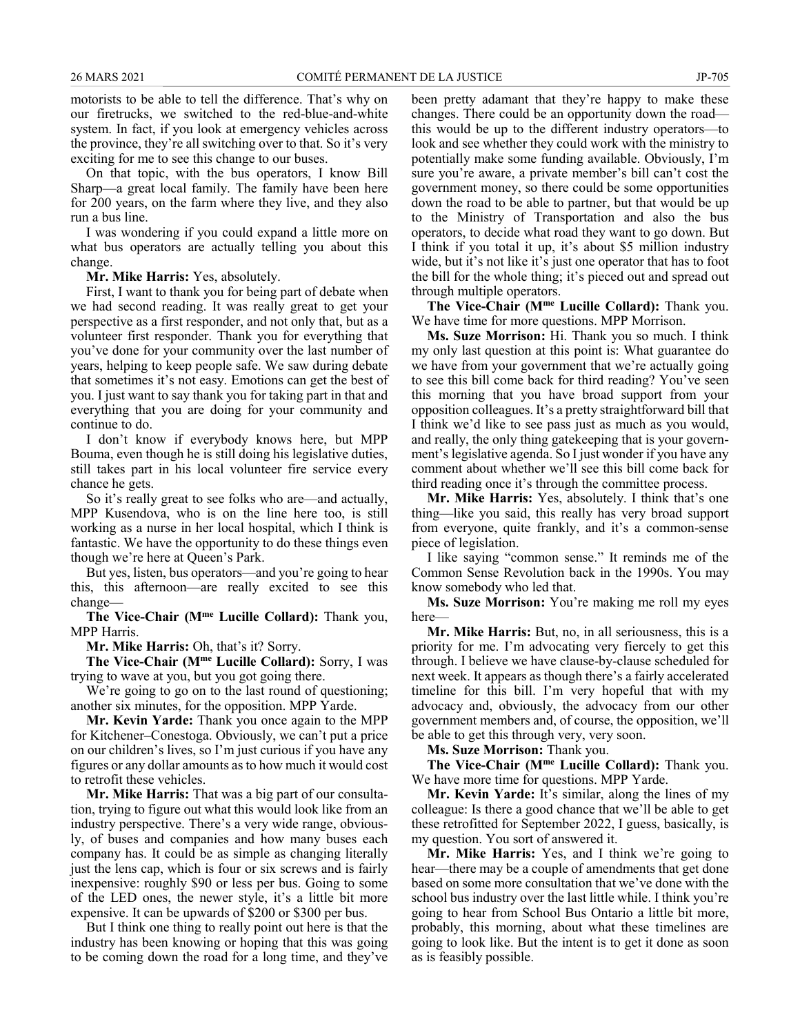motorists to be able to tell the difference. That's why on our firetrucks, we switched to the red-blue-and-white system. In fact, if you look at emergency vehicles across the province, they're all switching over to that. So it's very exciting for me to see this change to our buses.

On that topic, with the bus operators, I know Bill Sharp—a great local family. The family have been here for 200 years, on the farm where they live, and they also run a bus line.

I was wondering if you could expand a little more on what bus operators are actually telling you about this change.

**Mr. Mike Harris:** Yes, absolutely.

First, I want to thank you for being part of debate when we had second reading. It was really great to get your perspective as a first responder, and not only that, but as a volunteer first responder. Thank you for everything that you've done for your community over the last number of years, helping to keep people safe. We saw during debate that sometimes it's not easy. Emotions can get the best of you. I just want to say thank you for taking part in that and everything that you are doing for your community and continue to do.

I don't know if everybody knows here, but MPP Bouma, even though he is still doing his legislative duties, still takes part in his local volunteer fire service every chance he gets.

So it's really great to see folks who are—and actually, MPP Kusendova, who is on the line here too, is still working as a nurse in her local hospital, which I think is fantastic. We have the opportunity to do these things even though we're here at Queen's Park.

But yes, listen, bus operators—and you're going to hear this, this afternoon—are really excited to see this change—

**The Vice-Chair (Mme Lucille Collard):** Thank you, MPP Harris.

**Mr. Mike Harris:** Oh, that's it? Sorry.

**The Vice-Chair (Mme Lucille Collard):** Sorry, I was trying to wave at you, but you got going there.

We're going to go on to the last round of questioning; another six minutes, for the opposition. MPP Yarde.

**Mr. Kevin Yarde:** Thank you once again to the MPP for Kitchener–Conestoga. Obviously, we can't put a price on our children's lives, so I'm just curious if you have any figures or any dollar amounts as to how much it would cost to retrofit these vehicles.

**Mr. Mike Harris:** That was a big part of our consultation, trying to figure out what this would look like from an industry perspective. There's a very wide range, obviously, of buses and companies and how many buses each company has. It could be as simple as changing literally just the lens cap, which is four or six screws and is fairly inexpensive: roughly $90 or less per bus. Going to some of the LED ones, the newer style, it's a little bit more expensive. It can be upwards of $200 or $300 per bus.

But I think one thing to really point out here is that the industry has been knowing or hoping that this was going to be coming down the road for a long time, and they've been pretty adamant that they're happy to make these changes. There could be an opportunity down the road—this would be up to the different industry operators—to look and see whether they could work with the ministry to potentially make some funding available. Obviously, I'm sure you're aware, a private member's bill can't cost the government money, so there could be some opportunities down the road to be able to partner, but that would be up to the Ministry of Transportation and also the bus operators, to decide what road they want to go down. But I think if you total it up, it's about $5 million industry wide, but it's not like it's just one operator that has to foot the bill for the whole thing; it's pieced out and spread out through multiple operators.

**The Vice-Chair (Mme Lucille Collard):** Thank you. We have time for more questions. MPP Morrison.

**Ms. Suze Morrison:** Hi. Thank you so much. I think my only last question at this point is: What guarantee do we have from your government that we're actually going to see this bill come back for third reading? You've seen this morning that you have broad support from your opposition colleagues. It's a pretty straightforward bill that I think we'd like to see pass just as much as you would, and really, the only thing gatekeeping that is your government's legislative agenda. So I just wonder if you have any comment about whether we'll see this bill come back for third reading once it's through the committee process.

**Mr. Mike Harris:** Yes, absolutely. I think that's one thing—like you said, this really has very broad support from everyone, quite frankly, and it's a common-sense piece of legislation.

I like saying "common sense." It reminds me of the Common Sense Revolution back in the 1990s. You may know somebody who led that.

**Ms. Suze Morrison:** You're making me roll my eyes here—

**Mr. Mike Harris:** But, no, in all seriousness, this is a priority for me. I'm advocating very fiercely to get this through. I believe we have clause-by-clause scheduled for next week. It appears as though there's a fairly accelerated timeline for this bill. I'm very hopeful that with my advocacy and, obviously, the advocacy from our other government members and, of course, the opposition, we'll be able to get this through very, very soon.

**Ms. Suze Morrison:** Thank you.

**The Vice-Chair (Mme Lucille Collard):** Thank you. We have more time for questions. MPP Yarde.

**Mr. Kevin Yarde:** It's similar, along the lines of my colleague: Is there a good chance that we'll be able to get these retrofitted for September 2022, I guess, basically, is my question. You sort of answered it.

**Mr. Mike Harris:** Yes, and I think we're going to hear—there may be a couple of amendments that get done based on some more consultation that we've done with the school bus industry over the last little while. I think you're going to hear from School Bus Ontario a little bit more, probably, this morning, about what these timelines are going to look like. But the intent is to get it done as soon as is feasibly possible.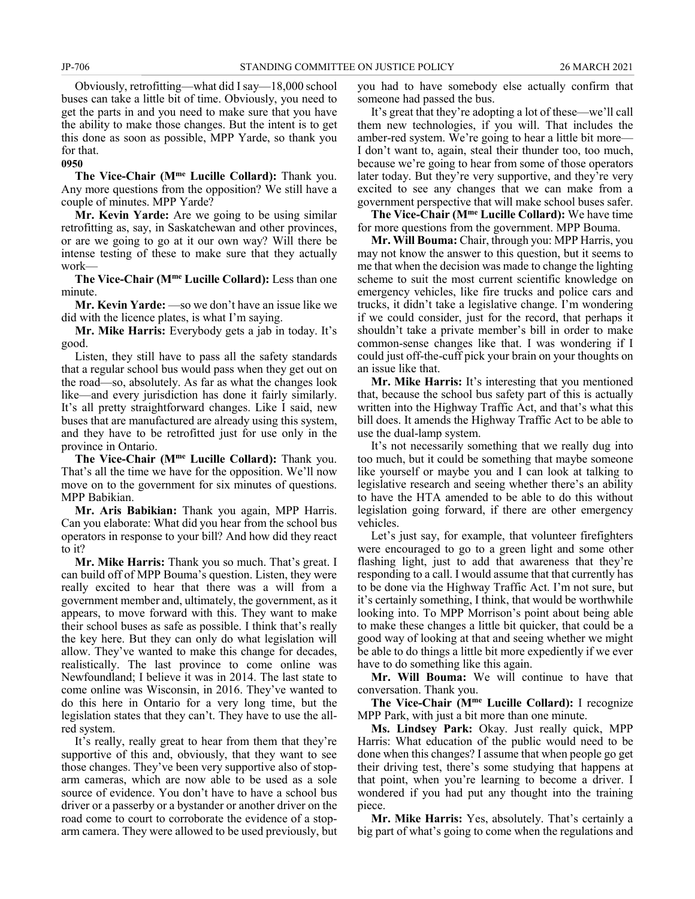Obviously, retrofitting—what did I say—18,000 school buses can take a little bit of time. Obviously, you need to get the parts in and you need to make sure that you have the ability to make those changes. But the intent is to get this done as soon as possible, MPP Yarde, so thank you for that.

**0950**

**The Vice-Chair (Mme Lucille Collard):** Thank you. Any more questions from the opposition? We still have a couple of minutes. MPP Yarde?

**Mr. Kevin Yarde:** Are we going to be using similar retrofitting as, say, in Saskatchewan and other provinces, or are we going to go at it our own way? Will there be intense testing of these to make sure that they actually work—

**The Vice-Chair (Mme Lucille Collard):** Less than one minute.

**Mr. Kevin Yarde:** —so we don't have an issue like we did with the licence plates, is what I'm saying.

**Mr. Mike Harris:** Everybody gets a jab in today. It's good.

Listen, they still have to pass all the safety standards that a regular school bus would pass when they get out on the road—so, absolutely. As far as what the changes look like—and every jurisdiction has done it fairly similarly. It's all pretty straightforward changes. Like I said, new buses that are manufactured are already using this system, and they have to be retrofitted just for use only in the province in Ontario.

**The Vice-Chair (Mme Lucille Collard):** Thank you. That's all the time we have for the opposition. We'll now move on to the government for six minutes of questions. MPP Babikian.

**Mr. Aris Babikian:** Thank you again, MPP Harris. Can you elaborate: What did you hear from the school bus operators in response to your bill? And how did they react to it?

**Mr. Mike Harris:** Thank you so much. That's great. I can build off of MPP Bouma's question. Listen, they were really excited to hear that there was a will from a government member and, ultimately, the government, as it appears, to move forward with this. They want to make their school buses as safe as possible. I think that's really the key here. But they can only do what legislation will allow. They've wanted to make this change for decades, realistically. The last province to come online was Newfoundland; I believe it was in 2014. The last state to come online was Wisconsin, in 2016. They've wanted to do this here in Ontario for a very long time, but the legislation states that they can't. They have to use the all-red system.

It's really, really great to hear from them that they're supportive of this and, obviously, that they want to see those changes. They've been very supportive also of stop-arm cameras, which are now able to be used as a sole source of evidence. You don't have to have a school bus driver or a passerby or a bystander or another driver on the road come to court to corroborate the evidence of a stop-arm camera. They were allowed to be used previously, but you had to have somebody else actually confirm that someone had passed the bus.

It's great that they're adopting a lot of these—we'll call them new technologies, if you will. That includes the amber-red system. We're going to hear a little bit more—I don't want to, again, steal their thunder too, too much, because we're going to hear from some of those operators later today. But they're very supportive, and they're very excited to see any changes that we can make from a government perspective that will make school buses safer.

**The Vice-Chair (Mme Lucille Collard):** We have time for more questions from the government. MPP Bouma.

**Mr. Will Bouma:** Chair, through you: MPP Harris, you may not know the answer to this question, but it seems to me that when the decision was made to change the lighting scheme to suit the most current scientific knowledge on emergency vehicles, like fire trucks and police cars and trucks, it didn't take a legislative change. I'm wondering if we could consider, just for the record, that perhaps it shouldn't take a private member's bill in order to make common-sense changes like that. I was wondering if I could just off-the-cuff pick your brain on your thoughts on an issue like that.

**Mr. Mike Harris:** It's interesting that you mentioned that, because the school bus safety part of this is actually written into the Highway Traffic Act, and that's what this bill does. It amends the Highway Traffic Act to be able to use the dual-lamp system.

It's not necessarily something that we really dug into too much, but it could be something that maybe someone like yourself or maybe you and I can look at talking to legislative research and seeing whether there's an ability to have the HTA amended to be able to do this without legislation going forward, if there are other emergency vehicles.

Let's just say, for example, that volunteer firefighters were encouraged to go to a green light and some other flashing light, just to add that awareness that they're responding to a call. I would assume that that currently has to be done via the Highway Traffic Act. I'm not sure, but it's certainly something, I think, that would be worthwhile looking into. To MPP Morrison's point about being able to make these changes a little bit quicker, that could be a good way of looking at that and seeing whether we might be able to do things a little bit more expediently if we ever have to do something like this again.

**Mr. Will Bouma:** We will continue to have that conversation. Thank you.

**The Vice-Chair (Mme Lucille Collard):** I recognize MPP Park, with just a bit more than one minute.

**Ms. Lindsey Park:** Okay. Just really quick, MPP Harris: What education of the public would need to be done when this changes? I assume that when people go get their driving test, there's some studying that happens at that point, when you're learning to become a driver. I wondered if you had put any thought into the training piece.

**Mr. Mike Harris:** Yes, absolutely. That's certainly a big part of what's going to come when the regulations and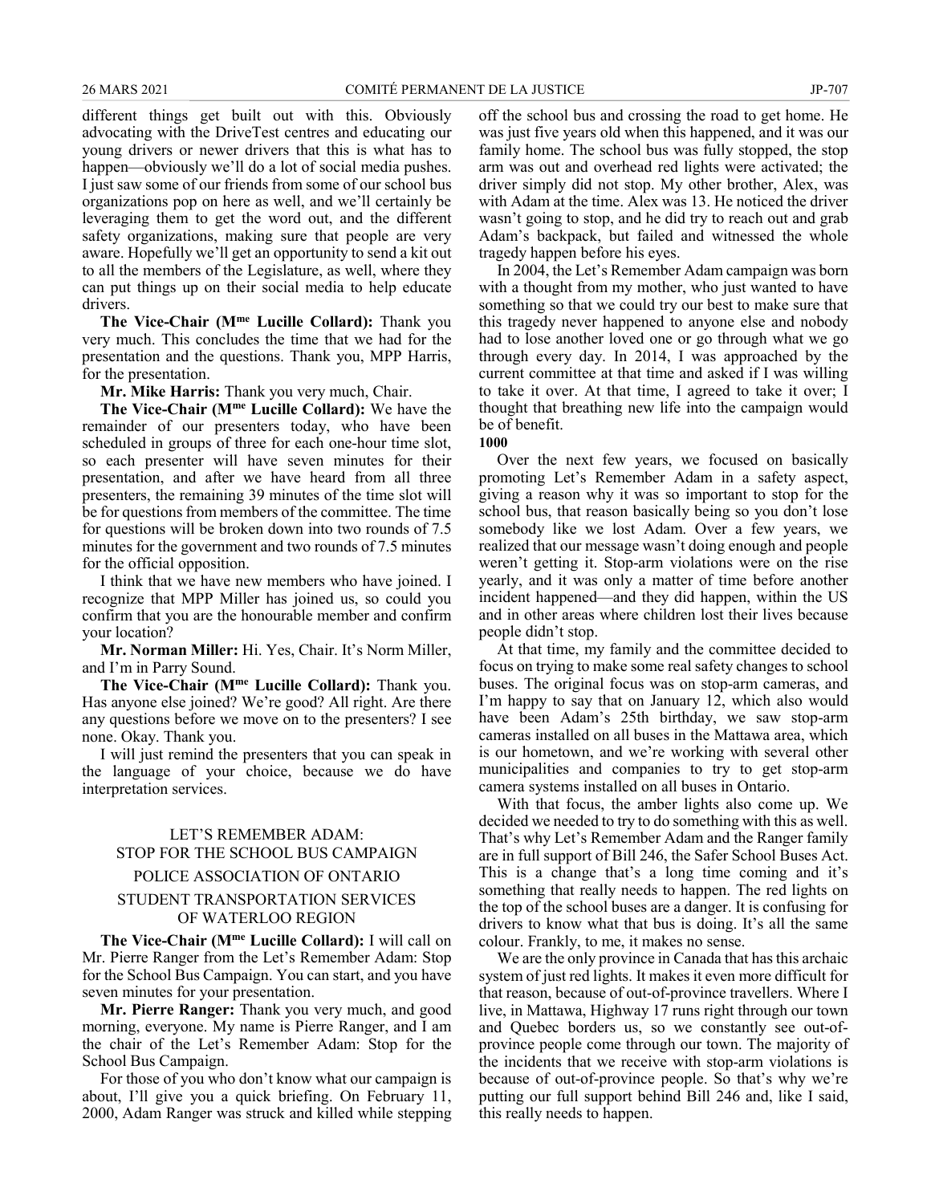different things get built out with this. Obviously advocating with the DriveTest centres and educating our young drivers or newer drivers that this is what has to happen—obviously we'll do a lot of social media pushes. I just saw some of our friends from some of our school bus organizations pop on here as well, and we'll certainly be leveraging them to get the word out, and the different safety organizations, making sure that people are very aware. Hopefully we'll get an opportunity to send a kit out to all the members of the Legislature, as well, where they can put things up on their social media to help educate drivers.

**The Vice-Chair (Mme Lucille Collard):** Thank you very much. This concludes the time that we had for the presentation and the questions. Thank you, MPP Harris, for the presentation.

**Mr. Mike Harris:** Thank you very much, Chair.

**The Vice-Chair (Mme Lucille Collard):** We have the remainder of our presenters today, who have been scheduled in groups of three for each one-hour time slot, so each presenter will have seven minutes for their presentation, and after we have heard from all three presenters, the remaining 39 minutes of the time slot will be for questions from members of the committee. The time for questions will be broken down into two rounds of 7.5 minutes for the government and two rounds of 7.5 minutes for the official opposition.

I think that we have new members who have joined. I recognize that MPP Miller has joined us, so could you confirm that you are the honourable member and confirm your location?

**Mr. Norman Miller:** Hi. Yes, Chair. It's Norm Miller, and I'm in Parry Sound.

**The Vice-Chair (Mme Lucille Collard):** Thank you. Has anyone else joined? We're good? All right. Are there any questions before we move on to the presenters? I see none. Okay. Thank you.

I will just remind the presenters that you can speak in the language of your choice, because we do have interpretation services.

## LET'S REMEMBER ADAM: STOP FOR THE SCHOOL BUS CAMPAIGN

## POLICE ASSOCIATION OF ONTARIO

## STUDENT TRANSPORTATION SERVICES OF WATERLOO REGION

**The Vice-Chair (Mme Lucille Collard):** I will call on Mr. Pierre Ranger from the Let's Remember Adam: Stop for the School Bus Campaign. You can start, and you have seven minutes for your presentation.

**Mr. Pierre Ranger:** Thank you very much, and good morning, everyone. My name is Pierre Ranger, and I am the chair of the Let's Remember Adam: Stop for the School Bus Campaign.

For those of you who don't know what our campaign is about, I'll give you a quick briefing. On February 11, 2000, Adam Ranger was struck and killed while stepping off the school bus and crossing the road to get home. He was just five years old when this happened, and it was our family home. The school bus was fully stopped, the stop arm was out and overhead red lights were activated; the driver simply did not stop. My other brother, Alex, was with Adam at the time. Alex was 13. He noticed the driver wasn't going to stop, and he did try to reach out and grab Adam's backpack, but failed and witnessed the whole tragedy happen before his eyes.

In 2004, the Let's Remember Adam campaign was born with a thought from my mother, who just wanted to have something so that we could try our best to make sure that this tragedy never happened to anyone else and nobody had to lose another loved one or go through what we go through every day. In 2014, I was approached by the current committee at that time and asked if I was willing to take it over. At that time, I agreed to take it over; I thought that breathing new life into the campaign would be of benefit.

**1000**

Over the next few years, we focused on basically promoting Let's Remember Adam in a safety aspect, giving a reason why it was so important to stop for the school bus, that reason basically being so you don't lose somebody like we lost Adam. Over a few years, we realized that our message wasn't doing enough and people weren't getting it. Stop-arm violations were on the rise yearly, and it was only a matter of time before another incident happened—and they did happen, within the US and in other areas where children lost their lives because people didn't stop.

At that time, my family and the committee decided to focus on trying to make some real safety changes to school buses. The original focus was on stop-arm cameras, and I'm happy to say that on January 12, which also would have been Adam's 25th birthday, we saw stop-arm cameras installed on all buses in the Mattawa area, which is our hometown, and we're working with several other municipalities and companies to try to get stop-arm camera systems installed on all buses in Ontario.

With that focus, the amber lights also come up. We decided we needed to try to do something with this as well. That's why Let's Remember Adam and the Ranger family are in full support of Bill 246, the Safer School Buses Act. This is a change that's a long time coming and it's something that really needs to happen. The red lights on the top of the school buses are a danger. It is confusing for drivers to know what that bus is doing. It's all the same colour. Frankly, to me, it makes no sense.

We are the only province in Canada that has this archaic system of just red lights. It makes it even more difficult for that reason, because of out-of-province travellers. Where I live, in Mattawa, Highway 17 runs right through our town and Quebec borders us, so we constantly see out-of-province people come through our town. The majority of the incidents that we receive with stop-arm violations is because of out-of-province people. So that's why we're putting our full support behind Bill 246 and, like I said, this really needs to happen.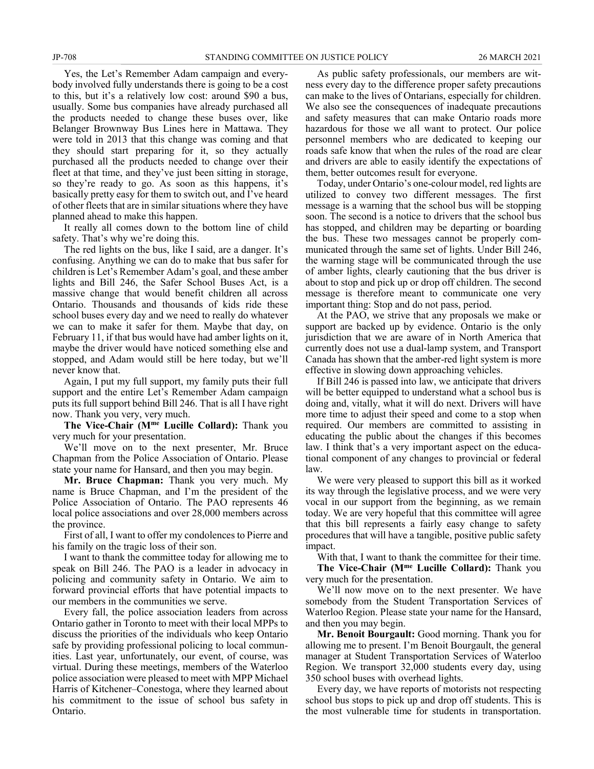Yes, the Let's Remember Adam campaign and everybody involved fully understands there is going to be a cost to this, but it's a relatively low cost: around $90 a bus, usually. Some bus companies have already purchased all the products needed to change these buses over, like Belanger Brownway Bus Lines here in Mattawa. They were told in 2013 that this change was coming and that they should start preparing for it, so they actually purchased all the products needed to change over their fleet at that time, and they've just been sitting in storage, so they're ready to go. As soon as this happens, it's basically pretty easy for them to switch out, and I've heard of other fleets that are in similar situations where they have planned ahead to make this happen.

It really all comes down to the bottom line of child safety. That's why we're doing this.

The red lights on the bus, like I said, are a danger. It's confusing. Anything we can do to make that bus safer for children is Let's Remember Adam's goal, and these amber lights and Bill 246, the Safer School Buses Act, is a massive change that would benefit children all across Ontario. Thousands and thousands of kids ride these school buses every day and we need to really do whatever we can to make it safer for them. Maybe that day, on February 11, if that bus would have had amber lights on it, maybe the driver would have noticed something else and stopped, and Adam would still be here today, but we'll never know that.

Again, I put my full support, my family puts their full support and the entire Let's Remember Adam campaign puts its full support behind Bill 246. That is all I have right now. Thank you very, very much.

**The Vice-Chair (Mme Lucille Collard):** Thank you very much for your presentation.

We'll move on to the next presenter, Mr. Bruce Chapman from the Police Association of Ontario. Please state your name for Hansard, and then you may begin.

**Mr. Bruce Chapman:** Thank you very much. My name is Bruce Chapman, and I'm the president of the Police Association of Ontario. The PAO represents 46 local police associations and over 28,000 members across the province.

First of all, I want to offer my condolences to Pierre and his family on the tragic loss of their son.

I want to thank the committee today for allowing me to speak on Bill 246. The PAO is a leader in advocacy in policing and community safety in Ontario. We aim to forward provincial efforts that have potential impacts to our members in the communities we serve.

Every fall, the police association leaders from across Ontario gather in Toronto to meet with their local MPPs to discuss the priorities of the individuals who keep Ontario safe by providing professional policing to local communities. Last year, unfortunately, our event, of course, was virtual. During these meetings, members of the Waterloo police association were pleased to meet with MPP Michael Harris of Kitchener–Conestoga, where they learned about his commitment to the issue of school bus safety in Ontario.

As public safety professionals, our members are witness every day to the difference proper safety precautions can make to the lives of Ontarians, especially for children. We also see the consequences of inadequate precautions and safety measures that can make Ontario roads more hazardous for those we all want to protect. Our police personnel members who are dedicated to keeping our roads safe know that when the rules of the road are clear and drivers are able to easily identify the expectations of them, better outcomes result for everyone.

Today, under Ontario's one-colour model, red lights are utilized to convey two different messages. The first message is a warning that the school bus will be stopping soon. The second is a notice to drivers that the school bus has stopped, and children may be departing or boarding the bus. These two messages cannot be properly communicated through the same set of lights. Under Bill 246, the warning stage will be communicated through the use of amber lights, clearly cautioning that the bus driver is about to stop and pick up or drop off children. The second message is therefore meant to communicate one very important thing: Stop and do not pass, period.

At the PAO, we strive that any proposals we make or support are backed up by evidence. Ontario is the only jurisdiction that we are aware of in North America that currently does not use a dual-lamp system, and Transport Canada has shown that the amber-red light system is more effective in slowing down approaching vehicles.

If Bill 246 is passed into law, we anticipate that drivers will be better equipped to understand what a school bus is doing and, vitally, what it will do next. Drivers will have more time to adjust their speed and come to a stop when required. Our members are committed to assisting in educating the public about the changes if this becomes law. I think that's a very important aspect on the educational component of any changes to provincial or federal law.

We were very pleased to support this bill as it worked its way through the legislative process, and we were very vocal in our support from the beginning, as we remain today. We are very hopeful that this committee will agree that this bill represents a fairly easy change to safety procedures that will have a tangible, positive public safety impact.

With that, I want to thank the committee for their time.

**The Vice-Chair (Mme Lucille Collard):** Thank you very much for the presentation.

We'll now move on to the next presenter. We have somebody from the Student Transportation Services of Waterloo Region. Please state your name for the Hansard, and then you may begin.

**Mr. Benoit Bourgault:** Good morning. Thank you for allowing me to present. I'm Benoit Bourgault, the general manager at Student Transportation Services of Waterloo Region. We transport 32,000 students every day, using 350 school buses with overhead lights.

Every day, we have reports of motorists not respecting school bus stops to pick up and drop off students. This is the most vulnerable time for students in transportation.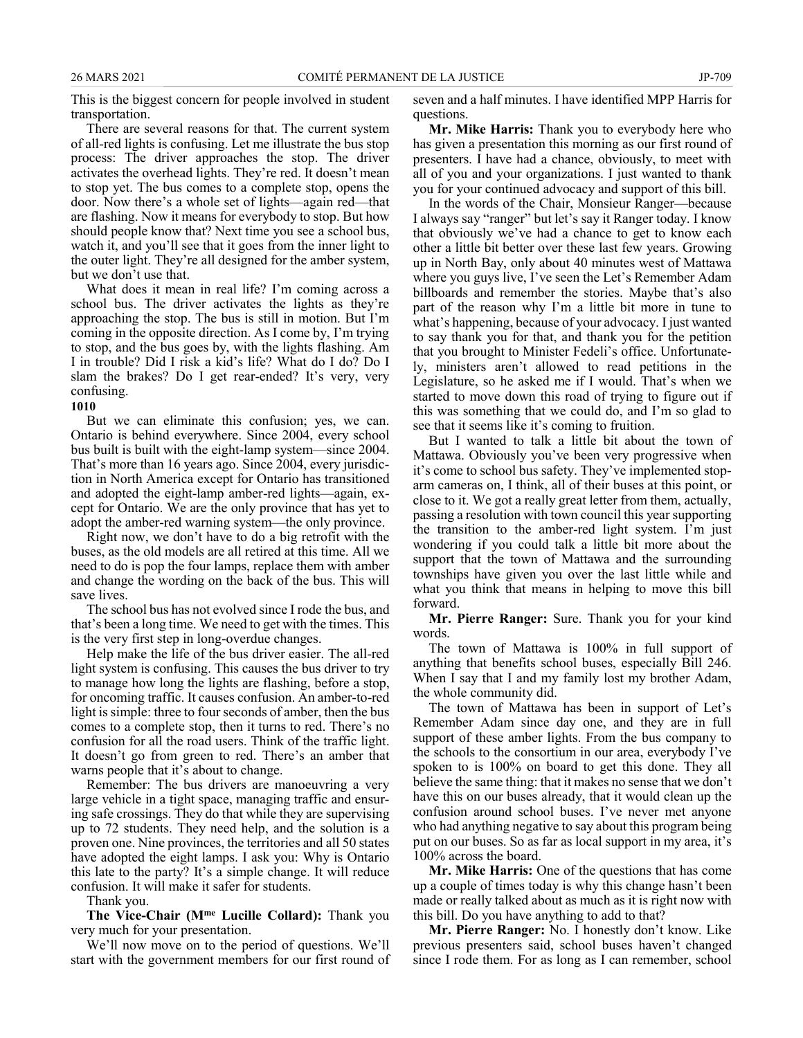This is the biggest concern for people involved in student transportation.

There are several reasons for that. The current system of all-red lights is confusing. Let me illustrate the bus stop process: The driver approaches the stop. The driver activates the overhead lights. They're red. It doesn't mean to stop yet. The bus comes to a complete stop, opens the door. Now there's a whole set of lights—again red—that are flashing. Now it means for everybody to stop. But how should people know that? Next time you see a school bus, watch it, and you'll see that it goes from the inner light to the outer light. They're all designed for the amber system, but we don't use that.

What does it mean in real life? I'm coming across a school bus. The driver activates the lights as they're approaching the stop. The bus is still in motion. But I'm coming in the opposite direction. As I come by, I'm trying to stop, and the bus goes by, with the lights flashing. Am I in trouble? Did I risk a kid's life? What do I do? Do I slam the brakes? Do I get rear-ended? It's very, very confusing.

**1010**

But we can eliminate this confusion; yes, we can. Ontario is behind everywhere. Since 2004, every school bus built is built with the eight-lamp system—since 2004. That's more than 16 years ago. Since 2004, every jurisdiction in North America except for Ontario has transitioned and adopted the eight-lamp amber-red lights—again, except for Ontario. We are the only province that has yet to adopt the amber-red warning system—the only province.

Right now, we don't have to do a big retrofit with the buses, as the old models are all retired at this time. All we need to do is pop the four lamps, replace them with amber and change the wording on the back of the bus. This will save lives.

The school bus has not evolved since I rode the bus, and that's been a long time. We need to get with the times. This is the very first step in long-overdue changes.

Help make the life of the bus driver easier. The all-red light system is confusing. This causes the bus driver to try to manage how long the lights are flashing, before a stop, for oncoming traffic. It causes confusion. An amber-to-red light is simple: three to four seconds of amber, then the bus comes to a complete stop, then it turns to red. There's no confusion for all the road users. Think of the traffic light. It doesn't go from green to red. There's an amber that warns people that it's about to change.

Remember: The bus drivers are manoeuvring a very large vehicle in a tight space, managing traffic and ensuring safe crossings. They do that while they are supervising up to 72 students. They need help, and the solution is a proven one. Nine provinces, the territories and all 50 states have adopted the eight lamps. I ask you: Why is Ontario this late to the party? It's a simple change. It will reduce confusion. It will make it safer for students.

Thank you.

**The Vice-Chair (Mme Lucille Collard):** Thank you very much for your presentation.

We'll now move on to the period of questions. We'll start with the government members for our first round of seven and a half minutes. I have identified MPP Harris for questions.

**Mr. Mike Harris:** Thank you to everybody here who has given a presentation this morning as our first round of presenters. I have had a chance, obviously, to meet with all of you and your organizations. I just wanted to thank you for your continued advocacy and support of this bill.

In the words of the Chair, Monsieur Ranger—because I always say "ranger" but let's say it Ranger today. I know that obviously we've had a chance to get to know each other a little bit better over these last few years. Growing up in North Bay, only about 40 minutes west of Mattawa where you guys live, I've seen the Let's Remember Adam billboards and remember the stories. Maybe that's also part of the reason why I'm a little bit more in tune to what's happening, because of your advocacy. I just wanted to say thank you for that, and thank you for the petition that you brought to Minister Fedeli's office. Unfortunately, ministers aren't allowed to read petitions in the Legislature, so he asked me if I would. That's when we started to move down this road of trying to figure out if this was something that we could do, and I'm so glad to see that it seems like it's coming to fruition.

But I wanted to talk a little bit about the town of Mattawa. Obviously you've been very progressive when it's come to school bus safety. They've implemented stop-arm cameras on, I think, all of their buses at this point, or close to it. We got a really great letter from them, actually, passing a resolution with town council this year supporting the transition to the amber-red light system. I'm just wondering if you could talk a little bit more about the support that the town of Mattawa and the surrounding townships have given you over the last little while and what you think that means in helping to move this bill forward.

**Mr. Pierre Ranger:** Sure. Thank you for your kind words.

The town of Mattawa is 100% in full support of anything that benefits school buses, especially Bill 246. When I say that I and my family lost my brother Adam, the whole community did.

The town of Mattawa has been in support of Let's Remember Adam since day one, and they are in full support of these amber lights. From the bus company to the schools to the consortium in our area, everybody I've spoken to is 100% on board to get this done. They all believe the same thing: that it makes no sense that we don't have this on our buses already, that it would clean up the confusion around school buses. I've never met anyone who had anything negative to say about this program being put on our buses. So as far as local support in my area, it's 100% across the board.

**Mr. Mike Harris:** One of the questions that has come up a couple of times today is why this change hasn't been made or really talked about as much as it is right now with this bill. Do you have anything to add to that?

**Mr. Pierre Ranger:** No. I honestly don't know. Like previous presenters said, school buses haven't changed since I rode them. For as long as I can remember, school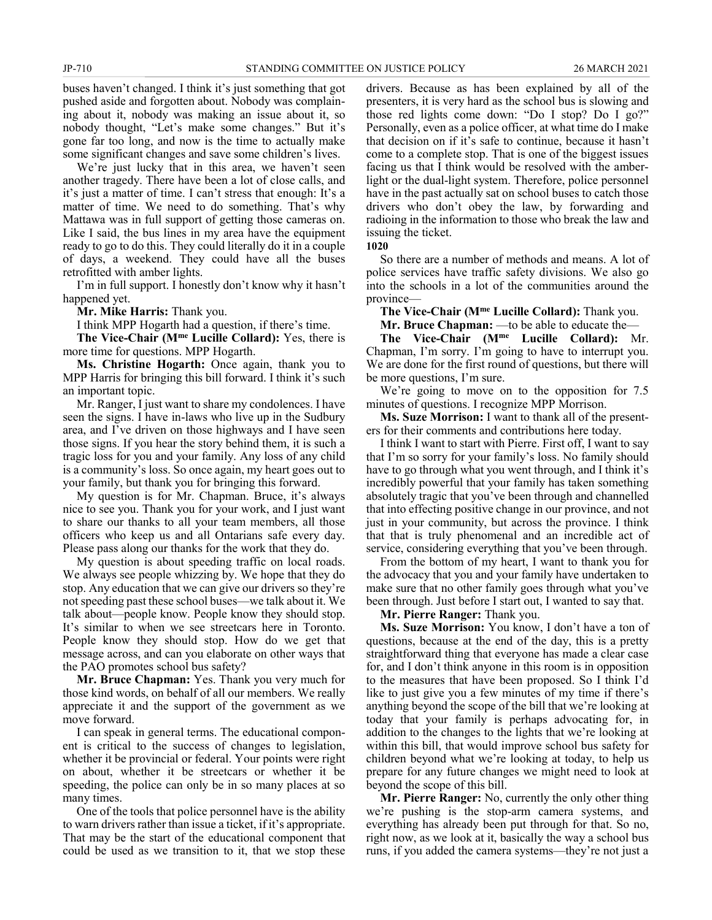buses haven't changed. I think it's just something that got pushed aside and forgotten about. Nobody was complaining about it, nobody was making an issue about it, so nobody thought, "Let's make some changes." But it's gone far too long, and now is the time to actually make some significant changes and save some children's lives.

We're just lucky that in this area, we haven't seen another tragedy. There have been a lot of close calls, and it's just a matter of time. I can't stress that enough: It's a matter of time. We need to do something. That's why Mattawa was in full support of getting those cameras on. Like I said, the bus lines in my area have the equipment ready to go to do this. They could literally do it in a couple of days, a weekend. They could have all the buses retrofitted with amber lights.

I'm in full support. I honestly don't know why it hasn't happened yet.

**Mr. Mike Harris:** Thank you.

I think MPP Hogarth had a question, if there's time.

**The Vice-Chair (Mme Lucille Collard):** Yes, there is more time for questions. MPP Hogarth.

**Ms. Christine Hogarth:** Once again, thank you to MPP Harris for bringing this bill forward. I think it's such an important topic.

Mr. Ranger, I just want to share my condolences. I have seen the signs. I have in-laws who live up in the Sudbury area, and I've driven on those highways and I have seen those signs. If you hear the story behind them, it is such a tragic loss for you and your family. Any loss of any child is a community's loss. So once again, my heart goes out to your family, but thank you for bringing this forward.

My question is for Mr. Chapman. Bruce, it's always nice to see you. Thank you for your work, and I just want to share our thanks to all your team members, all those officers who keep us and all Ontarians safe every day. Please pass along our thanks for the work that they do.

My question is about speeding traffic on local roads. We always see people whizzing by. We hope that they do stop. Any education that we can give our drivers so they're not speeding past these school buses—we talk about it. We talk about—people know. People know they should stop. It's similar to when we see streetcars here in Toronto. People know they should stop. How do we get that message across, and can you elaborate on other ways that the PAO promotes school bus safety?

**Mr. Bruce Chapman:** Yes. Thank you very much for those kind words, on behalf of all our members. We really appreciate it and the support of the government as we move forward.

I can speak in general terms. The educational component is critical to the success of changes to legislation, whether it be provincial or federal. Your points were right on about, whether it be streetcars or whether it be speeding, the police can only be in so many places at so many times.

One of the tools that police personnel have is the ability to warn drivers rather than issue a ticket, if it's appropriate. That may be the start of the educational component that could be used as we transition to it, that we stop these drivers. Because as has been explained by all of the presenters, it is very hard as the school bus is slowing and those red lights come down: "Do I stop? Do I go?" Personally, even as a police officer, at what time do I make that decision on if it's safe to continue, because it hasn't come to a complete stop. That is one of the biggest issues facing us that I think would be resolved with the amber-light or the dual-light system. Therefore, police personnel have in the past actually sat on school buses to catch those drivers who don't obey the law, by forwarding and radioing in the information to those who break the law and issuing the ticket.

**1020**

So there are a number of methods and means. A lot of police services have traffic safety divisions. We also go into the schools in a lot of the communities around the province—

**The Vice-Chair (Mme Lucille Collard):** Thank you.

**Mr. Bruce Chapman:** —to be able to educate the—

**The Vice-Chair (Mme Lucille Collard):** Mr. Chapman, I'm sorry. I'm going to have to interrupt you. We are done for the first round of questions, but there will be more questions, I'm sure.

We're going to move on to the opposition for 7.5 minutes of questions. I recognize MPP Morrison.

**Ms. Suze Morrison:** I want to thank all of the presenters for their comments and contributions here today.

I think I want to start with Pierre. First off, I want to say that I'm so sorry for your family's loss. No family should have to go through what you went through, and I think it's incredibly powerful that your family has taken something absolutely tragic that you've been through and channelled that into effecting positive change in our province, and not just in your community, but across the province. I think that that is truly phenomenal and an incredible act of service, considering everything that you've been through.

From the bottom of my heart, I want to thank you for the advocacy that you and your family have undertaken to make sure that no other family goes through what you've been through. Just before I start out, I wanted to say that.

**Mr. Pierre Ranger:** Thank you.

**Ms. Suze Morrison:** You know, I don't have a ton of questions, because at the end of the day, this is a pretty straightforward thing that everyone has made a clear case for, and I don't think anyone in this room is in opposition to the measures that have been proposed. So I think I'd like to just give you a few minutes of my time if there's anything beyond the scope of the bill that we're looking at today that your family is perhaps advocating for, in addition to the changes to the lights that we're looking at within this bill, that would improve school bus safety for children beyond what we're looking at today, to help us prepare for any future changes we might need to look at beyond the scope of this bill.

**Mr. Pierre Ranger:** No, currently the only other thing we're pushing is the stop-arm camera systems, and everything has already been put through for that. So no, right now, as we look at it, basically the way a school bus runs, if you added the camera systems—they're not just a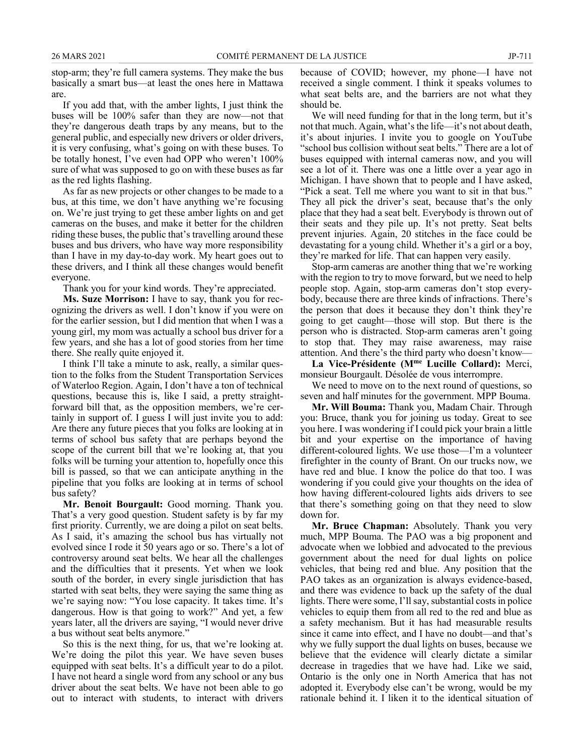stop-arm; they're full camera systems. They make the bus basically a smart bus—at least the ones here in Mattawa are.

If you add that, with the amber lights, I just think the buses will be 100% safer than they are now—not that they're dangerous death traps by any means, but to the general public, and especially new drivers or older drivers, it is very confusing, what's going on with these buses. To be totally honest, I've even had OPP who weren't 100% sure of what was supposed to go on with these buses as far as the red lights flashing.

As far as new projects or other changes to be made to a bus, at this time, we don't have anything we're focusing on. We're just trying to get these amber lights on and get cameras on the buses, and make it better for the children riding these buses, the public that's travelling around these buses and bus drivers, who have way more responsibility than I have in my day-to-day work. My heart goes out to these drivers, and I think all these changes would benefit everyone.

Thank you for your kind words. They're appreciated.

**Ms. Suze Morrison:** I have to say, thank you for recognizing the drivers as well. I don't know if you were on for the earlier session, but I did mention that when I was a young girl, my mom was actually a school bus driver for a few years, and she has a lot of good stories from her time there. She really quite enjoyed it.

I think I'll take a minute to ask, really, a similar question to the folks from the Student Transportation Services of Waterloo Region. Again, I don't have a ton of technical questions, because this is, like I said, a pretty straightforward bill that, as the opposition members, we're certainly in support of. I guess I will just invite you to add: Are there any future pieces that you folks are looking at in terms of school bus safety that are perhaps beyond the scope of the current bill that we're looking at, that you folks will be turning your attention to, hopefully once this bill is passed, so that we can anticipate anything in the pipeline that you folks are looking at in terms of school bus safety?

**Mr. Benoit Bourgault:** Good morning. Thank you. That's a very good question. Student safety is by far my first priority. Currently, we are doing a pilot on seat belts. As I said, it's amazing the school bus has virtually not evolved since I rode it 50 years ago or so. There's a lot of controversy around seat belts. We hear all the challenges and the difficulties that it presents. Yet when we look south of the border, in every single jurisdiction that has started with seat belts, they were saying the same thing as we're saying now: "You lose capacity. It takes time. It's dangerous. How is that going to work?" And yet, a few years later, all the drivers are saying, "I would never drive a bus without seat belts anymore."

So this is the next thing, for us, that we're looking at. We're doing the pilot this year. We have seven buses equipped with seat belts. It's a difficult year to do a pilot. I have not heard a single word from any school or any bus driver about the seat belts. We have not been able to go out to interact with students, to interact with drivers because of COVID; however, my phone—I have not received a single comment. I think it speaks volumes to what seat belts are, and the barriers are not what they should be.

We will need funding for that in the long term, but it's not that much. Again, what's the life—it's not about death, it's about injuries. I invite you to google on YouTube "school bus collision without seat belts." There are a lot of buses equipped with internal cameras now, and you will see a lot of it. There was one a little over a year ago in Michigan. I have shown that to people and I have asked, "Pick a seat. Tell me where you want to sit in that bus." They all pick the driver's seat, because that's the only place that they had a seat belt. Everybody is thrown out of their seats and they pile up. It's not pretty. Seat belts prevent injuries. Again, 20 stitches in the face could be devastating for a young child. Whether it's a girl or a boy, they're marked for life. That can happen very easily.

Stop-arm cameras are another thing that we're working with the region to try to move forward, but we need to help people stop. Again, stop-arm cameras don't stop everybody, because there are three kinds of infractions. There's the person that does it because they don't think they're going to get caught—those will stop. But there is the person who is distracted. Stop-arm cameras aren't going to stop that. They may raise awareness, may raise attention. And there's the third party who doesn't know—

**La Vice-Présidente (Mme Lucille Collard):** Merci, monsieur Bourgault. Désolée de vous interrompre.

We need to move on to the next round of questions, so seven and half minutes for the government. MPP Bouma.

**Mr. Will Bouma:** Thank you, Madam Chair. Through you: Bruce, thank you for joining us today. Great to see you here. I was wondering if I could pick your brain a little bit and your expertise on the importance of having different-coloured lights. We use those—I'm a volunteer firefighter in the county of Brant. On our trucks now, we have red and blue. I know the police do that too. I was wondering if you could give your thoughts on the idea of how having different-coloured lights aids drivers to see that there's something going on that they need to slow down for.

**Mr. Bruce Chapman:** Absolutely. Thank you very much, MPP Bouma. The PAO was a big proponent and advocate when we lobbied and advocated to the previous government about the need for dual lights on police vehicles, that being red and blue. Any position that the PAO takes as an organization is always evidence-based, and there was evidence to back up the safety of the dual lights. There were some, I'll say, substantial costs in police vehicles to equip them from all red to the red and blue as a safety mechanism. But it has had measurable results since it came into effect, and I have no doubt—and that's why we fully support the dual lights on buses, because we believe that the evidence will clearly dictate a similar decrease in tragedies that we have had. Like we said, Ontario is the only one in North America that has not adopted it. Everybody else can't be wrong, would be my rationale behind it. I liken it to the identical situation of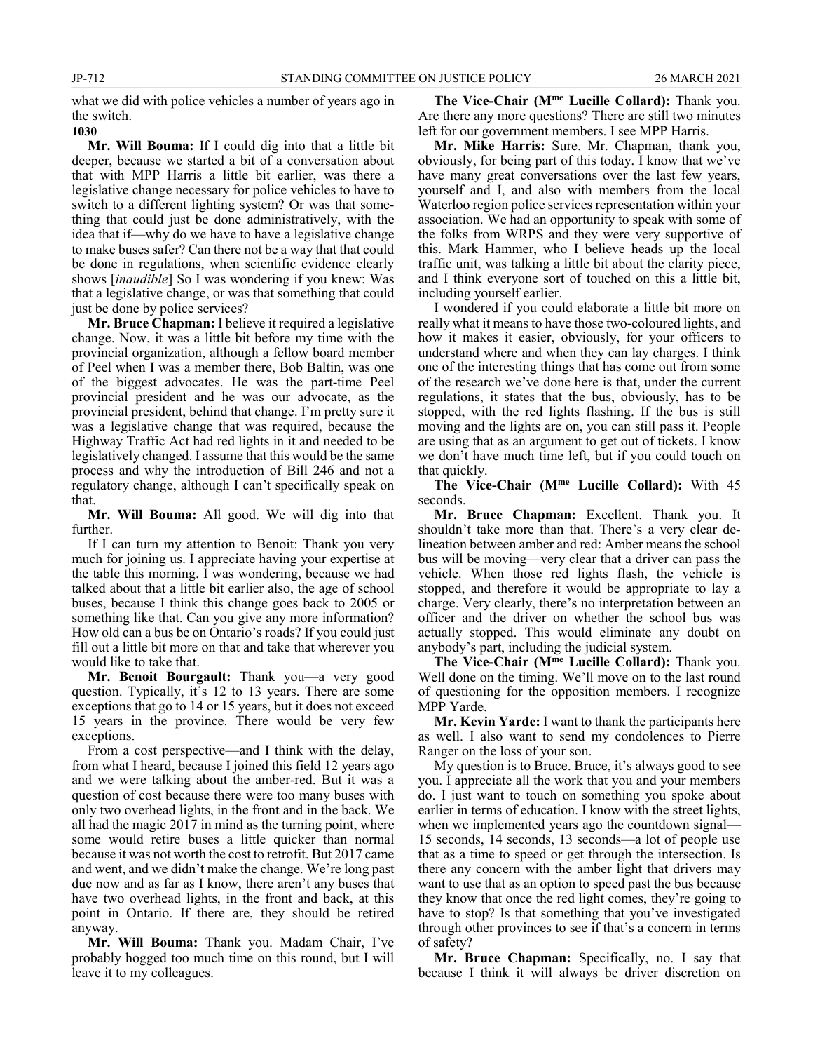what we did with police vehicles a number of years ago in the switch.

**1030**

**Mr. Will Bouma:** If I could dig into that a little bit deeper, because we started a bit of a conversation about that with MPP Harris a little bit earlier, was there a legislative change necessary for police vehicles to have to switch to a different lighting system? Or was that something that could just be done administratively, with the idea that if—why do we have to have a legislative change to make buses safer? Can there not be a way that that could be done in regulations, when scientific evidence clearly shows [*inaudible*] So I was wondering if you knew: Was that a legislative change, or was that something that could just be done by police services?

**Mr. Bruce Chapman:** I believe it required a legislative change. Now, it was a little bit before my time with the provincial organization, although a fellow board member of Peel when I was a member there, Bob Baltin, was one of the biggest advocates. He was the part-time Peel provincial president and he was our advocate, as the provincial president, behind that change. I'm pretty sure it was a legislative change that was required, because the Highway Traffic Act had red lights in it and needed to be legislatively changed. I assume that this would be the same process and why the introduction of Bill 246 and not a regulatory change, although I can't specifically speak on that.

**Mr. Will Bouma:** All good. We will dig into that further.

If I can turn my attention to Benoit: Thank you very much for joining us. I appreciate having your expertise at the table this morning. I was wondering, because we had talked about that a little bit earlier also, the age of school buses, because I think this change goes back to 2005 or something like that. Can you give any more information? How old can a bus be on Ontario's roads? If you could just fill out a little bit more on that and take that wherever you would like to take that.

**Mr. Benoit Bourgault:** Thank you—a very good question. Typically, it's 12 to 13 years. There are some exceptions that go to 14 or 15 years, but it does not exceed 15 years in the province. There would be very few exceptions.

From a cost perspective—and I think with the delay, from what I heard, because I joined this field 12 years ago and we were talking about the amber-red. But it was a question of cost because there were too many buses with only two overhead lights, in the front and in the back. We all had the magic 2017 in mind as the turning point, where some would retire buses a little quicker than normal because it was not worth the cost to retrofit. But 2017 came and went, and we didn't make the change. We're long past due now and as far as I know, there aren't any buses that have two overhead lights, in the front and back, at this point in Ontario. If there are, they should be retired anyway.

**Mr. Will Bouma:** Thank you. Madam Chair, I've probably hogged too much time on this round, but I will leave it to my colleagues.

**The Vice-Chair (Mme Lucille Collard):** Thank you. Are there any more questions? There are still two minutes left for our government members. I see MPP Harris.

**Mr. Mike Harris:** Sure. Mr. Chapman, thank you, obviously, for being part of this today. I know that we've have many great conversations over the last few years, yourself and I, and also with members from the local Waterloo region police services representation within your association. We had an opportunity to speak with some of the folks from WRPS and they were very supportive of this. Mark Hammer, who I believe heads up the local traffic unit, was talking a little bit about the clarity piece, and I think everyone sort of touched on this a little bit, including yourself earlier.

I wondered if you could elaborate a little bit more on really what it means to have those two-coloured lights, and how it makes it easier, obviously, for your officers to understand where and when they can lay charges. I think one of the interesting things that has come out from some of the research we've done here is that, under the current regulations, it states that the bus, obviously, has to be stopped, with the red lights flashing. If the bus is still moving and the lights are on, you can still pass it. People are using that as an argument to get out of tickets. I know we don't have much time left, but if you could touch on that quickly.

**The Vice-Chair (Mme Lucille Collard):** With 45 seconds.

**Mr. Bruce Chapman:** Excellent. Thank you. It shouldn't take more than that. There's a very clear delineation between amber and red: Amber means the school bus will be moving—very clear that a driver can pass the vehicle. When those red lights flash, the vehicle is stopped, and therefore it would be appropriate to lay a charge. Very clearly, there's no interpretation between an officer and the driver on whether the school bus was actually stopped. This would eliminate any doubt on anybody's part, including the judicial system.

**The Vice-Chair (Mme Lucille Collard):** Thank you. Well done on the timing. We'll move on to the last round of questioning for the opposition members. I recognize MPP Yarde.

**Mr. Kevin Yarde:** I want to thank the participants here as well. I also want to send my condolences to Pierre Ranger on the loss of your son.

My question is to Bruce. Bruce, it's always good to see you. I appreciate all the work that you and your members do. I just want to touch on something you spoke about earlier in terms of education. I know with the street lights, when we implemented years ago the countdown signal—15 seconds, 14 seconds, 13 seconds—a lot of people use that as a time to speed or get through the intersection. Is there any concern with the amber light that drivers may want to use that as an option to speed past the bus because they know that once the red light comes, they're going to have to stop? Is that something that you've investigated through other provinces to see if that's a concern in terms of safety?

**Mr. Bruce Chapman:** Specifically, no. I say that because I think it will always be driver discretion on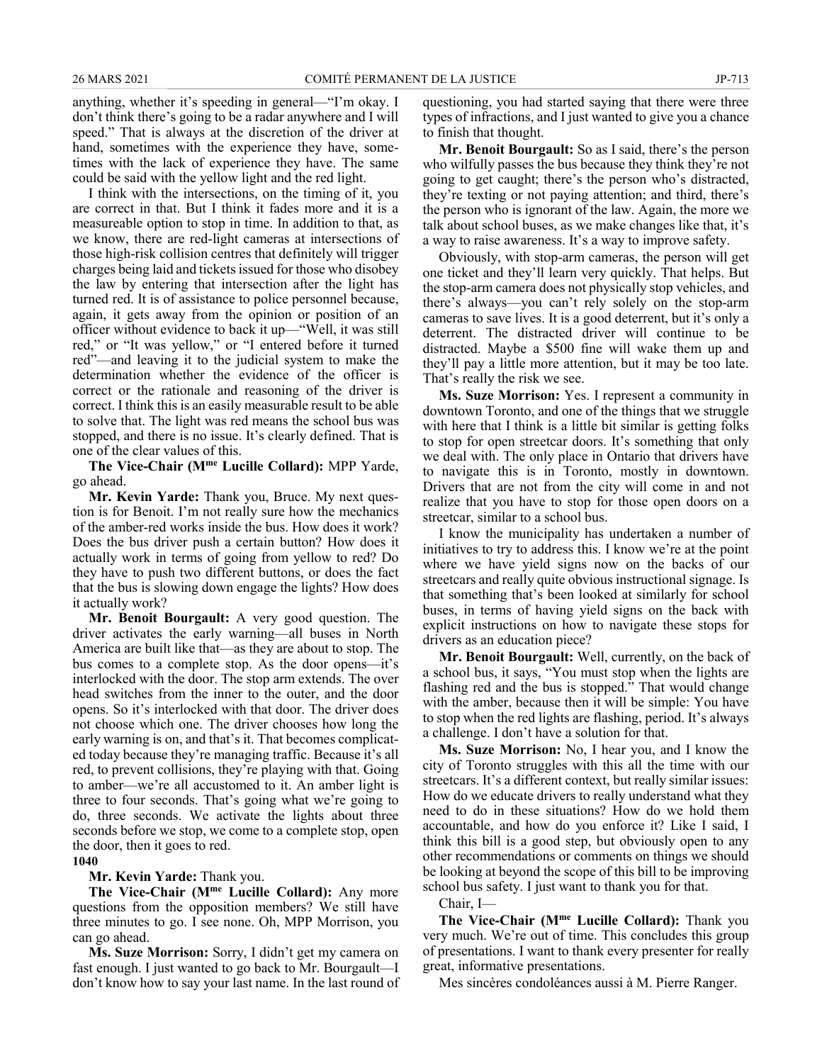anything, whether it's speeding in general—"I'm okay. I don't think there's going to be a radar anywhere and I will speed." That is always at the discretion of the driver at hand, sometimes with the experience they have, sometimes with the lack of experience they have. The same could be said with the yellow light and the red light.

I think with the intersections, on the timing of it, you are correct in that. But I think it fades more and it is a measureable option to stop in time. In addition to that, as we know, there are red-light cameras at intersections of those high-risk collision centres that definitely will trigger charges being laid and tickets issued for those who disobey the law by entering that intersection after the light has turned red. It is of assistance to police personnel because, again, it gets away from the opinion or position of an officer without evidence to back it up—"Well, it was still red," or "It was yellow," or "I entered before it turned red"—and leaving it to the judicial system to make the determination whether the evidence of the officer is correct or the rationale and reasoning of the driver is correct. I think this is an easily measurable result to be able to solve that. The light was red means the school bus was stopped, and there is no issue. It's clearly defined. That is one of the clear values of this.

**The Vice-Chair (Mme Lucille Collard):** MPP Yarde, go ahead.

**Mr. Kevin Yarde:** Thank you, Bruce. My next question is for Benoit. I'm not really sure how the mechanics of the amber-red works inside the bus. How does it work? Does the bus driver push a certain button? How does it actually work in terms of going from yellow to red? Do they have to push two different buttons, or does the fact that the bus is slowing down engage the lights? How does it actually work?

**Mr. Benoit Bourgault:** A very good question. The driver activates the early warning—all buses in North America are built like that—as they are about to stop. The bus comes to a complete stop. As the door opens—it's interlocked with the door. The stop arm extends. The over head switches from the inner to the outer, and the door opens. So it's interlocked with that door. The driver does not choose which one. The driver chooses how long the early warning is on, and that's it. That becomes complicated today because they're managing traffic. Because it's all red, to prevent collisions, they're playing with that. Going to amber—we're all accustomed to it. An amber light is three to four seconds. That's going what we're going to do, three seconds. We activate the lights about three seconds before we stop, we come to a complete stop, open the door, then it goes to red.

**1040**

**Mr. Kevin Yarde:** Thank you.

**The Vice-Chair (Mme Lucille Collard):** Any more questions from the opposition members? We still have three minutes to go. I see none. Oh, MPP Morrison, you can go ahead.

**Ms. Suze Morrison:** Sorry, I didn't get my camera on fast enough. I just wanted to go back to Mr. Bourgault—I don't know how to say your last name. In the last round of questioning, you had started saying that there were three types of infractions, and I just wanted to give you a chance to finish that thought.

**Mr. Benoit Bourgault:** So as I said, there's the person who wilfully passes the bus because they think they're not going to get caught; there's the person who's distracted, they're texting or not paying attention; and third, there's the person who is ignorant of the law. Again, the more we talk about school buses, as we make changes like that, it's a way to raise awareness. It's a way to improve safety.

Obviously, with stop-arm cameras, the person will get one ticket and they'll learn very quickly. That helps. But the stop-arm camera does not physically stop vehicles, and there's always—you can't rely solely on the stop-arm cameras to save lives. It is a good deterrent, but it's only a deterrent. The distracted driver will continue to be distracted. Maybe a $500 fine will wake them up and they'll pay a little more attention, but it may be too late. That's really the risk we see.

**Ms. Suze Morrison:** Yes. I represent a community in downtown Toronto, and one of the things that we struggle with here that I think is a little bit similar is getting folks to stop for open streetcar doors. It's something that only we deal with. The only place in Ontario that drivers have to navigate this is in Toronto, mostly in downtown. Drivers that are not from the city will come in and not realize that you have to stop for those open doors on a streetcar, similar to a school bus.

I know the municipality has undertaken a number of initiatives to try to address this. I know we're at the point where we have yield signs now on the backs of our streetcars and really quite obvious instructional signage. Is that something that's been looked at similarly for school buses, in terms of having yield signs on the back with explicit instructions on how to navigate these stops for drivers as an education piece?

**Mr. Benoit Bourgault:** Well, currently, on the back of a school bus, it says, "You must stop when the lights are flashing red and the bus is stopped." That would change with the amber, because then it will be simple: You have to stop when the red lights are flashing, period. It's always a challenge. I don't have a solution for that.

**Ms. Suze Morrison:** No, I hear you, and I know the city of Toronto struggles with this all the time with our streetcars. It's a different context, but really similar issues: How do we educate drivers to really understand what they need to do in these situations? How do we hold them accountable, and how do you enforce it? Like I said, I think this bill is a good step, but obviously open to any other recommendations or comments on things we should be looking at beyond the scope of this bill to be improving school bus safety. I just want to thank you for that.

Chair, I—

**The Vice-Chair (Mme Lucille Collard):** Thank you very much. We're out of time. This concludes this group of presentations. I want to thank every presenter for really great, informative presentations.

Mes sincères condoléances aussi à M. Pierre Ranger.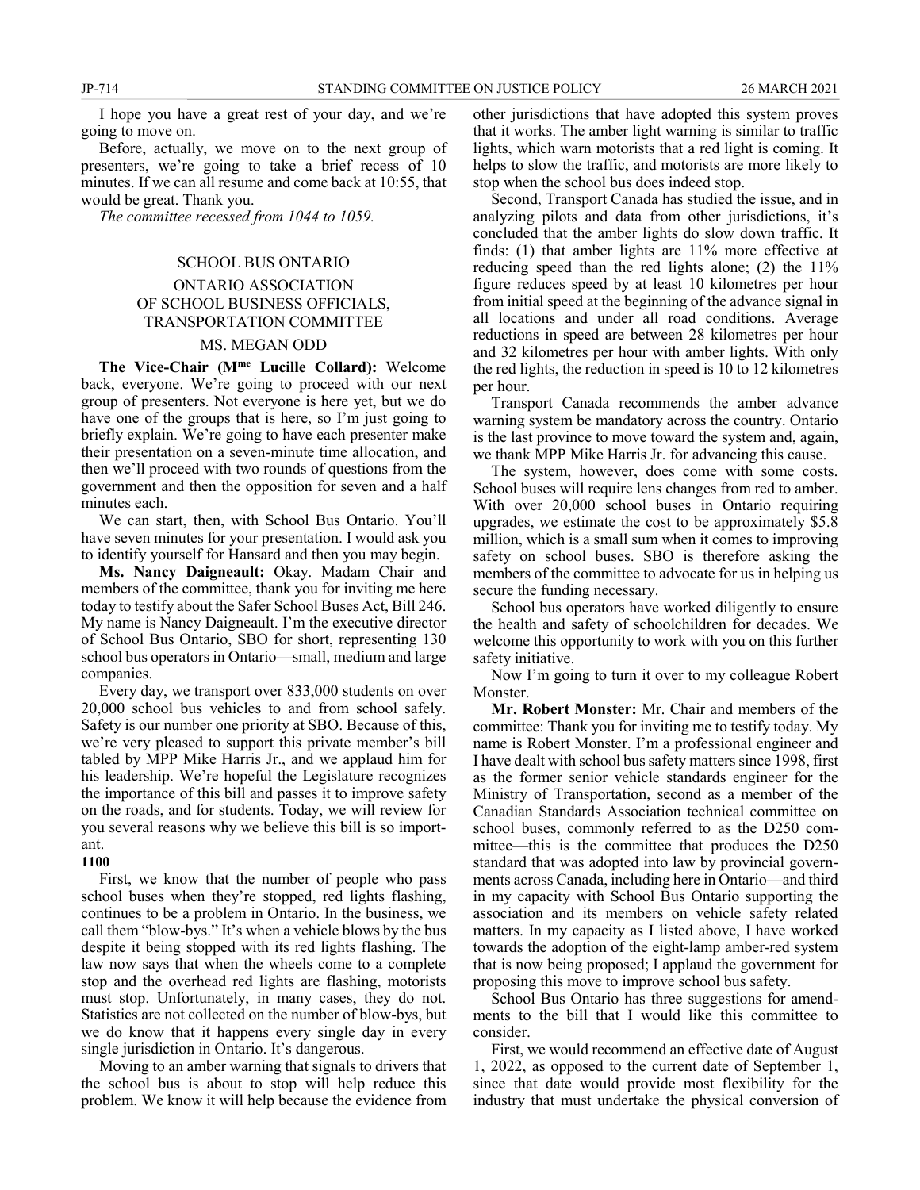I hope you have a great rest of your day, and we're going to move on.

Before, actually, we move on to the next group of presenters, we're going to take a brief recess of 10 minutes. If we can all resume and come back at 10:55, that would be great. Thank you.

*The committee recessed from 1044 to 1059.*

## SCHOOL BUS ONTARIO

## ONTARIO ASSOCIATION OF SCHOOL BUSINESS OFFICIALS, TRANSPORTATION COMMITTEE

## MS. MEGAN ODD

**The Vice-Chair (Mme Lucille Collard):** Welcome back, everyone. We're going to proceed with our next group of presenters. Not everyone is here yet, but we do have one of the groups that is here, so I'm just going to briefly explain. We're going to have each presenter make their presentation on a seven-minute time allocation, and then we'll proceed with two rounds of questions from the government and then the opposition for seven and a half minutes each.

We can start, then, with School Bus Ontario. You'll have seven minutes for your presentation. I would ask you to identify yourself for Hansard and then you may begin.

**Ms. Nancy Daigneault:** Okay. Madam Chair and members of the committee, thank you for inviting me here today to testify about the Safer School Buses Act, Bill 246. My name is Nancy Daigneault. I'm the executive director of School Bus Ontario, SBO for short, representing 130 school bus operators in Ontario—small, medium and large companies.

Every day, we transport over 833,000 students on over 20,000 school bus vehicles to and from school safely. Safety is our number one priority at SBO. Because of this, we're very pleased to support this private member's bill tabled by MPP Mike Harris Jr., and we applaud him for his leadership. We're hopeful the Legislature recognizes the importance of this bill and passes it to improve safety on the roads, and for students. Today, we will review for you several reasons why we believe this bill is so important.

**1100**

First, we know that the number of people who pass school buses when they're stopped, red lights flashing, continues to be a problem in Ontario. In the business, we call them "blow-bys." It's when a vehicle blows by the bus despite it being stopped with its red lights flashing. The law now says that when the wheels come to a complete stop and the overhead red lights are flashing, motorists must stop. Unfortunately, in many cases, they do not. Statistics are not collected on the number of blow-bys, but we do know that it happens every single day in every single jurisdiction in Ontario. It's dangerous.

Moving to an amber warning that signals to drivers that the school bus is about to stop will help reduce this problem. We know it will help because the evidence from other jurisdictions that have adopted this system proves that it works. The amber light warning is similar to traffic lights, which warn motorists that a red light is coming. It helps to slow the traffic, and motorists are more likely to stop when the school bus does indeed stop.

Second, Transport Canada has studied the issue, and in analyzing pilots and data from other jurisdictions, it's concluded that the amber lights do slow down traffic. It finds: (1) that amber lights are 11% more effective at reducing speed than the red lights alone; (2) the 11% figure reduces speed by at least 10 kilometres per hour from initial speed at the beginning of the advance signal in all locations and under all road conditions. Average reductions in speed are between 28 kilometres per hour and 32 kilometres per hour with amber lights. With only the red lights, the reduction in speed is 10 to 12 kilometres per hour.

Transport Canada recommends the amber advance warning system be mandatory across the country. Ontario is the last province to move toward the system and, again, we thank MPP Mike Harris Jr. for advancing this cause.

The system, however, does come with some costs. School buses will require lens changes from red to amber. With over 20,000 school buses in Ontario requiring upgrades, we estimate the cost to be approximately \$5.8 million, which is a small sum when it comes to improving safety on school buses. SBO is therefore asking the members of the committee to advocate for us in helping us secure the funding necessary.

School bus operators have worked diligently to ensure the health and safety of schoolchildren for decades. We welcome this opportunity to work with you on this further safety initiative.

Now I'm going to turn it over to my colleague Robert Monster.

**Mr. Robert Monster:** Mr. Chair and members of the committee: Thank you for inviting me to testify today. My name is Robert Monster. I'm a professional engineer and I have dealt with school bus safety matters since 1998, first as the former senior vehicle standards engineer for the Ministry of Transportation, second as a member of the Canadian Standards Association technical committee on school buses, commonly referred to as the D250 committee—this is the committee that produces the D250 standard that was adopted into law by provincial governments across Canada, including here in Ontario—and third in my capacity with School Bus Ontario supporting the association and its members on vehicle safety related matters. In my capacity as I listed above, I have worked towards the adoption of the eight-lamp amber-red system that is now being proposed; I applaud the government for proposing this move to improve school bus safety.

School Bus Ontario has three suggestions for amendments to the bill that I would like this committee to consider.

First, we would recommend an effective date of August 1, 2022, as opposed to the current date of September 1, since that date would provide most flexibility for the industry that must undertake the physical conversion of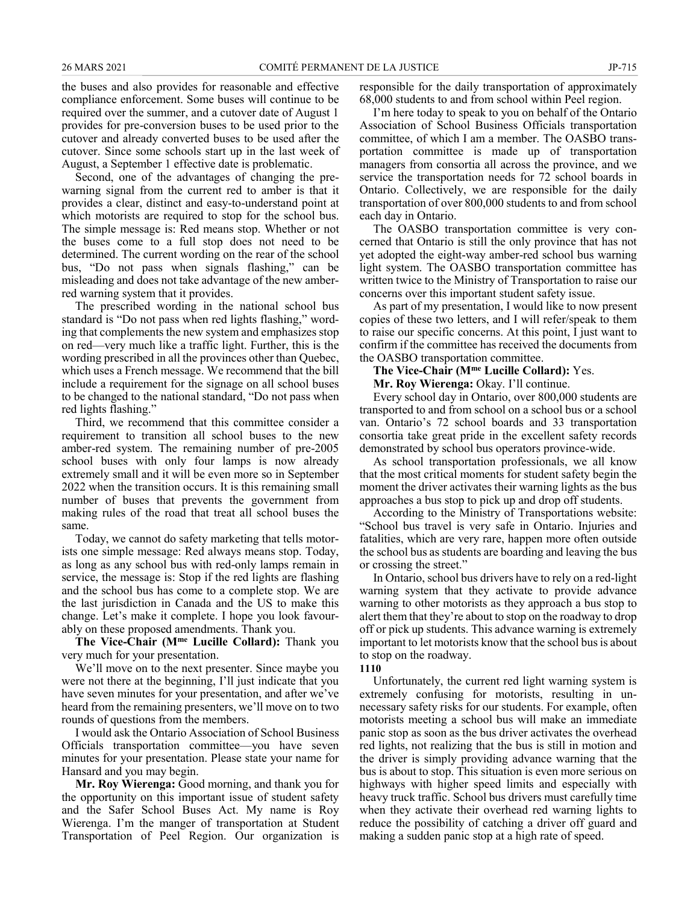the buses and also provides for reasonable and effective compliance enforcement. Some buses will continue to be required over the summer, and a cutover date of August 1 provides for pre-conversion buses to be used prior to the cutover and already converted buses to be used after the cutover. Since some schools start up in the last week of August, a September 1 effective date is problematic.

Second, one of the advantages of changing the pre-warning signal from the current red to amber is that it provides a clear, distinct and easy-to-understand point at which motorists are required to stop for the school bus. The simple message is: Red means stop. Whether or not the buses come to a full stop does not need to be determined. The current wording on the rear of the school bus, "Do not pass when signals flashing," can be misleading and does not take advantage of the new amber-red warning system that it provides.

The prescribed wording in the national school bus standard is "Do not pass when red lights flashing," wording that complements the new system and emphasizes stop on red—very much like a traffic light. Further, this is the wording prescribed in all the provinces other than Quebec, which uses a French message. We recommend that the bill include a requirement for the signage on all school buses to be changed to the national standard, "Do not pass when red lights flashing."

Third, we recommend that this committee consider a requirement to transition all school buses to the new amber-red system. The remaining number of pre-2005 school buses with only four lamps is now already extremely small and it will be even more so in September 2022 when the transition occurs. It is this remaining small number of buses that prevents the government from making rules of the road that treat all school buses the same.

Today, we cannot do safety marketing that tells motorists one simple message: Red always means stop. Today, as long as any school bus with red-only lamps remain in service, the message is: Stop if the red lights are flashing and the school bus has come to a complete stop. We are the last jurisdiction in Canada and the US to make this change. Let's make it complete. I hope you look favourably on these proposed amendments. Thank you.

**The Vice-Chair (Mme Lucille Collard):** Thank you very much for your presentation.

We'll move on to the next presenter. Since maybe you were not there at the beginning, I'll just indicate that you have seven minutes for your presentation, and after we've heard from the remaining presenters, we'll move on to two rounds of questions from the members.

I would ask the Ontario Association of School Business Officials transportation committee—you have seven minutes for your presentation. Please state your name for Hansard and you may begin.

**Mr. Roy Wierenga:** Good morning, and thank you for the opportunity on this important issue of student safety and the Safer School Buses Act. My name is Roy Wierenga. I'm the manger of transportation at Student Transportation of Peel Region. Our organization is responsible for the daily transportation of approximately 68,000 students to and from school within Peel region.

I'm here today to speak to you on behalf of the Ontario Association of School Business Officials transportation committee, of which I am a member. The OASBO transportation committee is made up of transportation managers from consortia all across the province, and we service the transportation needs for 72 school boards in Ontario. Collectively, we are responsible for the daily transportation of over 800,000 students to and from school each day in Ontario.

The OASBO transportation committee is very concerned that Ontario is still the only province that has not yet adopted the eight-way amber-red school bus warning light system. The OASBO transportation committee has written twice to the Ministry of Transportation to raise our concerns over this important student safety issue.

As part of my presentation, I would like to now present copies of these two letters, and I will refer/speak to them to raise our specific concerns. At this point, I just want to confirm if the committee has received the documents from the OASBO transportation committee.

**The Vice-Chair (Mme Lucille Collard):** Yes.

**Mr. Roy Wierenga:** Okay. I'll continue.

Every school day in Ontario, over 800,000 students are transported to and from school on a school bus or a school van. Ontario's 72 school boards and 33 transportation consortia take great pride in the excellent safety records demonstrated by school bus operators province-wide.

As school transportation professionals, we all know that the most critical moments for student safety begin the moment the driver activates their warning lights as the bus approaches a bus stop to pick up and drop off students.

According to the Ministry of Transportations website: "School bus travel is very safe in Ontario. Injuries and fatalities, which are very rare, happen more often outside the school bus as students are boarding and leaving the bus or crossing the street."

In Ontario, school bus drivers have to rely on a red-light warning system that they activate to provide advance warning to other motorists as they approach a bus stop to alert them that they're about to stop on the roadway to drop off or pick up students. This advance warning is extremely important to let motorists know that the school bus is about to stop on the roadway.

**1110**

Unfortunately, the current red light warning system is extremely confusing for motorists, resulting in unnecessary safety risks for our students. For example, often motorists meeting a school bus will make an immediate panic stop as soon as the bus driver activates the overhead red lights, not realizing that the bus is still in motion and the driver is simply providing advance warning that the bus is about to stop. This situation is even more serious on highways with higher speed limits and especially with heavy truck traffic. School bus drivers must carefully time when they activate their overhead red warning lights to reduce the possibility of catching a driver off guard and making a sudden panic stop at a high rate of speed.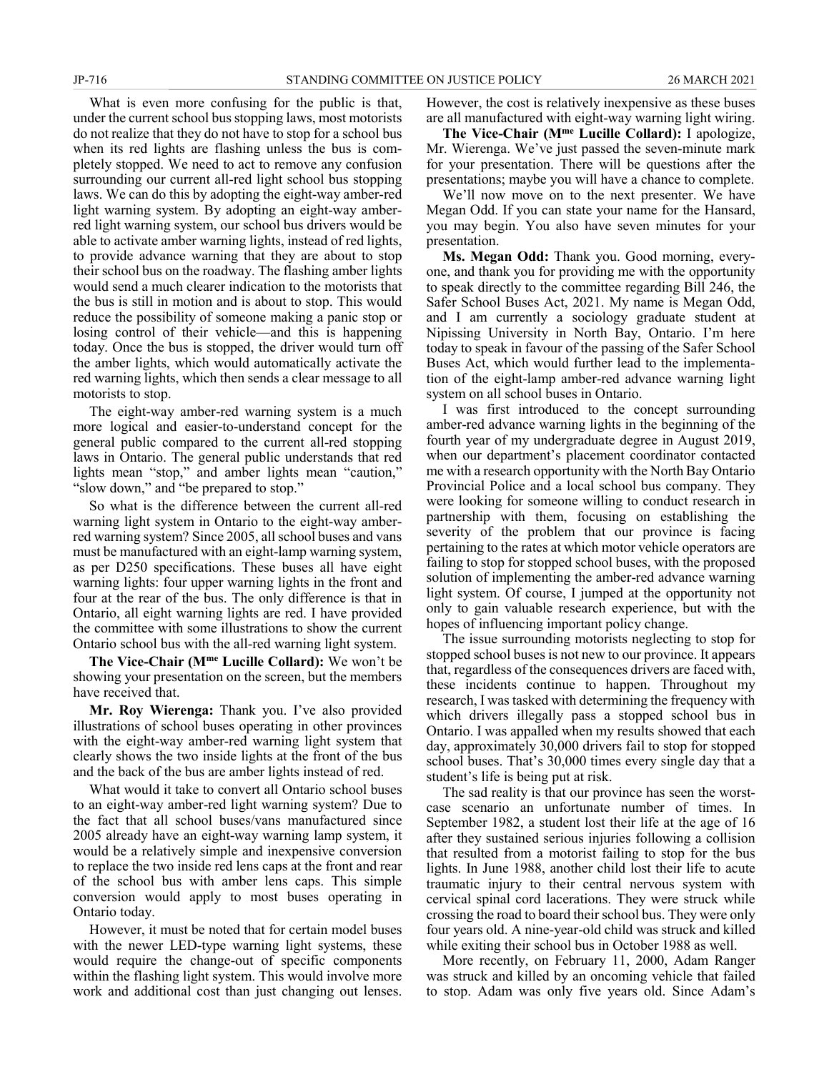What is even more confusing for the public is that, under the current school bus stopping laws, most motorists do not realize that they do not have to stop for a school bus when its red lights are flashing unless the bus is completely stopped. We need to act to remove any confusion surrounding our current all-red light school bus stopping laws. We can do this by adopting the eight-way amber-red light warning system. By adopting an eight-way amber-red light warning system, our school bus drivers would be able to activate amber warning lights, instead of red lights, to provide advance warning that they are about to stop their school bus on the roadway. The flashing amber lights would send a much clearer indication to the motorists that the bus is still in motion and is about to stop. This would reduce the possibility of someone making a panic stop or losing control of their vehicle—and this is happening today. Once the bus is stopped, the driver would turn off the amber lights, which would automatically activate the red warning lights, which then sends a clear message to all motorists to stop.

The eight-way amber-red warning system is a much more logical and easier-to-understand concept for the general public compared to the current all-red stopping laws in Ontario. The general public understands that red lights mean "stop," and amber lights mean "caution," "slow down," and "be prepared to stop."

So what is the difference between the current all-red warning light system in Ontario to the eight-way amber-red warning system? Since 2005, all school buses and vans must be manufactured with an eight-lamp warning system, as per D250 specifications. These buses all have eight warning lights: four upper warning lights in the front and four at the rear of the bus. The only difference is that in Ontario, all eight warning lights are red. I have provided the committee with some illustrations to show the current Ontario school bus with the all-red warning light system.

**The Vice-Chair (Mme Lucille Collard):** We won't be showing your presentation on the screen, but the members have received that.

**Mr. Roy Wierenga:** Thank you. I've also provided illustrations of school buses operating in other provinces with the eight-way amber-red warning light system that clearly shows the two inside lights at the front of the bus and the back of the bus are amber lights instead of red.

What would it take to convert all Ontario school buses to an eight-way amber-red light warning system? Due to the fact that all school buses/vans manufactured since 2005 already have an eight-way warning lamp system, it would be a relatively simple and inexpensive conversion to replace the two inside red lens caps at the front and rear of the school bus with amber lens caps. This simple conversion would apply to most buses operating in Ontario today.

However, it must be noted that for certain model buses with the newer LED-type warning light systems, these would require the change-out of specific components within the flashing light system. This would involve more work and additional cost than just changing out lenses. However, the cost is relatively inexpensive as these buses are all manufactured with eight-way warning light wiring.

**The Vice-Chair (Mme Lucille Collard):** I apologize, Mr. Wierenga. We've just passed the seven-minute mark for your presentation. There will be questions after the presentations; maybe you will have a chance to complete.

We'll now move on to the next presenter. We have Megan Odd. If you can state your name for the Hansard, you may begin. You also have seven minutes for your presentation.

**Ms. Megan Odd:** Thank you. Good morning, everyone, and thank you for providing me with the opportunity to speak directly to the committee regarding Bill 246, the Safer School Buses Act, 2021. My name is Megan Odd, and I am currently a sociology graduate student at Nipissing University in North Bay, Ontario. I'm here today to speak in favour of the passing of the Safer School Buses Act, which would further lead to the implementation of the eight-lamp amber-red advance warning light system on all school buses in Ontario.

I was first introduced to the concept surrounding amber-red advance warning lights in the beginning of the fourth year of my undergraduate degree in August 2019, when our department's placement coordinator contacted me with a research opportunity with the North Bay Ontario Provincial Police and a local school bus company. They were looking for someone willing to conduct research in partnership with them, focusing on establishing the severity of the problem that our province is facing pertaining to the rates at which motor vehicle operators are failing to stop for stopped school buses, with the proposed solution of implementing the amber-red advance warning light system. Of course, I jumped at the opportunity not only to gain valuable research experience, but with the hopes of influencing important policy change.

The issue surrounding motorists neglecting to stop for stopped school buses is not new to our province. It appears that, regardless of the consequences drivers are faced with, these incidents continue to happen. Throughout my research, I was tasked with determining the frequency with which drivers illegally pass a stopped school bus in Ontario. I was appalled when my results showed that each day, approximately 30,000 drivers fail to stop for stopped school buses. That's 30,000 times every single day that a student's life is being put at risk.

The sad reality is that our province has seen the worst-case scenario an unfortunate number of times. In September 1982, a student lost their life at the age of 16 after they sustained serious injuries following a collision that resulted from a motorist failing to stop for the bus lights. In June 1988, another child lost their life to acute traumatic injury to their central nervous system with cervical spinal cord lacerations. They were struck while crossing the road to board their school bus. They were only four years old. A nine-year-old child was struck and killed while exiting their school bus in October 1988 as well.

More recently, on February 11, 2000, Adam Ranger was struck and killed by an oncoming vehicle that failed to stop. Adam was only five years old. Since Adam's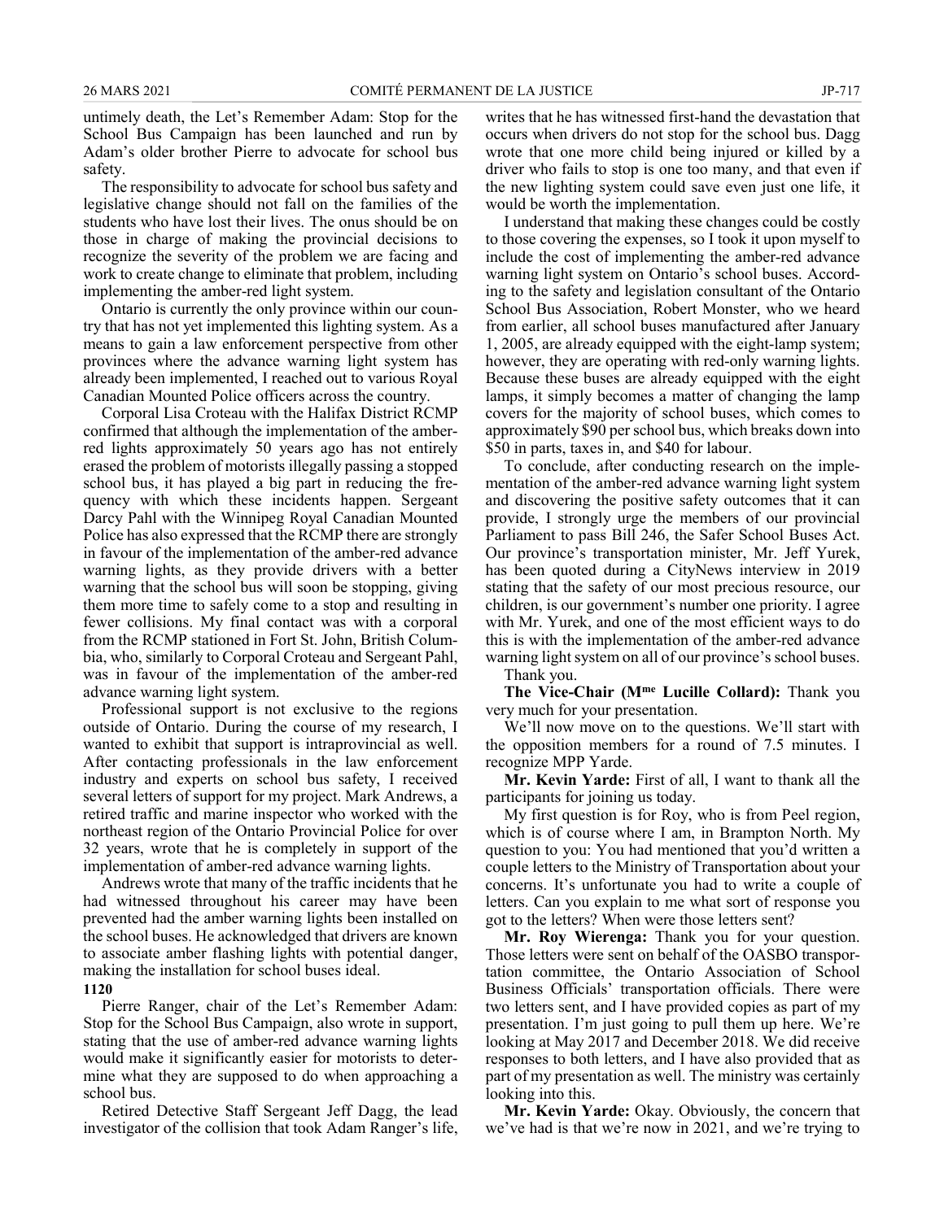untimely death, the Let's Remember Adam: Stop for the School Bus Campaign has been launched and run by Adam's older brother Pierre to advocate for school bus safety.

The responsibility to advocate for school bus safety and legislative change should not fall on the families of the students who have lost their lives. The onus should be on those in charge of making the provincial decisions to recognize the severity of the problem we are facing and work to create change to eliminate that problem, including implementing the amber-red light system.

Ontario is currently the only province within our country that has not yet implemented this lighting system. As a means to gain a law enforcement perspective from other provinces where the advance warning light system has already been implemented, I reached out to various Royal Canadian Mounted Police officers across the country.

Corporal Lisa Croteau with the Halifax District RCMP confirmed that although the implementation of the amber-red lights approximately 50 years ago has not entirely erased the problem of motorists illegally passing a stopped school bus, it has played a big part in reducing the frequency with which these incidents happen. Sergeant Darcy Pahl with the Winnipeg Royal Canadian Mounted Police has also expressed that the RCMP there are strongly in favour of the implementation of the amber-red advance warning lights, as they provide drivers with a better warning that the school bus will soon be stopping, giving them more time to safely come to a stop and resulting in fewer collisions. My final contact was with a corporal from the RCMP stationed in Fort St. John, British Columbia, who, similarly to Corporal Croteau and Sergeant Pahl, was in favour of the implementation of the amber-red advance warning light system.

Professional support is not exclusive to the regions outside of Ontario. During the course of my research, I wanted to exhibit that support is intraprovincial as well. After contacting professionals in the law enforcement industry and experts on school bus safety, I received several letters of support for my project. Mark Andrews, a retired traffic and marine inspector who worked with the northeast region of the Ontario Provincial Police for over 32 years, wrote that he is completely in support of the implementation of amber-red advance warning lights.

Andrews wrote that many of the traffic incidents that he had witnessed throughout his career may have been prevented had the amber warning lights been installed on the school buses. He acknowledged that drivers are known to associate amber flashing lights with potential danger, making the installation for school buses ideal.

**1120**

Pierre Ranger, chair of the Let's Remember Adam: Stop for the School Bus Campaign, also wrote in support, stating that the use of amber-red advance warning lights would make it significantly easier for motorists to determine what they are supposed to do when approaching a school bus.

Retired Detective Staff Sergeant Jeff Dagg, the lead investigator of the collision that took Adam Ranger's life, writes that he has witnessed first-hand the devastation that occurs when drivers do not stop for the school bus. Dagg wrote that one more child being injured or killed by a driver who fails to stop is one too many, and that even if the new lighting system could save even just one life, it would be worth the implementation.

I understand that making these changes could be costly to those covering the expenses, so I took it upon myself to include the cost of implementing the amber-red advance warning light system on Ontario's school buses. According to the safety and legislation consultant of the Ontario School Bus Association, Robert Monster, who we heard from earlier, all school buses manufactured after January 1, 2005, are already equipped with the eight-lamp system; however, they are operating with red-only warning lights. Because these buses are already equipped with the eight lamps, it simply becomes a matter of changing the lamp covers for the majority of school buses, which comes to approximately $90 per school bus, which breaks down into $50 in parts, taxes in, and $40 for labour.

To conclude, after conducting research on the implementation of the amber-red advance warning light system and discovering the positive safety outcomes that it can provide, I strongly urge the members of our provincial Parliament to pass Bill 246, the Safer School Buses Act. Our province's transportation minister, Mr. Jeff Yurek, has been quoted during a CityNews interview in 2019 stating that the safety of our most precious resource, our children, is our government's number one priority. I agree with Mr. Yurek, and one of the most efficient ways to do this is with the implementation of the amber-red advance warning light system on all of our province's school buses.

Thank you.

**The Vice-Chair (Mme Lucille Collard):** Thank you very much for your presentation.

We'll now move on to the questions. We'll start with the opposition members for a round of 7.5 minutes. I recognize MPP Yarde.

**Mr. Kevin Yarde:** First of all, I want to thank all the participants for joining us today.

My first question is for Roy, who is from Peel region, which is of course where I am, in Brampton North. My question to you: You had mentioned that you'd written a couple letters to the Ministry of Transportation about your concerns. It's unfortunate you had to write a couple of letters. Can you explain to me what sort of response you got to the letters? When were those letters sent?

**Mr. Roy Wierenga:** Thank you for your question. Those letters were sent on behalf of the OASBO transportation committee, the Ontario Association of School Business Officials' transportation officials. There were two letters sent, and I have provided copies as part of my presentation. I'm just going to pull them up here. We're looking at May 2017 and December 2018. We did receive responses to both letters, and I have also provided that as part of my presentation as well. The ministry was certainly looking into this.

**Mr. Kevin Yarde:** Okay. Obviously, the concern that we've had is that we're now in 2021, and we're trying to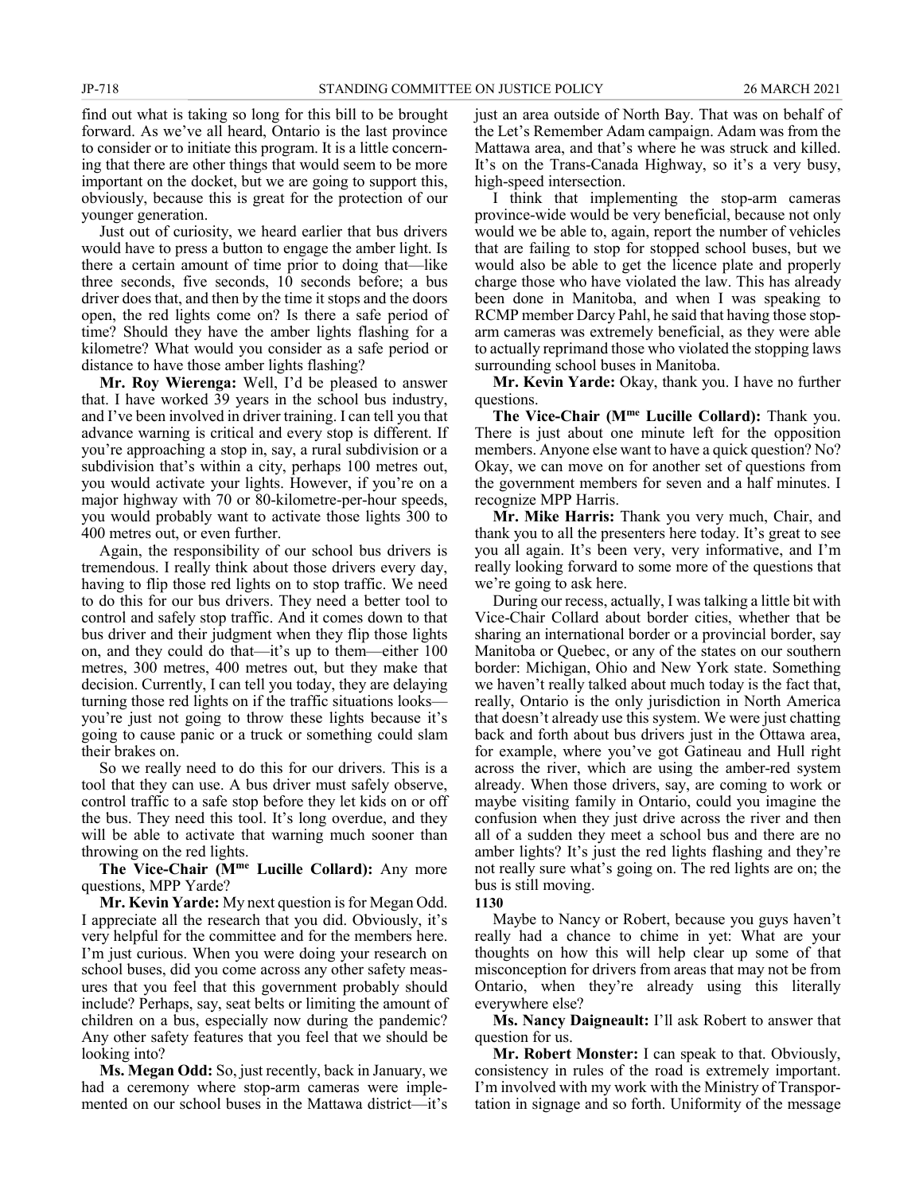find out what is taking so long for this bill to be brought forward. As we've all heard, Ontario is the last province to consider or to initiate this program. It is a little concerning that there are other things that would seem to be more important on the docket, but we are going to support this, obviously, because this is great for the protection of our younger generation.

Just out of curiosity, we heard earlier that bus drivers would have to press a button to engage the amber light. Is there a certain amount of time prior to doing that—like three seconds, five seconds, 10 seconds before; a bus driver does that, and then by the time it stops and the doors open, the red lights come on? Is there a safe period of time? Should they have the amber lights flashing for a kilometre? What would you consider as a safe period or distance to have those amber lights flashing?

**Mr. Roy Wierenga:** Well, I'd be pleased to answer that. I have worked 39 years in the school bus industry, and I've been involved in driver training. I can tell you that advance warning is critical and every stop is different. If you're approaching a stop in, say, a rural subdivision or a subdivision that's within a city, perhaps 100 metres out, you would activate your lights. However, if you're on a major highway with 70 or 80-kilometre-per-hour speeds, you would probably want to activate those lights 300 to 400 metres out, or even further.

Again, the responsibility of our school bus drivers is tremendous. I really think about those drivers every day, having to flip those red lights on to stop traffic. We need to do this for our bus drivers. They need a better tool to control and safely stop traffic. And it comes down to that bus driver and their judgment when they flip those lights on, and they could do that—it's up to them—either 100 metres, 300 metres, 400 metres out, but they make that decision. Currently, I can tell you today, they are delaying turning those red lights on if the traffic situations looks—you're just not going to throw these lights because it's going to cause panic or a truck or something could slam their brakes on.

So we really need to do this for our drivers. This is a tool that they can use. A bus driver must safely observe, control traffic to a safe stop before they let kids on or off the bus. They need this tool. It's long overdue, and they will be able to activate that warning much sooner than throwing on the red lights.

**The Vice-Chair (Mme Lucille Collard):** Any more questions, MPP Yarde?

**Mr. Kevin Yarde:** My next question is for Megan Odd. I appreciate all the research that you did. Obviously, it's very helpful for the committee and for the members here. I'm just curious. When you were doing your research on school buses, did you come across any other safety measures that you feel that this government probably should include? Perhaps, say, seat belts or limiting the amount of children on a bus, especially now during the pandemic? Any other safety features that you feel that we should be looking into?

**Ms. Megan Odd:** So, just recently, back in January, we had a ceremony where stop-arm cameras were implemented on our school buses in the Mattawa district—it's just an area outside of North Bay. That was on behalf of the Let's Remember Adam campaign. Adam was from the Mattawa area, and that's where he was struck and killed. It's on the Trans-Canada Highway, so it's a very busy, high-speed intersection.

I think that implementing the stop-arm cameras province-wide would be very beneficial, because not only would we be able to, again, report the number of vehicles that are failing to stop for stopped school buses, but we would also be able to get the licence plate and properly charge those who have violated the law. This has already been done in Manitoba, and when I was speaking to RCMP member Darcy Pahl, he said that having those stop-arm cameras was extremely beneficial, as they were able to actually reprimand those who violated the stopping laws surrounding school buses in Manitoba.

**Mr. Kevin Yarde:** Okay, thank you. I have no further questions.

**The Vice-Chair (Mme Lucille Collard):** Thank you. There is just about one minute left for the opposition members. Anyone else want to have a quick question? No? Okay, we can move on for another set of questions from the government members for seven and a half minutes. I recognize MPP Harris.

**Mr. Mike Harris:** Thank you very much, Chair, and thank you to all the presenters here today. It's great to see you all again. It's been very, very informative, and I'm really looking forward to some more of the questions that we're going to ask here.

During our recess, actually, I was talking a little bit with Vice-Chair Collard about border cities, whether that be sharing an international border or a provincial border, say Manitoba or Quebec, or any of the states on our southern border: Michigan, Ohio and New York state. Something we haven't really talked about much today is the fact that, really, Ontario is the only jurisdiction in North America that doesn't already use this system. We were just chatting back and forth about bus drivers just in the Ottawa area, for example, where you've got Gatineau and Hull right across the river, which are using the amber-red system already. When those drivers, say, are coming to work or maybe visiting family in Ontario, could you imagine the confusion when they just drive across the river and then all of a sudden they meet a school bus and there are no amber lights? It's just the red lights flashing and they're not really sure what's going on. The red lights are on; the bus is still moving.

**1130**

Maybe to Nancy or Robert, because you guys haven't really had a chance to chime in yet: What are your thoughts on how this will help clear up some of that misconception for drivers from areas that may not be from Ontario, when they're already using this literally everywhere else?

**Ms. Nancy Daigneault:** I'll ask Robert to answer that question for us.

**Mr. Robert Monster:** I can speak to that. Obviously, consistency in rules of the road is extremely important. I'm involved with my work with the Ministry of Transportation in signage and so forth. Uniformity of the message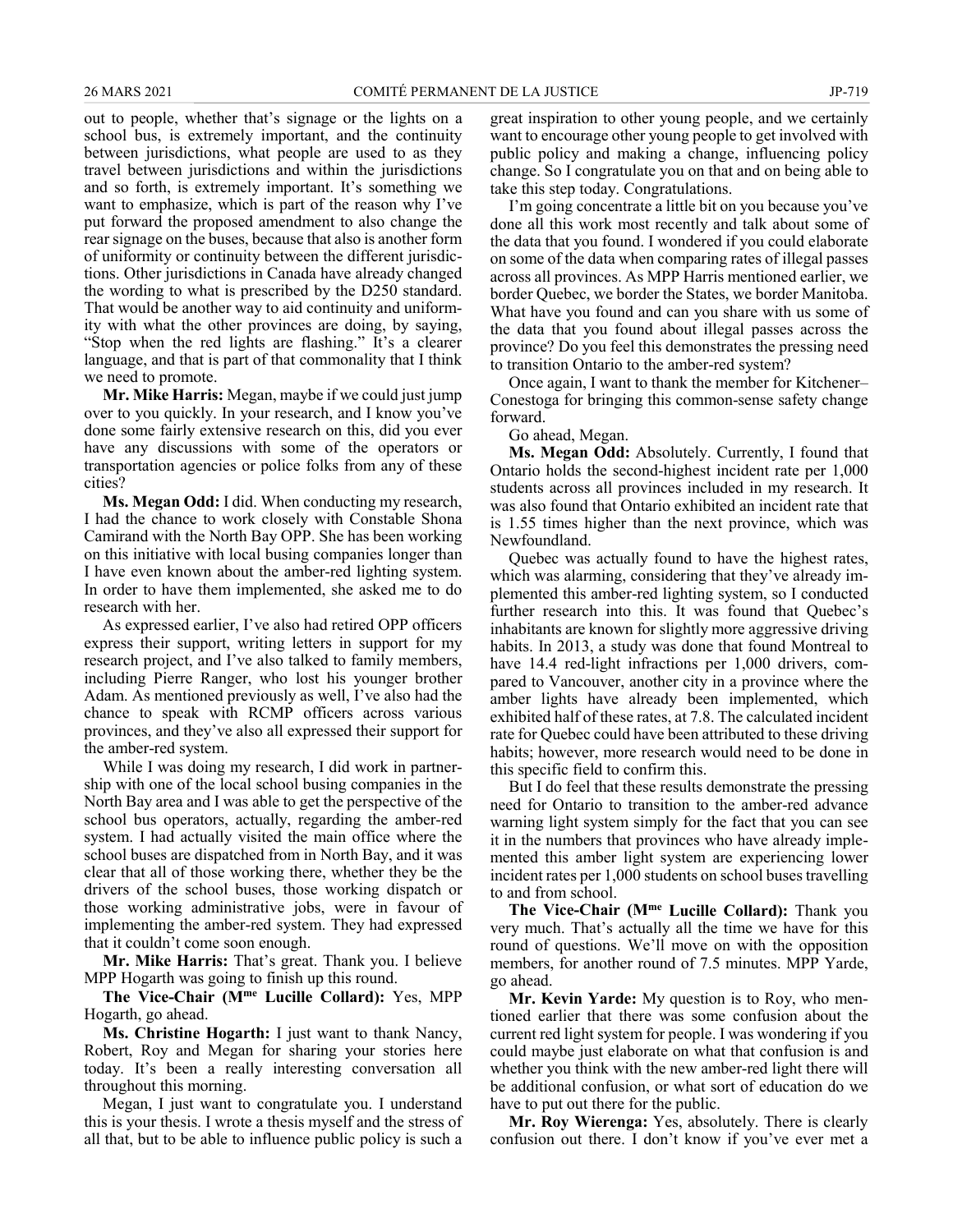out to people, whether that's signage or the lights on a school bus, is extremely important, and the continuity between jurisdictions, what people are used to as they travel between jurisdictions and within the jurisdictions and so forth, is extremely important. It's something we want to emphasize, which is part of the reason why I've put forward the proposed amendment to also change the rear signage on the buses, because that also is another form of uniformity or continuity between the different jurisdictions. Other jurisdictions in Canada have already changed the wording to what is prescribed by the D250 standard. That would be another way to aid continuity and uniformity with what the other provinces are doing, by saying, "Stop when the red lights are flashing." It's a clearer language, and that is part of that commonality that I think we need to promote.

**Mr. Mike Harris:** Megan, maybe if we could just jump over to you quickly. In your research, and I know you've done some fairly extensive research on this, did you ever have any discussions with some of the operators or transportation agencies or police folks from any of these cities?

**Ms. Megan Odd:** I did. When conducting my research, I had the chance to work closely with Constable Shona Camirand with the North Bay OPP. She has been working on this initiative with local busing companies longer than I have even known about the amber-red lighting system. In order to have them implemented, she asked me to do research with her.

As expressed earlier, I've also had retired OPP officers express their support, writing letters in support for my research project, and I've also talked to family members, including Pierre Ranger, who lost his younger brother Adam. As mentioned previously as well, I've also had the chance to speak with RCMP officers across various provinces, and they've also all expressed their support for the amber-red system.

While I was doing my research, I did work in partnership with one of the local school busing companies in the North Bay area and I was able to get the perspective of the school bus operators, actually, regarding the amber-red system. I had actually visited the main office where the school buses are dispatched from in North Bay, and it was clear that all of those working there, whether they be the drivers of the school buses, those working dispatch or those working administrative jobs, were in favour of implementing the amber-red system. They had expressed that it couldn't come soon enough.

**Mr. Mike Harris:** That's great. Thank you. I believe MPP Hogarth was going to finish up this round.

**The Vice-Chair (Mme Lucille Collard):** Yes, MPP Hogarth, go ahead.

**Ms. Christine Hogarth:** I just want to thank Nancy, Robert, Roy and Megan for sharing your stories here today. It's been a really interesting conversation all throughout this morning.

Megan, I just want to congratulate you. I understand this is your thesis. I wrote a thesis myself and the stress of all that, but to be able to influence public policy is such a great inspiration to other young people, and we certainly want to encourage other young people to get involved with public policy and making a change, influencing policy change. So I congratulate you on that and on being able to take this step today. Congratulations.

I'm going concentrate a little bit on you because you've done all this work most recently and talk about some of the data that you found. I wondered if you could elaborate on some of the data when comparing rates of illegal passes across all provinces. As MPP Harris mentioned earlier, we border Quebec, we border the States, we border Manitoba. What have you found and can you share with us some of the data that you found about illegal passes across the province? Do you feel this demonstrates the pressing need to transition Ontario to the amber-red system?

Once again, I want to thank the member for Kitchener–Conestoga for bringing this common-sense safety change forward.

Go ahead, Megan.

**Ms. Megan Odd:** Absolutely. Currently, I found that Ontario holds the second-highest incident rate per 1,000 students across all provinces included in my research. It was also found that Ontario exhibited an incident rate that is 1.55 times higher than the next province, which was Newfoundland.

Quebec was actually found to have the highest rates, which was alarming, considering that they've already implemented this amber-red lighting system, so I conducted further research into this. It was found that Quebec's inhabitants are known for slightly more aggressive driving habits. In 2013, a study was done that found Montreal to have 14.4 red-light infractions per 1,000 drivers, compared to Vancouver, another city in a province where the amber lights have already been implemented, which exhibited half of these rates, at 7.8. The calculated incident rate for Quebec could have been attributed to these driving habits; however, more research would need to be done in this specific field to confirm this.

But I do feel that these results demonstrate the pressing need for Ontario to transition to the amber-red advance warning light system simply for the fact that you can see it in the numbers that provinces who have already implemented this amber light system are experiencing lower incident rates per 1,000 students on school buses travelling to and from school.

**The Vice-Chair (Mme Lucille Collard):** Thank you very much. That's actually all the time we have for this round of questions. We'll move on with the opposition members, for another round of 7.5 minutes. MPP Yarde, go ahead.

**Mr. Kevin Yarde:** My question is to Roy, who mentioned earlier that there was some confusion about the current red light system for people. I was wondering if you could maybe just elaborate on what that confusion is and whether you think with the new amber-red light there will be additional confusion, or what sort of education do we have to put out there for the public.

**Mr. Roy Wierenga:** Yes, absolutely. There is clearly confusion out there. I don't know if you've ever met a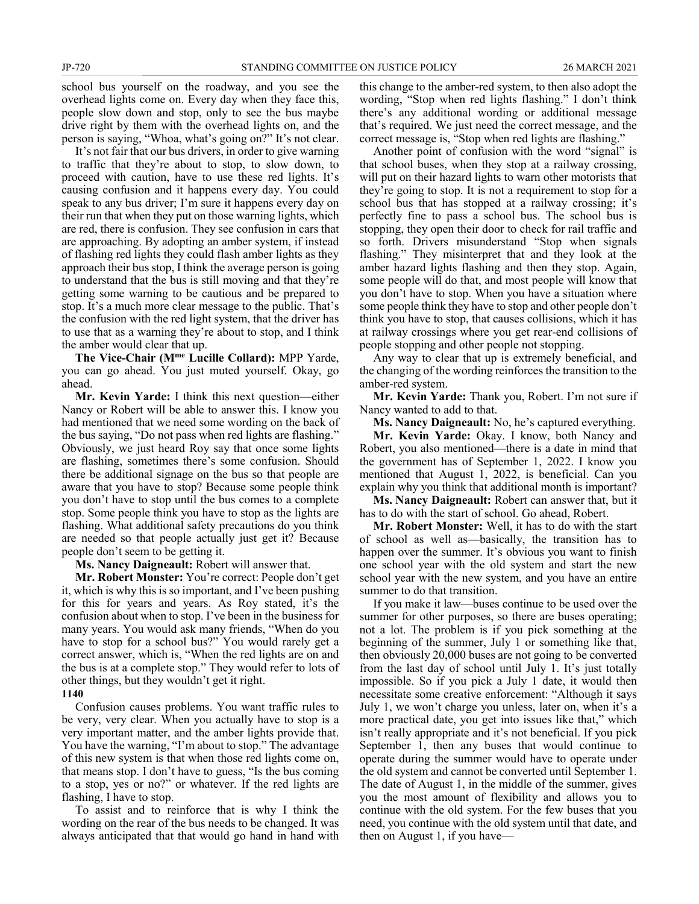school bus yourself on the roadway, and you see the overhead lights come on. Every day when they face this, people slow down and stop, only to see the bus maybe drive right by them with the overhead lights on, and the person is saying, "Whoa, what's going on?" It's not clear.

It's not fair that our bus drivers, in order to give warning to traffic that they're about to stop, to slow down, to proceed with caution, have to use these red lights. It's causing confusion and it happens every day. You could speak to any bus driver; I'm sure it happens every day on their run that when they put on those warning lights, which are red, there is confusion. They see confusion in cars that are approaching. By adopting an amber system, if instead of flashing red lights they could flash amber lights as they approach their bus stop, I think the average person is going to understand that the bus is still moving and that they're getting some warning to be cautious and be prepared to stop. It's a much more clear message to the public. That's the confusion with the red light system, that the driver has to use that as a warning they're about to stop, and I think the amber would clear that up.

**The Vice-Chair (Mme Lucille Collard):** MPP Yarde, you can go ahead. You just muted yourself. Okay, go ahead.

**Mr. Kevin Yarde:** I think this next question—either Nancy or Robert will be able to answer this. I know you had mentioned that we need some wording on the back of the bus saying, "Do not pass when red lights are flashing." Obviously, we just heard Roy say that once some lights are flashing, sometimes there's some confusion. Should there be additional signage on the bus so that people are aware that you have to stop? Because some people think you don't have to stop until the bus comes to a complete stop. Some people think you have to stop as the lights are flashing. What additional safety precautions do you think are needed so that people actually just get it? Because people don't seem to be getting it.

**Ms. Nancy Daigneault:** Robert will answer that.

**Mr. Robert Monster:** You're correct: People don't get it, which is why this is so important, and I've been pushing for this for years and years. As Roy stated, it's the confusion about when to stop. I've been in the business for many years. You would ask many friends, "When do you have to stop for a school bus?" You would rarely get a correct answer, which is, "When the red lights are on and the bus is at a complete stop." They would refer to lots of other things, but they wouldn't get it right.

**1140**

Confusion causes problems. You want traffic rules to be very, very clear. When you actually have to stop is a very important matter, and the amber lights provide that. You have the warning, "I'm about to stop." The advantage of this new system is that when those red lights come on, that means stop. I don't have to guess, "Is the bus coming to a stop, yes or no?" or whatever. If the red lights are flashing, I have to stop.

To assist and to reinforce that is why I think the wording on the rear of the bus needs to be changed. It was always anticipated that that would go hand in hand with this change to the amber-red system, to then also adopt the wording, "Stop when red lights flashing." I don't think there's any additional wording or additional message that's required. We just need the correct message, and the correct message is, "Stop when red lights are flashing."

Another point of confusion with the word "signal" is that school buses, when they stop at a railway crossing, will put on their hazard lights to warn other motorists that they're going to stop. It is not a requirement to stop for a school bus that has stopped at a railway crossing; it's perfectly fine to pass a school bus. The school bus is stopping, they open their door to check for rail traffic and so forth. Drivers misunderstand "Stop when signals flashing." They misinterpret that and they look at the amber hazard lights flashing and then they stop. Again, some people will do that, and most people will know that you don't have to stop. When you have a situation where some people think they have to stop and other people don't think you have to stop, that causes collisions, which it has at railway crossings where you get rear-end collisions of people stopping and other people not stopping.

Any way to clear that up is extremely beneficial, and the changing of the wording reinforces the transition to the amber-red system.

**Mr. Kevin Yarde:** Thank you, Robert. I'm not sure if Nancy wanted to add to that.

**Ms. Nancy Daigneault:** No, he's captured everything.

**Mr. Kevin Yarde:** Okay. I know, both Nancy and Robert, you also mentioned—there is a date in mind that the government has of September 1, 2022. I know you mentioned that August 1, 2022, is beneficial. Can you explain why you think that additional month is important?

**Ms. Nancy Daigneault:** Robert can answer that, but it has to do with the start of school. Go ahead, Robert.

**Mr. Robert Monster:** Well, it has to do with the start of school as well as—basically, the transition has to happen over the summer. It's obvious you want to finish one school year with the old system and start the new school year with the new system, and you have an entire summer to do that transition.

If you make it law—buses continue to be used over the summer for other purposes, so there are buses operating; not a lot. The problem is if you pick something at the beginning of the summer, July 1 or something like that, then obviously 20,000 buses are not going to be converted from the last day of school until July 1. It's just totally impossible. So if you pick a July 1 date, it would then necessitate some creative enforcement: "Although it says July 1, we won't charge you unless, later on, when it's a more practical date, you get into issues like that," which isn't really appropriate and it's not beneficial. If you pick September 1, then any buses that would continue to operate during the summer would have to operate under the old system and cannot be converted until September 1. The date of August 1, in the middle of the summer, gives you the most amount of flexibility and allows you to continue with the old system. For the few buses that you need, you continue with the old system until that date, and then on August 1, if you have—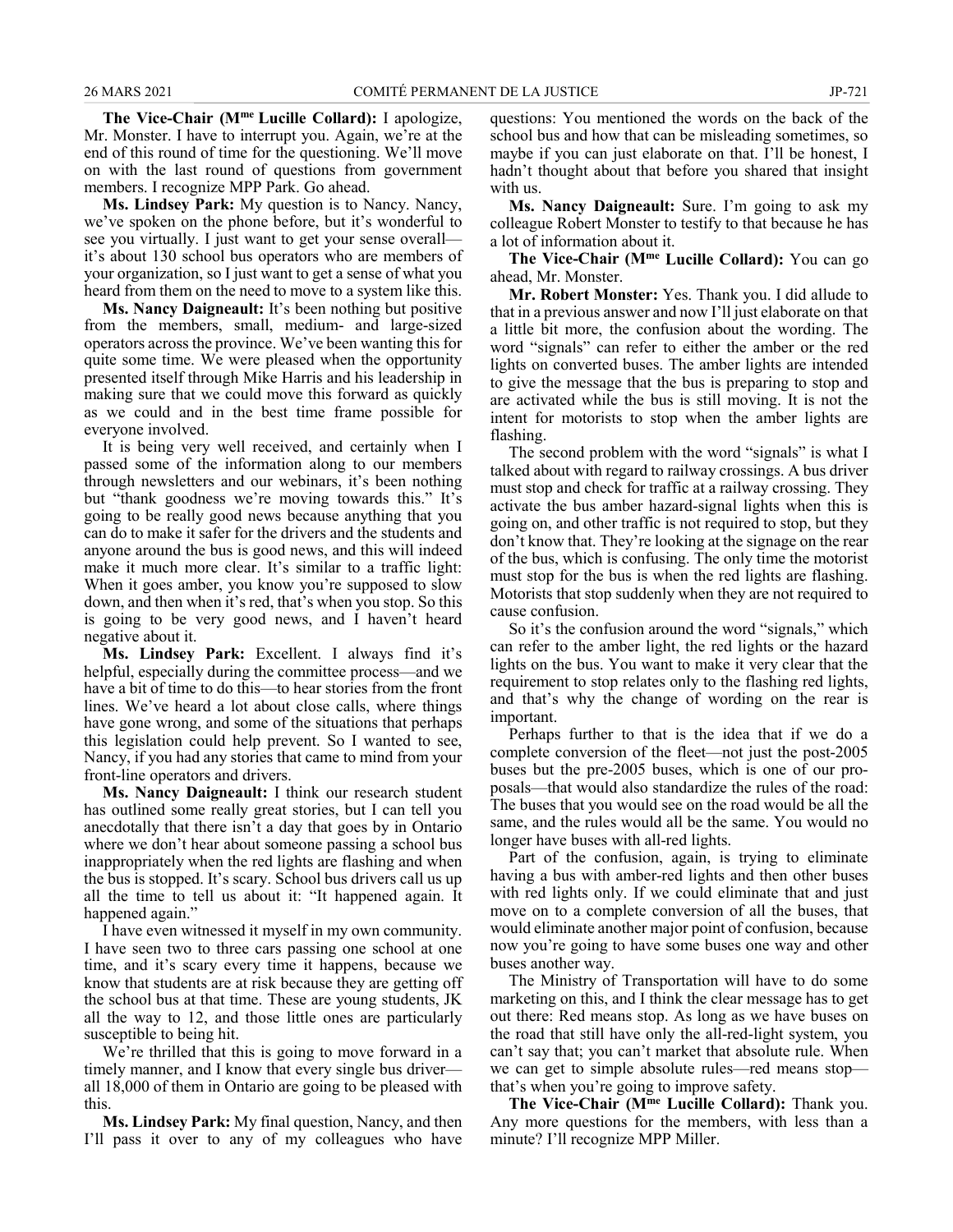**The Vice-Chair (Mme Lucille Collard):** I apologize, Mr. Monster. I have to interrupt you. Again, we're at the end of this round of time for the questioning. We'll move on with the last round of questions from government members. I recognize MPP Park. Go ahead.

**Ms. Lindsey Park:** My question is to Nancy. Nancy, we've spoken on the phone before, but it's wonderful to see you virtually. I just want to get your sense overall—it's about 130 school bus operators who are members of your organization, so I just want to get a sense of what you heard from them on the need to move to a system like this.

**Ms. Nancy Daigneault:** It's been nothing but positive from the members, small, medium- and large-sized operators across the province. We've been wanting this for quite some time. We were pleased when the opportunity presented itself through Mike Harris and his leadership in making sure that we could move this forward as quickly as we could and in the best time frame possible for everyone involved.

It is being very well received, and certainly when I passed some of the information along to our members through newsletters and our webinars, it's been nothing but "thank goodness we're moving towards this." It's going to be really good news because anything that you can do to make it safer for the drivers and the students and anyone around the bus is good news, and this will indeed make it much more clear. It's similar to a traffic light: When it goes amber, you know you're supposed to slow down, and then when it's red, that's when you stop. So this is going to be very good news, and I haven't heard negative about it.

**Ms. Lindsey Park:** Excellent. I always find it's helpful, especially during the committee process—and we have a bit of time to do this—to hear stories from the front lines. We've heard a lot about close calls, where things have gone wrong, and some of the situations that perhaps this legislation could help prevent. So I wanted to see, Nancy, if you had any stories that came to mind from your front-line operators and drivers.

**Ms. Nancy Daigneault:** I think our research student has outlined some really great stories, but I can tell you anecdotally that there isn't a day that goes by in Ontario where we don't hear about someone passing a school bus inappropriately when the red lights are flashing and when the bus is stopped. It's scary. School bus drivers call us up all the time to tell us about it: "It happened again. It happened again."

I have even witnessed it myself in my own community. I have seen two to three cars passing one school at one time, and it's scary every time it happens, because we know that students are at risk because they are getting off the school bus at that time. These are young students, JK all the way to 12, and those little ones are particularly susceptible to being hit.

We're thrilled that this is going to move forward in a timely manner, and I know that every single bus driver—all 18,000 of them in Ontario are going to be pleased with this.

**Ms. Lindsey Park:** My final question, Nancy, and then I'll pass it over to any of my colleagues who have questions: You mentioned the words on the back of the school bus and how that can be misleading sometimes, so maybe if you can just elaborate on that. I'll be honest, I hadn't thought about that before you shared that insight with us.

**Ms. Nancy Daigneault:** Sure. I'm going to ask my colleague Robert Monster to testify to that because he has a lot of information about it.

**The Vice-Chair (Mme Lucille Collard):** You can go ahead, Mr. Monster.

**Mr. Robert Monster:** Yes. Thank you. I did allude to that in a previous answer and now I'll just elaborate on that a little bit more, the confusion about the wording. The word "signals" can refer to either the amber or the red lights on converted buses. The amber lights are intended to give the message that the bus is preparing to stop and are activated while the bus is still moving. It is not the intent for motorists to stop when the amber lights are flashing.

The second problem with the word "signals" is what I talked about with regard to railway crossings. A bus driver must stop and check for traffic at a railway crossing. They activate the bus amber hazard-signal lights when this is going on, and other traffic is not required to stop, but they don't know that. They're looking at the signage on the rear of the bus, which is confusing. The only time the motorist must stop for the bus is when the red lights are flashing. Motorists that stop suddenly when they are not required to cause confusion.

So it's the confusion around the word "signals," which can refer to the amber light, the red lights or the hazard lights on the bus. You want to make it very clear that the requirement to stop relates only to the flashing red lights, and that's why the change of wording on the rear is important.

Perhaps further to that is the idea that if we do a complete conversion of the fleet—not just the post-2005 buses but the pre-2005 buses, which is one of our proposals—that would also standardize the rules of the road: The buses that you would see on the road would be all the same, and the rules would all be the same. You would no longer have buses with all-red lights.

Part of the confusion, again, is trying to eliminate having a bus with amber-red lights and then other buses with red lights only. If we could eliminate that and just move on to a complete conversion of all the buses, that would eliminate another major point of confusion, because now you're going to have some buses one way and other buses another way.

The Ministry of Transportation will have to do some marketing on this, and I think the clear message has to get out there: Red means stop. As long as we have buses on the road that still have only the all-red-light system, you can't say that; you can't market that absolute rule. When we can get to simple absolute rules—red means stop—that's when you're going to improve safety.

**The Vice-Chair (Mme Lucille Collard):** Thank you. Any more questions for the members, with less than a minute? I'll recognize MPP Miller.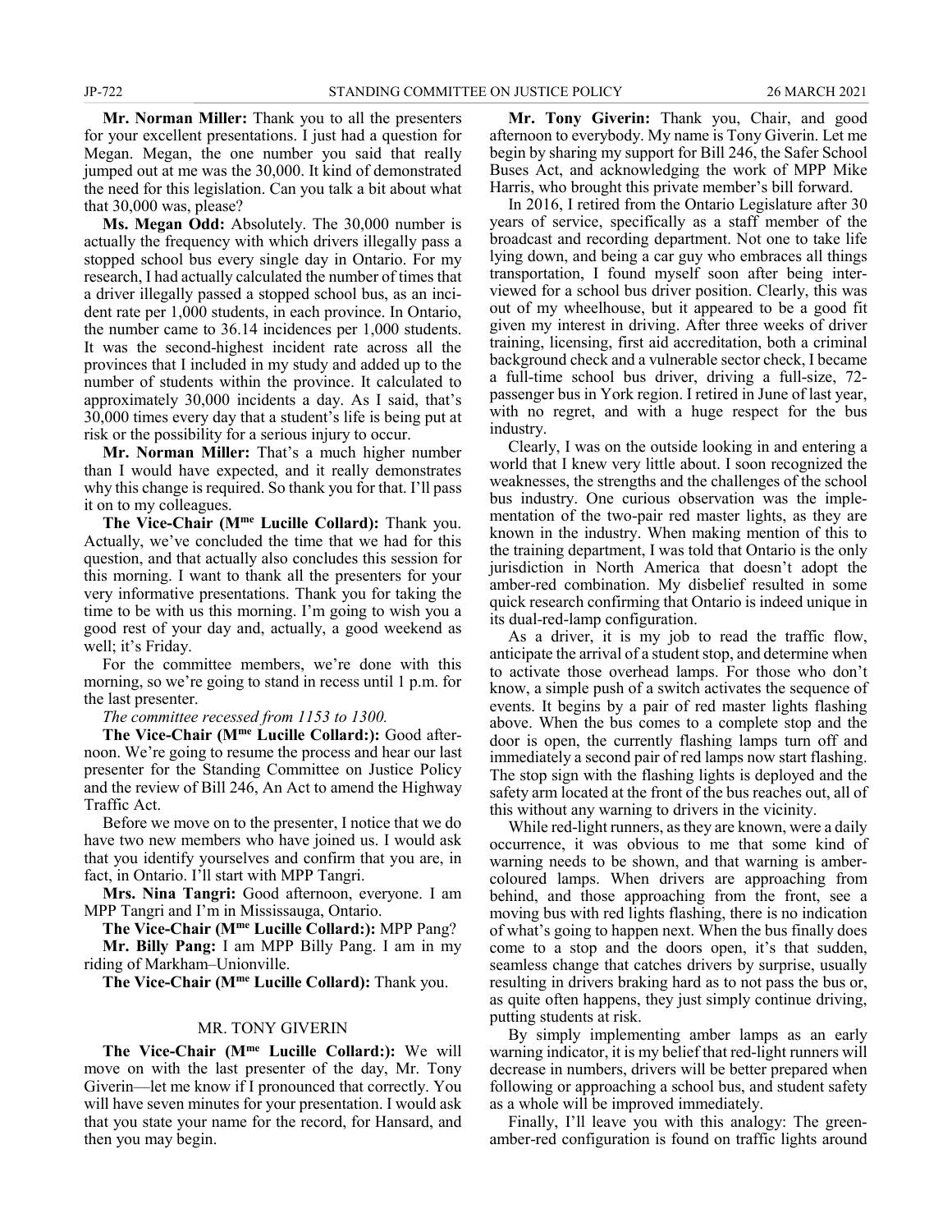**Mr. Norman Miller:** Thank you to all the presenters for your excellent presentations. I just had a question for Megan. Megan, the one number you said that really jumped out at me was the 30,000. It kind of demonstrated the need for this legislation. Can you talk a bit about what that 30,000 was, please?

**Ms. Megan Odd:** Absolutely. The 30,000 number is actually the frequency with which drivers illegally pass a stopped school bus every single day in Ontario. For my research, I had actually calculated the number of times that a driver illegally passed a stopped school bus, as an incident rate per 1,000 students, in each province. In Ontario, the number came to 36.14 incidences per 1,000 students. It was the second-highest incident rate across all the provinces that I included in my study and added up to the number of students within the province. It calculated to approximately 30,000 incidents a day. As I said, that's 30,000 times every day that a student's life is being put at risk or the possibility for a serious injury to occur.

**Mr. Norman Miller:** That's a much higher number than I would have expected, and it really demonstrates why this change is required. So thank you for that. I'll pass it on to my colleagues.

**The Vice-Chair (Mme Lucille Collard):** Thank you. Actually, we've concluded the time that we had for this question, and that actually also concludes this session for this morning. I want to thank all the presenters for your very informative presentations. Thank you for taking the time to be with us this morning. I'm going to wish you a good rest of your day and, actually, a good weekend as well; it's Friday.

For the committee members, we're done with this morning, so we're going to stand in recess until 1 p.m. for the last presenter.

*The committee recessed from 1153 to 1300.*

**The Vice-Chair (Mme Lucille Collard:):** Good afternoon. We're going to resume the process and hear our last presenter for the Standing Committee on Justice Policy and the review of Bill 246, An Act to amend the Highway Traffic Act.

Before we move on to the presenter, I notice that we do have two new members who have joined us. I would ask that you identify yourselves and confirm that you are, in fact, in Ontario. I'll start with MPP Tangri.

**Mrs. Nina Tangri:** Good afternoon, everyone. I am MPP Tangri and I'm in Mississauga, Ontario.

**The Vice-Chair (Mme Lucille Collard:):** MPP Pang?

**Mr. Billy Pang:** I am MPP Billy Pang. I am in my riding of Markham–Unionville.

**The Vice-Chair (Mme Lucille Collard):** Thank you.

## MR. TONY GIVERIN

**The Vice-Chair (Mme Lucille Collard:):** We will move on with the last presenter of the day, Mr. Tony Giverin—let me know if I pronounced that correctly. You will have seven minutes for your presentation. I would ask that you state your name for the record, for Hansard, and then you may begin.

**Mr. Tony Giverin:** Thank you, Chair, and good afternoon to everybody. My name is Tony Giverin. Let me begin by sharing my support for Bill 246, the Safer School Buses Act, and acknowledging the work of MPP Mike Harris, who brought this private member's bill forward.

In 2016, I retired from the Ontario Legislature after 30 years of service, specifically as a staff member of the broadcast and recording department. Not one to take life lying down, and being a car guy who embraces all things transportation, I found myself soon after being interviewed for a school bus driver position. Clearly, this was out of my wheelhouse, but it appeared to be a good fit given my interest in driving. After three weeks of driver training, licensing, first aid accreditation, both a criminal background check and a vulnerable sector check, I became a full-time school bus driver, driving a full-size, 72-passenger bus in York region. I retired in June of last year, with no regret, and with a huge respect for the bus industry.

Clearly, I was on the outside looking in and entering a world that I knew very little about. I soon recognized the weaknesses, the strengths and the challenges of the school bus industry. One curious observation was the implementation of the two-pair red master lights, as they are known in the industry. When making mention of this to the training department, I was told that Ontario is the only jurisdiction in North America that doesn't adopt the amber-red combination. My disbelief resulted in some quick research confirming that Ontario is indeed unique in its dual-red-lamp configuration.

As a driver, it is my job to read the traffic flow, anticipate the arrival of a student stop, and determine when to activate those overhead lamps. For those who don't know, a simple push of a switch activates the sequence of events. It begins by a pair of red master lights flashing above. When the bus comes to a complete stop and the door is open, the currently flashing lamps turn off and immediately a second pair of red lamps now start flashing. The stop sign with the flashing lights is deployed and the safety arm located at the front of the bus reaches out, all of this without any warning to drivers in the vicinity.

While red-light runners, as they are known, were a daily occurrence, it was obvious to me that some kind of warning needs to be shown, and that warning is amber-coloured lamps. When drivers are approaching from behind, and those approaching from the front, see a moving bus with red lights flashing, there is no indication of what's going to happen next. When the bus finally does come to a stop and the doors open, it's that sudden, seamless change that catches drivers by surprise, usually resulting in drivers braking hard as to not pass the bus or, as quite often happens, they just simply continue driving, putting students at risk.

By simply implementing amber lamps as an early warning indicator, it is my belief that red-light runners will decrease in numbers, drivers will be better prepared when following or approaching a school bus, and student safety as a whole will be improved immediately.

Finally, I'll leave you with this analogy: The green-amber-red configuration is found on traffic lights around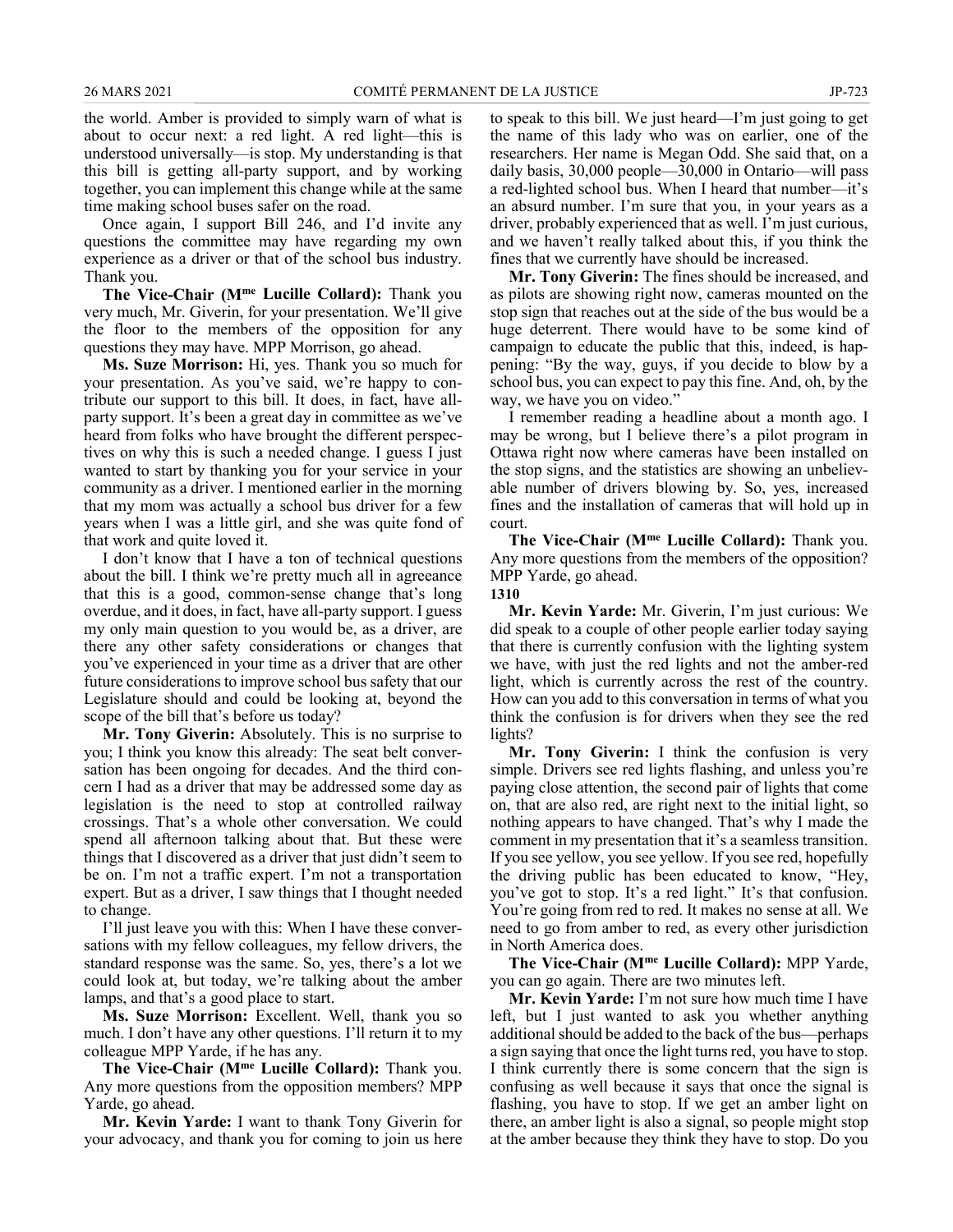the world. Amber is provided to simply warn of what is about to occur next: a red light. A red light—this is understood universally—is stop. My understanding is that this bill is getting all-party support, and by working together, you can implement this change while at the same time making school buses safer on the road.

Once again, I support Bill 246, and I'd invite any questions the committee may have regarding my own experience as a driver or that of the school bus industry. Thank you.

**The Vice-Chair (Mme Lucille Collard):** Thank you very much, Mr. Giverin, for your presentation. We'll give the floor to the members of the opposition for any questions they may have. MPP Morrison, go ahead.

**Ms. Suze Morrison:** Hi, yes. Thank you so much for your presentation. As you've said, we're happy to contribute our support to this bill. It does, in fact, have all-party support. It's been a great day in committee as we've heard from folks who have brought the different perspectives on why this is such a needed change. I guess I just wanted to start by thanking you for your service in your community as a driver. I mentioned earlier in the morning that my mom was actually a school bus driver for a few years when I was a little girl, and she was quite fond of that work and quite loved it.

I don't know that I have a ton of technical questions about the bill. I think we're pretty much all in agreeance that this is a good, common-sense change that's long overdue, and it does, in fact, have all-party support. I guess my only main question to you would be, as a driver, are there any other safety considerations or changes that you've experienced in your time as a driver that are other future considerations to improve school bus safety that our Legislature should and could be looking at, beyond the scope of the bill that's before us today?

**Mr. Tony Giverin:** Absolutely. This is no surprise to you; I think you know this already: The seat belt conversation has been ongoing for decades. And the third concern I had as a driver that may be addressed some day as legislation is the need to stop at controlled railway crossings. That's a whole other conversation. We could spend all afternoon talking about that. But these were things that I discovered as a driver that just didn't seem to be on. I'm not a traffic expert. I'm not a transportation expert. But as a driver, I saw things that I thought needed to change.

I'll just leave you with this: When I have these conversations with my fellow colleagues, my fellow drivers, the standard response was the same. So, yes, there's a lot we could look at, but today, we're talking about the amber lamps, and that's a good place to start.

**Ms. Suze Morrison:** Excellent. Well, thank you so much. I don't have any other questions. I'll return it to my colleague MPP Yarde, if he has any.

**The Vice-Chair (Mme Lucille Collard):** Thank you. Any more questions from the opposition members? MPP Yarde, go ahead.

**Mr. Kevin Yarde:** I want to thank Tony Giverin for your advocacy, and thank you for coming to join us here to speak to this bill. We just heard—I'm just going to get the name of this lady who was on earlier, one of the researchers. Her name is Megan Odd. She said that, on a daily basis, 30,000 people—30,000 in Ontario—will pass a red-lighted school bus. When I heard that number—it's an absurd number. I'm sure that you, in your years as a driver, probably experienced that as well. I'm just curious, and we haven't really talked about this, if you think the fines that we currently have should be increased.

**Mr. Tony Giverin:** The fines should be increased, and as pilots are showing right now, cameras mounted on the stop sign that reaches out at the side of the bus would be a huge deterrent. There would have to be some kind of campaign to educate the public that this, indeed, is happening: "By the way, guys, if you decide to blow by a school bus, you can expect to pay this fine. And, oh, by the way, we have you on video."

I remember reading a headline about a month ago. I may be wrong, but I believe there's a pilot program in Ottawa right now where cameras have been installed on the stop signs, and the statistics are showing an unbelievable number of drivers blowing by. So, yes, increased fines and the installation of cameras that will hold up in court.

**The Vice-Chair (Mme Lucille Collard):** Thank you. Any more questions from the members of the opposition? MPP Yarde, go ahead.

**1310**

**Mr. Kevin Yarde:** Mr. Giverin, I'm just curious: We did speak to a couple of other people earlier today saying that there is currently confusion with the lighting system we have, with just the red lights and not the amber-red light, which is currently across the rest of the country. How can you add to this conversation in terms of what you think the confusion is for drivers when they see the red lights?

**Mr. Tony Giverin:** I think the confusion is very simple. Drivers see red lights flashing, and unless you're paying close attention, the second pair of lights that come on, that are also red, are right next to the initial light, so nothing appears to have changed. That's why I made the comment in my presentation that it's a seamless transition. If you see yellow, you see yellow. If you see red, hopefully the driving public has been educated to know, "Hey, you've got to stop. It's a red light." It's that confusion. You're going from red to red. It makes no sense at all. We need to go from amber to red, as every other jurisdiction in North America does.

**The Vice-Chair (Mme Lucille Collard):** MPP Yarde, you can go again. There are two minutes left.

**Mr. Kevin Yarde:** I'm not sure how much time I have left, but I just wanted to ask you whether anything additional should be added to the back of the bus—perhaps a sign saying that once the light turns red, you have to stop. I think currently there is some concern that the sign is confusing as well because it says that once the signal is flashing, you have to stop. If we get an amber light on there, an amber light is also a signal, so people might stop at the amber because they think they have to stop. Do you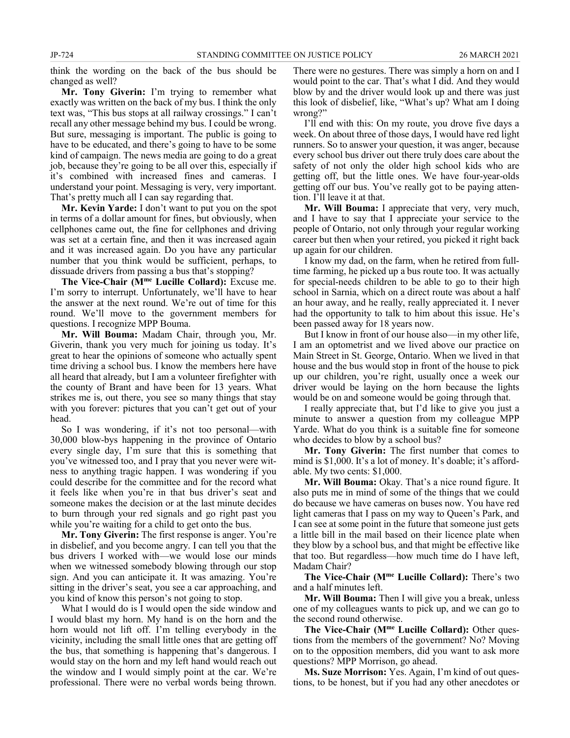think the wording on the back of the bus should be changed as well?

**Mr. Tony Giverin:** I'm trying to remember what exactly was written on the back of my bus. I think the only text was, "This bus stops at all railway crossings." I can't recall any other message behind my bus. I could be wrong. But sure, messaging is important. The public is going to have to be educated, and there's going to have to be some kind of campaign. The news media are going to do a great job, because they're going to be all over this, especially if it's combined with increased fines and cameras. I understand your point. Messaging is very, very important. That's pretty much all I can say regarding that.

**Mr. Kevin Yarde:** I don't want to put you on the spot in terms of a dollar amount for fines, but obviously, when cellphones came out, the fine for cellphones and driving was set at a certain fine, and then it was increased again and it was increased again. Do you have any particular number that you think would be sufficient, perhaps, to dissuade drivers from passing a bus that's stopping?

**The Vice-Chair (Mme Lucille Collard):** Excuse me. I'm sorry to interrupt. Unfortunately, we'll have to hear the answer at the next round. We're out of time for this round. We'll move to the government members for questions. I recognize MPP Bouma.

**Mr. Will Bouma:** Madam Chair, through you, Mr. Giverin, thank you very much for joining us today. It's great to hear the opinions of someone who actually spent time driving a school bus. I know the members here have all heard that already, but I am a volunteer firefighter with the county of Brant and have been for 13 years. What strikes me is, out there, you see so many things that stay with you forever: pictures that you can't get out of your head.

So I was wondering, if it's not too personal—with 30,000 blow-bys happening in the province of Ontario every single day, I'm sure that this is something that you've witnessed too, and I pray that you never were witness to anything tragic happen. I was wondering if you could describe for the committee and for the record what it feels like when you're in that bus driver's seat and someone makes the decision or at the last minute decides to burn through your red signals and go right past you while you're waiting for a child to get onto the bus.

**Mr. Tony Giverin:** The first response is anger. You're in disbelief, and you become angry. I can tell you that the bus drivers I worked with—we would lose our minds when we witnessed somebody blowing through our stop sign. And you can anticipate it. It was amazing. You're sitting in the driver's seat, you see a car approaching, and you kind of know this person's not going to stop.

What I would do is I would open the side window and I would blast my horn. My hand is on the horn and the horn would not lift off. I'm telling everybody in the vicinity, including the small little ones that are getting off the bus, that something is happening that's dangerous. I would stay on the horn and my left hand would reach out the window and I would simply point at the car. We're professional. There were no verbal words being thrown. There were no gestures. There was simply a horn on and I would point to the car. That's what I did. And they would blow by and the driver would look up and there was just this look of disbelief, like, "What's up? What am I doing wrong?"

I'll end with this: On my route, you drove five days a week. On about three of those days, I would have red light runners. So to answer your question, it was anger, because every school bus driver out there truly does care about the safety of not only the older high school kids who are getting off, but the little ones. We have four-year-olds getting off our bus. You've really got to be paying attention. I'll leave it at that.

**Mr. Will Bouma:** I appreciate that very, very much, and I have to say that I appreciate your service to the people of Ontario, not only through your regular working career but then when your retired, you picked it right back up again for our children.

I know my dad, on the farm, when he retired from full-time farming, he picked up a bus route too. It was actually for special-needs children to be able to go to their high school in Sarnia, which on a direct route was about a half an hour away, and he really, really appreciated it. I never had the opportunity to talk to him about this issue. He's been passed away for 18 years now.

But I know in front of our house also—in my other life, I am an optometrist and we lived above our practice on Main Street in St. George, Ontario. When we lived in that house and the bus would stop in front of the house to pick up our children, you're right, usually once a week our driver would be laying on the horn because the lights would be on and someone would be going through that.

I really appreciate that, but I'd like to give you just a minute to answer a question from my colleague MPP Yarde. What do you think is a suitable fine for someone who decides to blow by a school bus?

**Mr. Tony Giverin:** The first number that comes to mind is $1,000. It's a lot of money. It's doable; it's affordable. My two cents: $1,000.

**Mr. Will Bouma:** Okay. That's a nice round figure. It also puts me in mind of some of the things that we could do because we have cameras on buses now. You have red light cameras that I pass on my way to Queen's Park, and I can see at some point in the future that someone just gets a little bill in the mail based on their licence plate when they blow by a school bus, and that might be effective like that too. But regardless—how much time do I have left, Madam Chair?

**The Vice-Chair (Mme Lucille Collard):** There's two and a half minutes left.

**Mr. Will Bouma:** Then I will give you a break, unless one of my colleagues wants to pick up, and we can go to the second round otherwise.

**The Vice-Chair (Mme Lucille Collard):** Other questions from the members of the government? No? Moving on to the opposition members, did you want to ask more questions? MPP Morrison, go ahead.

**Ms. Suze Morrison:** Yes. Again, I'm kind of out questions, to be honest, but if you had any other anecdotes or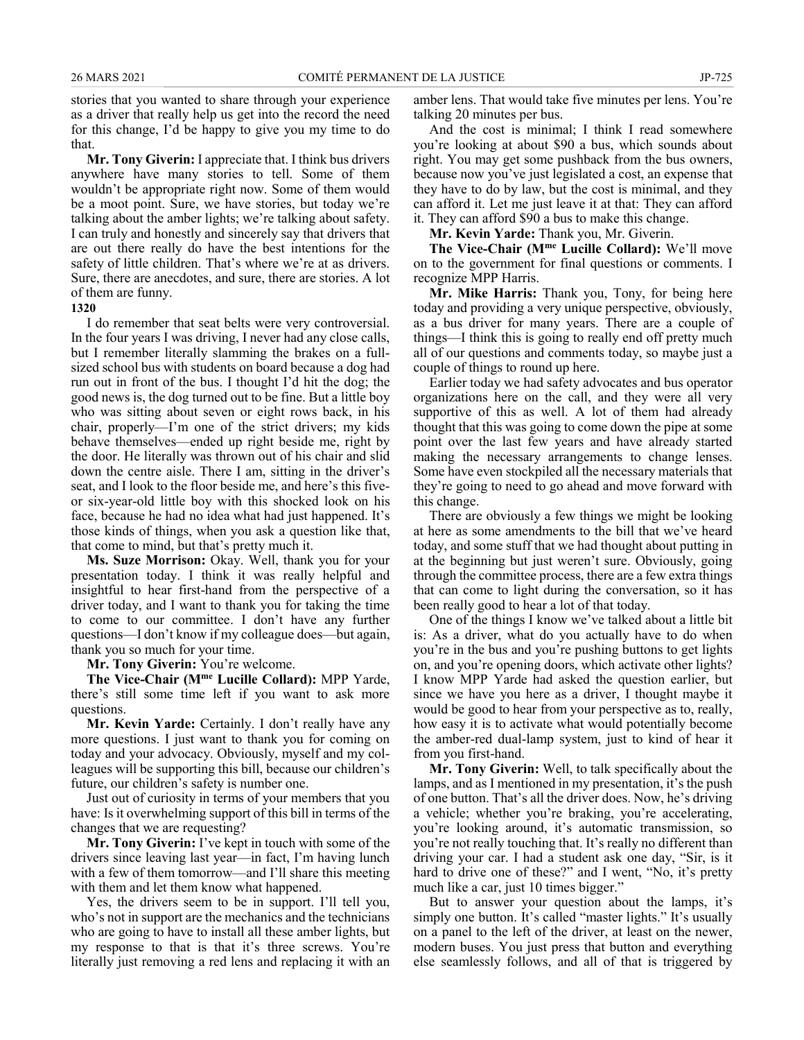stories that you wanted to share through your experience as a driver that really help us get into the record the need for this change, I'd be happy to give you my time to do that.

**Mr. Tony Giverin:** I appreciate that. I think bus drivers anywhere have many stories to tell. Some of them wouldn't be appropriate right now. Some of them would be a moot point. Sure, we have stories, but today we're talking about the amber lights; we're talking about safety. I can truly and honestly and sincerely say that drivers that are out there really do have the best intentions for the safety of little children. That's where we're at as drivers. Sure, there are anecdotes, and sure, there are stories. A lot of them are funny.

**1320**

I do remember that seat belts were very controversial. In the four years I was driving, I never had any close calls, but I remember literally slamming the brakes on a full-sized school bus with students on board because a dog had run out in front of the bus. I thought I'd hit the dog; the good news is, the dog turned out to be fine. But a little boy who was sitting about seven or eight rows back, in his chair, properly—I'm one of the strict drivers; my kids behave themselves—ended up right beside me, right by the door. He literally was thrown out of his chair and slid down the centre aisle. There I am, sitting in the driver's seat, and I look to the floor beside me, and here's this five- or six-year-old little boy with this shocked look on his face, because he had no idea what had just happened. It's those kinds of things, when you ask a question like that, that come to mind, but that's pretty much it.

**Ms. Suze Morrison:** Okay. Well, thank you for your presentation today. I think it was really helpful and insightful to hear first-hand from the perspective of a driver today, and I want to thank you for taking the time to come to our committee. I don't have any further questions—I don't know if my colleague does—but again, thank you so much for your time.

**Mr. Tony Giverin:** You're welcome.

**The Vice-Chair (Mme Lucille Collard):** MPP Yarde, there's still some time left if you want to ask more questions.

**Mr. Kevin Yarde:** Certainly. I don't really have any more questions. I just want to thank you for coming on today and your advocacy. Obviously, myself and my colleagues will be supporting this bill, because our children's future, our children's safety is number one.

Just out of curiosity in terms of your members that you have: Is it overwhelming support of this bill in terms of the changes that we are requesting?

**Mr. Tony Giverin:** I've kept in touch with some of the drivers since leaving last year—in fact, I'm having lunch with a few of them tomorrow—and I'll share this meeting with them and let them know what happened.

Yes, the drivers seem to be in support. I'll tell you, who's not in support are the mechanics and the technicians who are going to have to install all these amber lights, but my response to that is that it's three screws. You're literally just removing a red lens and replacing it with an amber lens. That would take five minutes per lens. You're talking 20 minutes per bus.

And the cost is minimal; I think I read somewhere you're looking at about $90 a bus, which sounds about right. You may get some pushback from the bus owners, because now you've just legislated a cost, an expense that they have to do by law, but the cost is minimal, and they can afford it. Let me just leave it at that: They can afford it. They can afford $90 a bus to make this change.

**Mr. Kevin Yarde:** Thank you, Mr. Giverin.

**The Vice-Chair (Mme Lucille Collard):** We'll move on to the government for final questions or comments. I recognize MPP Harris.

**Mr. Mike Harris:** Thank you, Tony, for being here today and providing a very unique perspective, obviously, as a bus driver for many years. There are a couple of things—I think this is going to really end off pretty much all of our questions and comments today, so maybe just a couple of things to round up here.

Earlier today we had safety advocates and bus operator organizations here on the call, and they were all very supportive of this as well. A lot of them had already thought that this was going to come down the pipe at some point over the last few years and have already started making the necessary arrangements to change lenses. Some have even stockpiled all the necessary materials that they're going to need to go ahead and move forward with this change.

There are obviously a few things we might be looking at here as some amendments to the bill that we've heard today, and some stuff that we had thought about putting in at the beginning but just weren't sure. Obviously, going through the committee process, there are a few extra things that can come to light during the conversation, so it has been really good to hear a lot of that today.

One of the things I know we've talked about a little bit is: As a driver, what do you actually have to do when you're in the bus and you're pushing buttons to get lights on, and you're opening doors, which activate other lights? I know MPP Yarde had asked the question earlier, but since we have you here as a driver, I thought maybe it would be good to hear from your perspective as to, really, how easy it is to activate what would potentially become the amber-red dual-lamp system, just to kind of hear it from you first-hand.

**Mr. Tony Giverin:** Well, to talk specifically about the lamps, and as I mentioned in my presentation, it's the push of one button. That's all the driver does. Now, he's driving a vehicle; whether you're braking, you're accelerating, you're looking around, it's automatic transmission, so you're not really touching that. It's really no different than driving your car. I had a student ask one day, "Sir, is it hard to drive one of these?" and I went, "No, it's pretty much like a car, just 10 times bigger."

But to answer your question about the lamps, it's simply one button. It's called "master lights." It's usually on a panel to the left of the driver, at least on the newer, modern buses. You just press that button and everything else seamlessly follows, and all of that is triggered by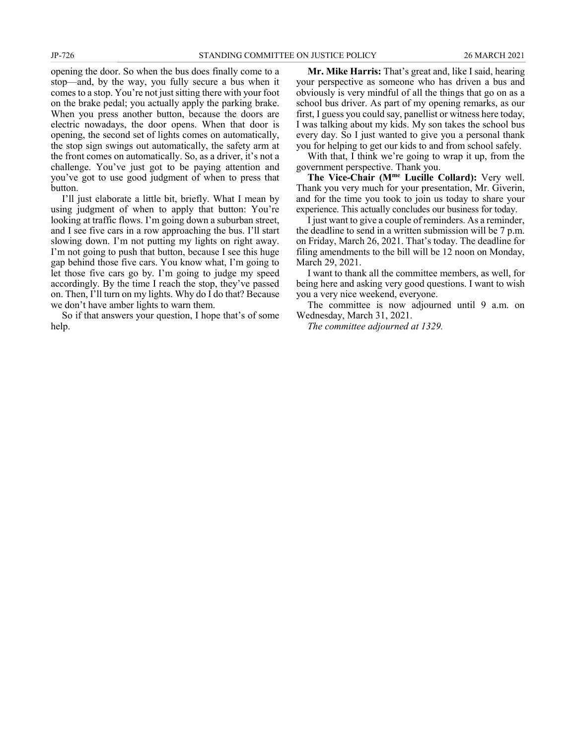opening the door. So when the bus does finally come to a stop—and, by the way, you fully secure a bus when it comes to a stop. You're not just sitting there with your foot on the brake pedal; you actually apply the parking brake. When you press another button, because the doors are electric nowadays, the door opens. When that door is opening, the second set of lights comes on automatically, the stop sign swings out automatically, the safety arm at the front comes on automatically. So, as a driver, it's not a challenge. You've just got to be paying attention and you've got to use good judgment of when to press that button.

I'll just elaborate a little bit, briefly. What I mean by using judgment of when to apply that button: You're looking at traffic flows. I'm going down a suburban street, and I see five cars in a row approaching the bus. I'll start slowing down. I'm not putting my lights on right away. I'm not going to push that button, because I see this huge gap behind those five cars. You know what, I'm going to let those five cars go by. I'm going to judge my speed accordingly. By the time I reach the stop, they've passed on. Then, I'll turn on my lights. Why do I do that? Because we don't have amber lights to warn them.

So if that answers your question, I hope that's of some help.

**Mr. Mike Harris:** That's great and, like I said, hearing your perspective as someone who has driven a bus and obviously is very mindful of all the things that go on as a school bus driver. As part of my opening remarks, as our first, I guess you could say, panellist or witness here today, I was talking about my kids. My son takes the school bus every day. So I just wanted to give you a personal thank you for helping to get our kids to and from school safely.

With that, I think we're going to wrap it up, from the government perspective. Thank you.

**The Vice-Chair (Mme Lucille Collard):** Very well. Thank you very much for your presentation, Mr. Giverin, and for the time you took to join us today to share your experience. This actually concludes our business for today.

I just want to give a couple of reminders. As a reminder, the deadline to send in a written submission will be 7 p.m. on Friday, March 26, 2021. That's today. The deadline for filing amendments to the bill will be 12 noon on Monday, March 29, 2021.

I want to thank all the committee members, as well, for being here and asking very good questions. I want to wish you a very nice weekend, everyone.

The committee is now adjourned until 9 a.m. on Wednesday, March 31, 2021.

*The committee adjourned at 1329.*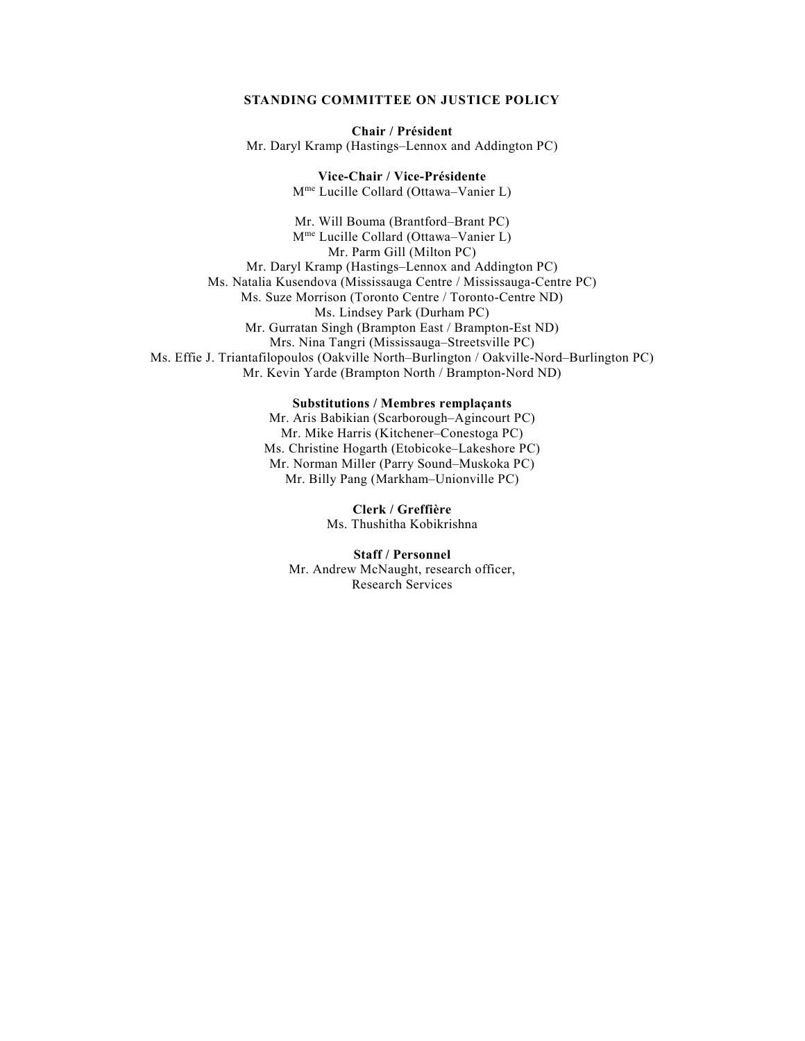**STANDING COMMITTEE ON JUSTICE POLICY**

**Chair / Président**
Mr. Daryl Kramp (Hastings–Lennox and Addington PC)

**Vice-Chair / Vice-Présidente**
M[me] Lucille Collard (Ottawa–Vanier L)

Mr. Will Bouma (Brantford–Brant PC)
M[me] Lucille Collard (Ottawa–Vanier L)
Mr. Parm Gill (Milton PC)
Mr. Daryl Kramp (Hastings–Lennox and Addington PC)
Ms. Natalia Kusendova (Mississauga Centre / Mississauga-Centre PC)
Ms. Suze Morrison (Toronto Centre / Toronto-Centre ND)
Ms. Lindsey Park (Durham PC)
Mr. Gurratan Singh (Brampton East / Brampton-Est ND)
Mrs. Nina Tangri (Mississauga–Streetsville PC)
Ms. Effie J. Triantafilopoulos (Oakville North–Burlington / Oakville-Nord–Burlington PC)
Mr. Kevin Yarde (Brampton North / Brampton-Nord ND)

**Substitutions / Membres remplaçants**
Mr. Aris Babikian (Scarborough–Agincourt PC)
Mr. Mike Harris (Kitchener–Conestoga PC)
Ms. Christine Hogarth (Etobicoke–Lakeshore PC)
Mr. Norman Miller (Parry Sound–Muskoka PC)
Mr. Billy Pang (Markham–Unionville PC)

**Clerk / Greffière**
Ms. Thushitha Kobikrishna

**Staff / Personnel**
Mr. Andrew McNaught, research officer,
Research Services